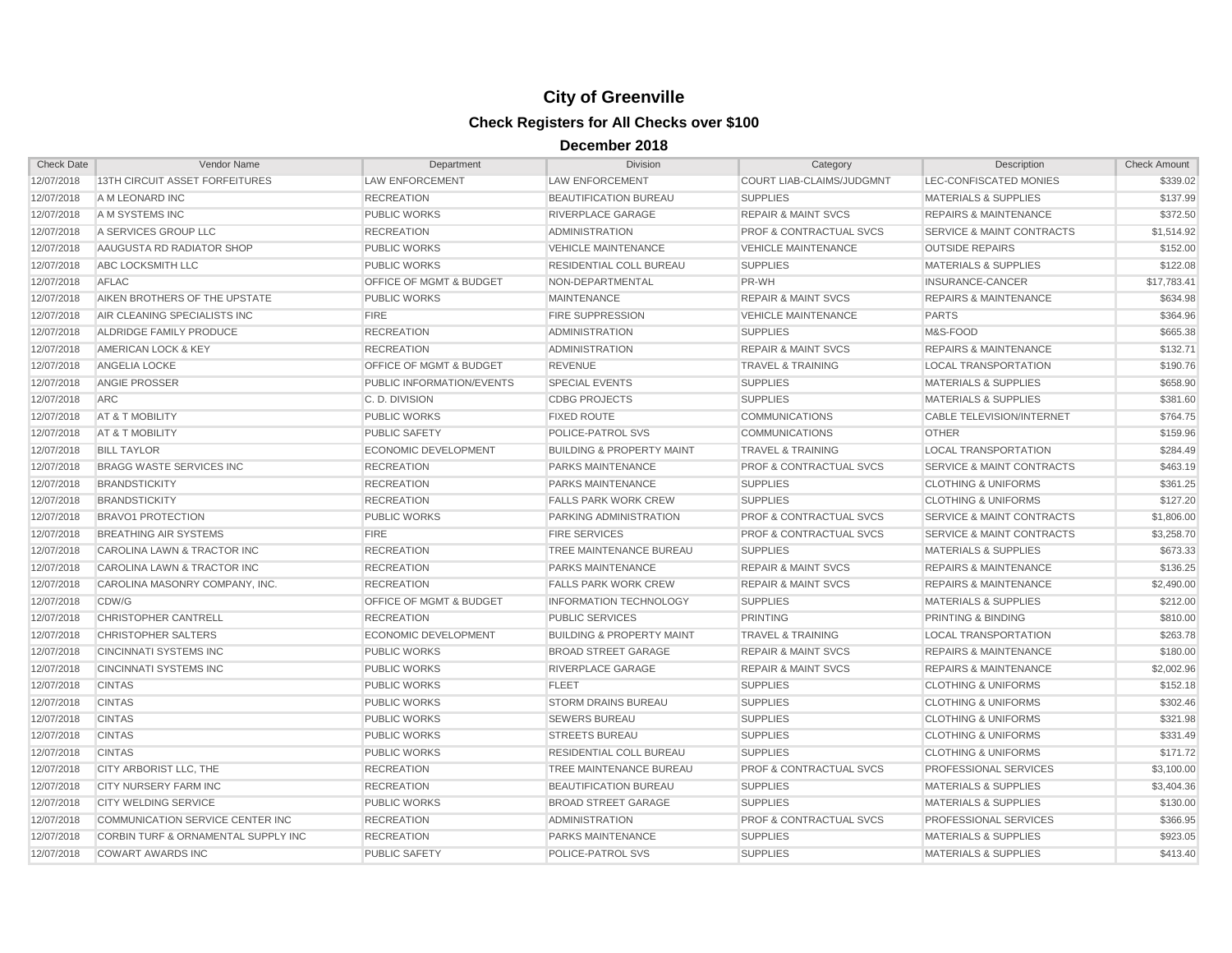# City of Greenville

## Check Registers for All Checks over $100

### December 2018

| Check Date | Vendor Name | Department | Division | Category | Description | Check Amount |
|---|---|---|---|---|---|---|
| 12/07/2018 | 13TH CIRCUIT ASSET FORFEITURES | LAW ENFORCEMENT | LAW ENFORCEMENT | COURT LIAB-CLAIMS/JUDGMNT | LEC-CONFISCATED MONIES | $339.02 |
| 12/07/2018 | A M LEONARD INC | RECREATION | BEAUTIFICATION BUREAU | SUPPLIES | MATERIALS & SUPPLIES | $137.99 |
| 12/07/2018 | A M SYSTEMS INC | PUBLIC WORKS | RIVERPLACE GARAGE | REPAIR & MAINT SVCS | REPAIRS & MAINTENANCE | $372.50 |
| 12/07/2018 | A SERVICES GROUP LLC | RECREATION | ADMINISTRATION | PROF & CONTRACTUAL SVCS | SERVICE & MAINT CONTRACTS | $1,514.92 |
| 12/07/2018 | AAUGUSTA RD RADIATOR SHOP | PUBLIC WORKS | VEHICLE MAINTENANCE | VEHICLE MAINTENANCE | OUTSIDE REPAIRS | $152.00 |
| 12/07/2018 | ABC LOCKSMITH LLC | PUBLIC WORKS | RESIDENTIAL COLL BUREAU | SUPPLIES | MATERIALS & SUPPLIES | $122.08 |
| 12/07/2018 | AFLAC | OFFICE OF MGMT & BUDGET | NON-DEPARTMENTAL | PR-WH | INSURANCE-CANCER | $17,783.41 |
| 12/07/2018 | AIKEN BROTHERS OF THE UPSTATE | PUBLIC WORKS | MAINTENANCE | REPAIR & MAINT SVCS | REPAIRS & MAINTENANCE | $634.98 |
| 12/07/2018 | AIR CLEANING SPECIALISTS INC | FIRE | FIRE SUPPRESSION | VEHICLE MAINTENANCE | PARTS | $364.96 |
| 12/07/2018 | ALDRIDGE FAMILY PRODUCE | RECREATION | ADMINISTRATION | SUPPLIES | M&S-FOOD | $665.38 |
| 12/07/2018 | AMERICAN LOCK & KEY | RECREATION | ADMINISTRATION | REPAIR & MAINT SVCS | REPAIRS & MAINTENANCE | $132.71 |
| 12/07/2018 | ANGELIA LOCKE | OFFICE OF MGMT & BUDGET | REVENUE | TRAVEL & TRAINING | LOCAL TRANSPORTATION | $190.76 |
| 12/07/2018 | ANGIE PROSSER | PUBLIC INFORMATION/EVENTS | SPECIAL EVENTS | SUPPLIES | MATERIALS & SUPPLIES | $658.90 |
| 12/07/2018 | ARC | C. D. DIVISION | CDBG PROJECTS | SUPPLIES | MATERIALS & SUPPLIES | $381.60 |
| 12/07/2018 | AT & T MOBILITY | PUBLIC WORKS | FIXED ROUTE | COMMUNICATIONS | CABLE TELEVISION/INTERNET | $764.75 |
| 12/07/2018 | AT & T MOBILITY | PUBLIC SAFETY | POLICE-PATROL SVS | COMMUNICATIONS | OTHER | $159.96 |
| 12/07/2018 | BILL TAYLOR | ECONOMIC DEVELOPMENT | BUILDING & PROPERTY MAINT | TRAVEL & TRAINING | LOCAL TRANSPORTATION | $284.49 |
| 12/07/2018 | BRAGG WASTE SERVICES INC | RECREATION | PARKS MAINTENANCE | PROF & CONTRACTUAL SVCS | SERVICE & MAINT CONTRACTS | $463.19 |
| 12/07/2018 | BRANDSTICKITY | RECREATION | PARKS MAINTENANCE | SUPPLIES | CLOTHING & UNIFORMS | $361.25 |
| 12/07/2018 | BRANDSTICKITY | RECREATION | FALLS PARK WORK CREW | SUPPLIES | CLOTHING & UNIFORMS | $127.20 |
| 12/07/2018 | BRAVO1 PROTECTION | PUBLIC WORKS | PARKING ADMINISTRATION | PROF & CONTRACTUAL SVCS | SERVICE & MAINT CONTRACTS | $1,806.00 |
| 12/07/2018 | BREATHING AIR SYSTEMS | FIRE | FIRE SERVICES | PROF & CONTRACTUAL SVCS | SERVICE & MAINT CONTRACTS | $3,258.70 |
| 12/07/2018 | CAROLINA LAWN & TRACTOR INC | RECREATION | TREE MAINTENANCE BUREAU | SUPPLIES | MATERIALS & SUPPLIES | $673.33 |
| 12/07/2018 | CAROLINA LAWN & TRACTOR INC | RECREATION | PARKS MAINTENANCE | REPAIR & MAINT SVCS | REPAIRS & MAINTENANCE | $136.25 |
| 12/07/2018 | CAROLINA MASONRY COMPANY, INC. | RECREATION | FALLS PARK WORK CREW | REPAIR & MAINT SVCS | REPAIRS & MAINTENANCE | $2,490.00 |
| 12/07/2018 | CDW/G | OFFICE OF MGMT & BUDGET | INFORMATION TECHNOLOGY | SUPPLIES | MATERIALS & SUPPLIES | $212.00 |
| 12/07/2018 | CHRISTOPHER CANTRELL | RECREATION | PUBLIC SERVICES | PRINTING | PRINTING & BINDING | $810.00 |
| 12/07/2018 | CHRISTOPHER SALTERS | ECONOMIC DEVELOPMENT | BUILDING & PROPERTY MAINT | TRAVEL & TRAINING | LOCAL TRANSPORTATION | $263.78 |
| 12/07/2018 | CINCINNATI SYSTEMS INC | PUBLIC WORKS | BROAD STREET GARAGE | REPAIR & MAINT SVCS | REPAIRS & MAINTENANCE | $180.00 |
| 12/07/2018 | CINCINNATI SYSTEMS INC | PUBLIC WORKS | RIVERPLACE GARAGE | REPAIR & MAINT SVCS | REPAIRS & MAINTENANCE | $2,002.96 |
| 12/07/2018 | CINTAS | PUBLIC WORKS | FLEET | SUPPLIES | CLOTHING & UNIFORMS | $152.18 |
| 12/07/2018 | CINTAS | PUBLIC WORKS | STORM DRAINS BUREAU | SUPPLIES | CLOTHING & UNIFORMS | $302.46 |
| 12/07/2018 | CINTAS | PUBLIC WORKS | SEWERS BUREAU | SUPPLIES | CLOTHING & UNIFORMS | $321.98 |
| 12/07/2018 | CINTAS | PUBLIC WORKS | STREETS BUREAU | SUPPLIES | CLOTHING & UNIFORMS | $331.49 |
| 12/07/2018 | CINTAS | PUBLIC WORKS | RESIDENTIAL COLL BUREAU | SUPPLIES | CLOTHING & UNIFORMS | $171.72 |
| 12/07/2018 | CITY ARBORIST LLC, THE | RECREATION | TREE MAINTENANCE BUREAU | PROF & CONTRACTUAL SVCS | PROFESSIONAL SERVICES | $3,100.00 |
| 12/07/2018 | CITY NURSERY FARM INC | RECREATION | BEAUTIFICATION BUREAU | SUPPLIES | MATERIALS & SUPPLIES | $3,404.36 |
| 12/07/2018 | CITY WELDING SERVICE | PUBLIC WORKS | BROAD STREET GARAGE | SUPPLIES | MATERIALS & SUPPLIES | $130.00 |
| 12/07/2018 | COMMUNICATION SERVICE CENTER INC | RECREATION | ADMINISTRATION | PROF & CONTRACTUAL SVCS | PROFESSIONAL SERVICES | $366.95 |
| 12/07/2018 | CORBIN TURF & ORNAMENTAL SUPPLY INC | RECREATION | PARKS MAINTENANCE | SUPPLIES | MATERIALS & SUPPLIES | $923.05 |
| 12/07/2018 | COWART AWARDS INC | PUBLIC SAFETY | POLICE-PATROL SVS | SUPPLIES | MATERIALS & SUPPLIES | $413.40 |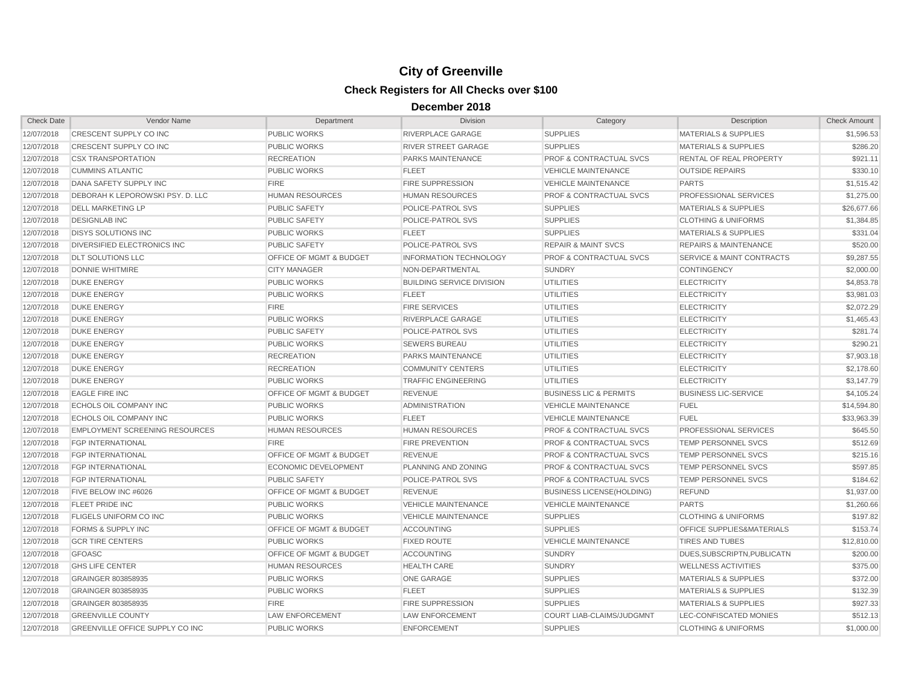# City of Greenville

## Check Registers for All Checks over $100

### December 2018

| Check Date | Vendor Name | Department | Division | Category | Description | Check Amount |
|---|---|---|---|---|---|---|
| 12/07/2018 | CRESCENT SUPPLY CO INC | PUBLIC WORKS | RIVERPLACE GARAGE | SUPPLIES | MATERIALS & SUPPLIES | $1,596.53 |
| 12/07/2018 | CRESCENT SUPPLY CO INC | PUBLIC WORKS | RIVER STREET GARAGE | SUPPLIES | MATERIALS & SUPPLIES | $286.20 |
| 12/07/2018 | CSX TRANSPORTATION | RECREATION | PARKS MAINTENANCE | PROF & CONTRACTUAL SVCS | RENTAL OF REAL PROPERTY | $921.11 |
| 12/07/2018 | CUMMINS ATLANTIC | PUBLIC WORKS | FLEET | VEHICLE MAINTENANCE | OUTSIDE REPAIRS | $330.10 |
| 12/07/2018 | DANA SAFETY SUPPLY INC | FIRE | FIRE SUPPRESSION | VEHICLE MAINTENANCE | PARTS | $1,515.42 |
| 12/07/2018 | DEBORAH K LEPOROWSKI PSY. D. LLC | HUMAN RESOURCES | HUMAN RESOURCES | PROF & CONTRACTUAL SVCS | PROFESSIONAL SERVICES | $1,275.00 |
| 12/07/2018 | DELL MARKETING LP | PUBLIC SAFETY | POLICE-PATROL SVS | SUPPLIES | MATERIALS & SUPPLIES | $26,677.66 |
| 12/07/2018 | DESIGNLAB INC | PUBLIC SAFETY | POLICE-PATROL SVS | SUPPLIES | CLOTHING & UNIFORMS | $1,384.85 |
| 12/07/2018 | DISYS SOLUTIONS INC | PUBLIC WORKS | FLEET | SUPPLIES | MATERIALS & SUPPLIES | $331.04 |
| 12/07/2018 | DIVERSIFIED ELECTRONICS INC | PUBLIC SAFETY | POLICE-PATROL SVS | REPAIR & MAINT SVCS | REPAIRS & MAINTENANCE | $520.00 |
| 12/07/2018 | DLT SOLUTIONS LLC | OFFICE OF MGMT & BUDGET | INFORMATION TECHNOLOGY | PROF & CONTRACTUAL SVCS | SERVICE & MAINT CONTRACTS | $9,287.55 |
| 12/07/2018 | DONNIE WHITMIRE | CITY MANAGER | NON-DEPARTMENTAL | SUNDRY | CONTINGENCY | $2,000.00 |
| 12/07/2018 | DUKE ENERGY | PUBLIC WORKS | BUILDING SERVICE DIVISION | UTILITIES | ELECTRICITY | $4,853.78 |
| 12/07/2018 | DUKE ENERGY | PUBLIC WORKS | FLEET | UTILITIES | ELECTRICITY | $3,981.03 |
| 12/07/2018 | DUKE ENERGY | FIRE | FIRE SERVICES | UTILITIES | ELECTRICITY | $2,072.29 |
| 12/07/2018 | DUKE ENERGY | PUBLIC WORKS | RIVERPLACE GARAGE | UTILITIES | ELECTRICITY | $1,465.43 |
| 12/07/2018 | DUKE ENERGY | PUBLIC SAFETY | POLICE-PATROL SVS | UTILITIES | ELECTRICITY | $281.74 |
| 12/07/2018 | DUKE ENERGY | PUBLIC WORKS | SEWERS BUREAU | UTILITIES | ELECTRICITY | $290.21 |
| 12/07/2018 | DUKE ENERGY | RECREATION | PARKS MAINTENANCE | UTILITIES | ELECTRICITY | $7,903.18 |
| 12/07/2018 | DUKE ENERGY | RECREATION | COMMUNITY CENTERS | UTILITIES | ELECTRICITY | $2,178.60 |
| 12/07/2018 | DUKE ENERGY | PUBLIC WORKS | TRAFFIC ENGINEERING | UTILITIES | ELECTRICITY | $3,147.79 |
| 12/07/2018 | EAGLE FIRE INC | OFFICE OF MGMT & BUDGET | REVENUE | BUSINESS LIC & PERMITS | BUSINESS LIC-SERVICE | $4,105.24 |
| 12/07/2018 | ECHOLS OIL COMPANY INC | PUBLIC WORKS | ADMINISTRATION | VEHICLE MAINTENANCE | FUEL | $14,594.80 |
| 12/07/2018 | ECHOLS OIL COMPANY INC | PUBLIC WORKS | FLEET | VEHICLE MAINTENANCE | FUEL | $33,963.39 |
| 12/07/2018 | EMPLOYMENT SCREENING RESOURCES | HUMAN RESOURCES | HUMAN RESOURCES | PROF & CONTRACTUAL SVCS | PROFESSIONAL SERVICES | $645.50 |
| 12/07/2018 | FGP INTERNATIONAL | FIRE | FIRE PREVENTION | PROF & CONTRACTUAL SVCS | TEMP PERSONNEL SVCS | $512.69 |
| 12/07/2018 | FGP INTERNATIONAL | OFFICE OF MGMT & BUDGET | REVENUE | PROF & CONTRACTUAL SVCS | TEMP PERSONNEL SVCS | $215.16 |
| 12/07/2018 | FGP INTERNATIONAL | ECONOMIC DEVELOPMENT | PLANNING AND ZONING | PROF & CONTRACTUAL SVCS | TEMP PERSONNEL SVCS | $597.85 |
| 12/07/2018 | FGP INTERNATIONAL | PUBLIC SAFETY | POLICE-PATROL SVS | PROF & CONTRACTUAL SVCS | TEMP PERSONNEL SVCS | $184.62 |
| 12/07/2018 | FIVE BELOW INC #6026 | OFFICE OF MGMT & BUDGET | REVENUE | BUSINESS LICENSE(HOLDING) | REFUND | $1,937.00 |
| 12/07/2018 | FLEET PRIDE INC | PUBLIC WORKS | VEHICLE MAINTENANCE | VEHICLE MAINTENANCE | PARTS | $1,260.66 |
| 12/07/2018 | FLIGELS UNIFORM CO INC | PUBLIC WORKS | VEHICLE MAINTENANCE | SUPPLIES | CLOTHING & UNIFORMS | $197.82 |
| 12/07/2018 | FORMS & SUPPLY INC | OFFICE OF MGMT & BUDGET | ACCOUNTING | SUPPLIES | OFFICE SUPPLIES&MATERIALS | $153.74 |
| 12/07/2018 | GCR TIRE CENTERS | PUBLIC WORKS | FIXED ROUTE | VEHICLE MAINTENANCE | TIRES AND TUBES | $12,810.00 |
| 12/07/2018 | GFOASC | OFFICE OF MGMT & BUDGET | ACCOUNTING | SUNDRY | DUES,SUBSCRIPTN,PUBLICATN | $200.00 |
| 12/07/2018 | GHS LIFE CENTER | HUMAN RESOURCES | HEALTH CARE | SUNDRY | WELLNESS ACTIVITIES | $375.00 |
| 12/07/2018 | GRAINGER 803858935 | PUBLIC WORKS | ONE GARAGE | SUPPLIES | MATERIALS & SUPPLIES | $372.00 |
| 12/07/2018 | GRAINGER 803858935 | PUBLIC WORKS | FLEET | SUPPLIES | MATERIALS & SUPPLIES | $132.39 |
| 12/07/2018 | GRAINGER 803858935 | FIRE | FIRE SUPPRESSION | SUPPLIES | MATERIALS & SUPPLIES | $927.33 |
| 12/07/2018 | GREENVILLE COUNTY | LAW ENFORCEMENT | LAW ENFORCEMENT | COURT LIAB-CLAIMS/JUDGMNT | LEC-CONFISCATED MONIES | $512.13 |
| 12/07/2018 | GREENVILLE OFFICE SUPPLY CO INC | PUBLIC WORKS | ENFORCEMENT | SUPPLIES | CLOTHING & UNIFORMS | $1,000.00 |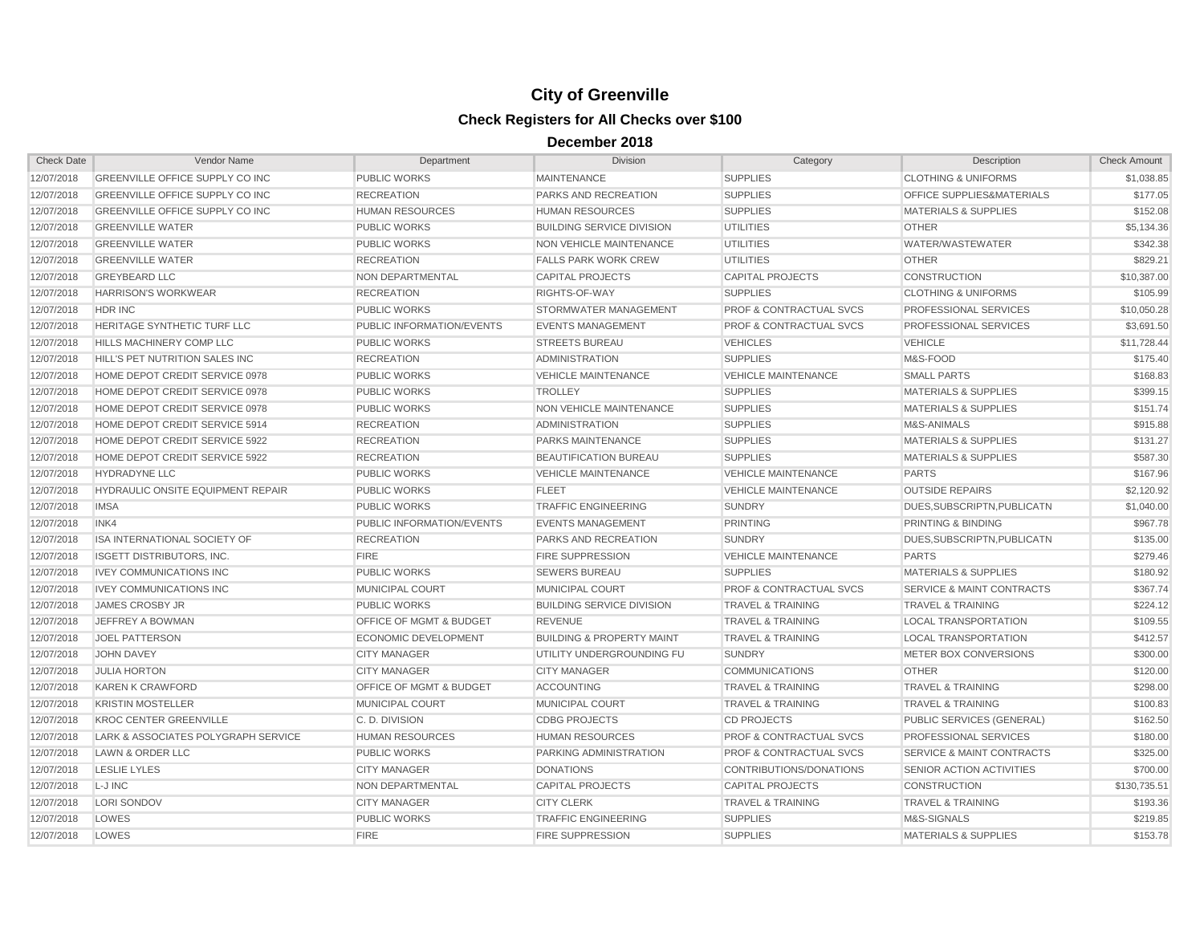# City of Greenville

## Check Registers for All Checks over $100

### December 2018

| Check Date | Vendor Name | Department | Division | Category | Description | Check Amount |
|---|---|---|---|---|---|---|
| 12/07/2018 | GREENVILLE OFFICE SUPPLY CO INC | PUBLIC WORKS | MAINTENANCE | SUPPLIES | CLOTHING & UNIFORMS | $1,038.85 |
| 12/07/2018 | GREENVILLE OFFICE SUPPLY CO INC | RECREATION | PARKS AND RECREATION | SUPPLIES | OFFICE SUPPLIES&MATERIALS | $177.05 |
| 12/07/2018 | GREENVILLE OFFICE SUPPLY CO INC | HUMAN RESOURCES | HUMAN RESOURCES | SUPPLIES | MATERIALS & SUPPLIES | $152.08 |
| 12/07/2018 | GREENVILLE WATER | PUBLIC WORKS | BUILDING SERVICE DIVISION | UTILITIES | OTHER | $5,134.36 |
| 12/07/2018 | GREENVILLE WATER | PUBLIC WORKS | NON VEHICLE MAINTENANCE | UTILITIES | WATER/WASTEWATER | $342.38 |
| 12/07/2018 | GREENVILLE WATER | RECREATION | FALLS PARK WORK CREW | UTILITIES | OTHER | $829.21 |
| 12/07/2018 | GREYBEARD LLC | NON DEPARTMENTAL | CAPITAL PROJECTS | CAPITAL PROJECTS | CONSTRUCTION | $10,387.00 |
| 12/07/2018 | HARRISON'S WORKWEAR | RECREATION | RIGHTS-OF-WAY | SUPPLIES | CLOTHING & UNIFORMS | $105.99 |
| 12/07/2018 | HDR INC | PUBLIC WORKS | STORMWATER MANAGEMENT | PROF & CONTRACTUAL SVCS | PROFESSIONAL SERVICES | $10,050.28 |
| 12/07/2018 | HERITAGE SYNTHETIC TURF LLC | PUBLIC INFORMATION/EVENTS | EVENTS MANAGEMENT | PROF & CONTRACTUAL SVCS | PROFESSIONAL SERVICES | $3,691.50 |
| 12/07/2018 | HILLS MACHINERY COMP LLC | PUBLIC WORKS | STREETS BUREAU | VEHICLES | VEHICLE | $11,728.44 |
| 12/07/2018 | HILL'S PET NUTRITION SALES INC | RECREATION | ADMINISTRATION | SUPPLIES | M&S-FOOD | $175.40 |
| 12/07/2018 | HOME DEPOT CREDIT SERVICE 0978 | PUBLIC WORKS | VEHICLE MAINTENANCE | VEHICLE MAINTENANCE | SMALL PARTS | $168.83 |
| 12/07/2018 | HOME DEPOT CREDIT SERVICE 0978 | PUBLIC WORKS | TROLLEY | SUPPLIES | MATERIALS & SUPPLIES | $399.15 |
| 12/07/2018 | HOME DEPOT CREDIT SERVICE 0978 | PUBLIC WORKS | NON VEHICLE MAINTENANCE | SUPPLIES | MATERIALS & SUPPLIES | $151.74 |
| 12/07/2018 | HOME DEPOT CREDIT SERVICE 5914 | RECREATION | ADMINISTRATION | SUPPLIES | M&S-ANIMALS | $915.88 |
| 12/07/2018 | HOME DEPOT CREDIT SERVICE 5922 | RECREATION | PARKS MAINTENANCE | SUPPLIES | MATERIALS & SUPPLIES | $131.27 |
| 12/07/2018 | HOME DEPOT CREDIT SERVICE 5922 | RECREATION | BEAUTIFICATION BUREAU | SUPPLIES | MATERIALS & SUPPLIES | $587.30 |
| 12/07/2018 | HYDRADYNE LLC | PUBLIC WORKS | VEHICLE MAINTENANCE | VEHICLE MAINTENANCE | PARTS | $167.96 |
| 12/07/2018 | HYDRAULIC ONSITE EQUIPMENT REPAIR | PUBLIC WORKS | FLEET | VEHICLE MAINTENANCE | OUTSIDE REPAIRS | $2,120.92 |
| 12/07/2018 | IMSA | PUBLIC WORKS | TRAFFIC ENGINEERING | SUNDRY | DUES,SUBSCRIPTN,PUBLICATN | $1,040.00 |
| 12/07/2018 | INK4 | PUBLIC INFORMATION/EVENTS | EVENTS MANAGEMENT | PRINTING | PRINTING & BINDING | $967.78 |
| 12/07/2018 | ISA INTERNATIONAL SOCIETY OF | RECREATION | PARKS AND RECREATION | SUNDRY | DUES,SUBSCRIPTN,PUBLICATN | $135.00 |
| 12/07/2018 | ISGETT DISTRIBUTORS, INC. | FIRE | FIRE SUPPRESSION | VEHICLE MAINTENANCE | PARTS | $279.46 |
| 12/07/2018 | IVEY COMMUNICATIONS INC | PUBLIC WORKS | SEWERS BUREAU | SUPPLIES | MATERIALS & SUPPLIES | $180.92 |
| 12/07/2018 | IVEY COMMUNICATIONS INC | MUNICIPAL COURT | MUNICIPAL COURT | PROF & CONTRACTUAL SVCS | SERVICE & MAINT CONTRACTS | $367.74 |
| 12/07/2018 | JAMES CROSBY JR | PUBLIC WORKS | BUILDING SERVICE DIVISION | TRAVEL & TRAINING | TRAVEL & TRAINING | $224.12 |
| 12/07/2018 | JEFFREY A BOWMAN | OFFICE OF MGMT & BUDGET | REVENUE | TRAVEL & TRAINING | LOCAL TRANSPORTATION | $109.55 |
| 12/07/2018 | JOEL PATTERSON | ECONOMIC DEVELOPMENT | BUILDING & PROPERTY MAINT | TRAVEL & TRAINING | LOCAL TRANSPORTATION | $412.57 |
| 12/07/2018 | JOHN DAVEY | CITY MANAGER | UTILITY UNDERGROUNDING FU | SUNDRY | METER BOX CONVERSIONS | $300.00 |
| 12/07/2018 | JULIA HORTON | CITY MANAGER | CITY MANAGER | COMMUNICATIONS | OTHER | $120.00 |
| 12/07/2018 | KAREN K CRAWFORD | OFFICE OF MGMT & BUDGET | ACCOUNTING | TRAVEL & TRAINING | TRAVEL & TRAINING | $298.00 |
| 12/07/2018 | KRISTIN MOSTELLER | MUNICIPAL COURT | MUNICIPAL COURT | TRAVEL & TRAINING | TRAVEL & TRAINING | $100.83 |
| 12/07/2018 | KROC CENTER GREENVILLE | C. D. DIVISION | CDBG PROJECTS | CD PROJECTS | PUBLIC SERVICES (GENERAL) | $162.50 |
| 12/07/2018 | LARK & ASSOCIATES POLYGRAPH SERVICE | HUMAN RESOURCES | HUMAN RESOURCES | PROF & CONTRACTUAL SVCS | PROFESSIONAL SERVICES | $180.00 |
| 12/07/2018 | LAWN & ORDER LLC | PUBLIC WORKS | PARKING ADMINISTRATION | PROF & CONTRACTUAL SVCS | SERVICE & MAINT CONTRACTS | $325.00 |
| 12/07/2018 | LESLIE LYLES | CITY MANAGER | DONATIONS | CONTRIBUTIONS/DONATIONS | SENIOR ACTION ACTIVITIES | $700.00 |
| 12/07/2018 | L-J INC | NON DEPARTMENTAL | CAPITAL PROJECTS | CAPITAL PROJECTS | CONSTRUCTION | $130,735.51 |
| 12/07/2018 | LORI SONDOV | CITY MANAGER | CITY CLERK | TRAVEL & TRAINING | TRAVEL & TRAINING | $193.36 |
| 12/07/2018 | LOWES | PUBLIC WORKS | TRAFFIC ENGINEERING | SUPPLIES | M&S-SIGNALS | $219.85 |
| 12/07/2018 | LOWES | FIRE | FIRE SUPPRESSION | SUPPLIES | MATERIALS & SUPPLIES | $153.78 |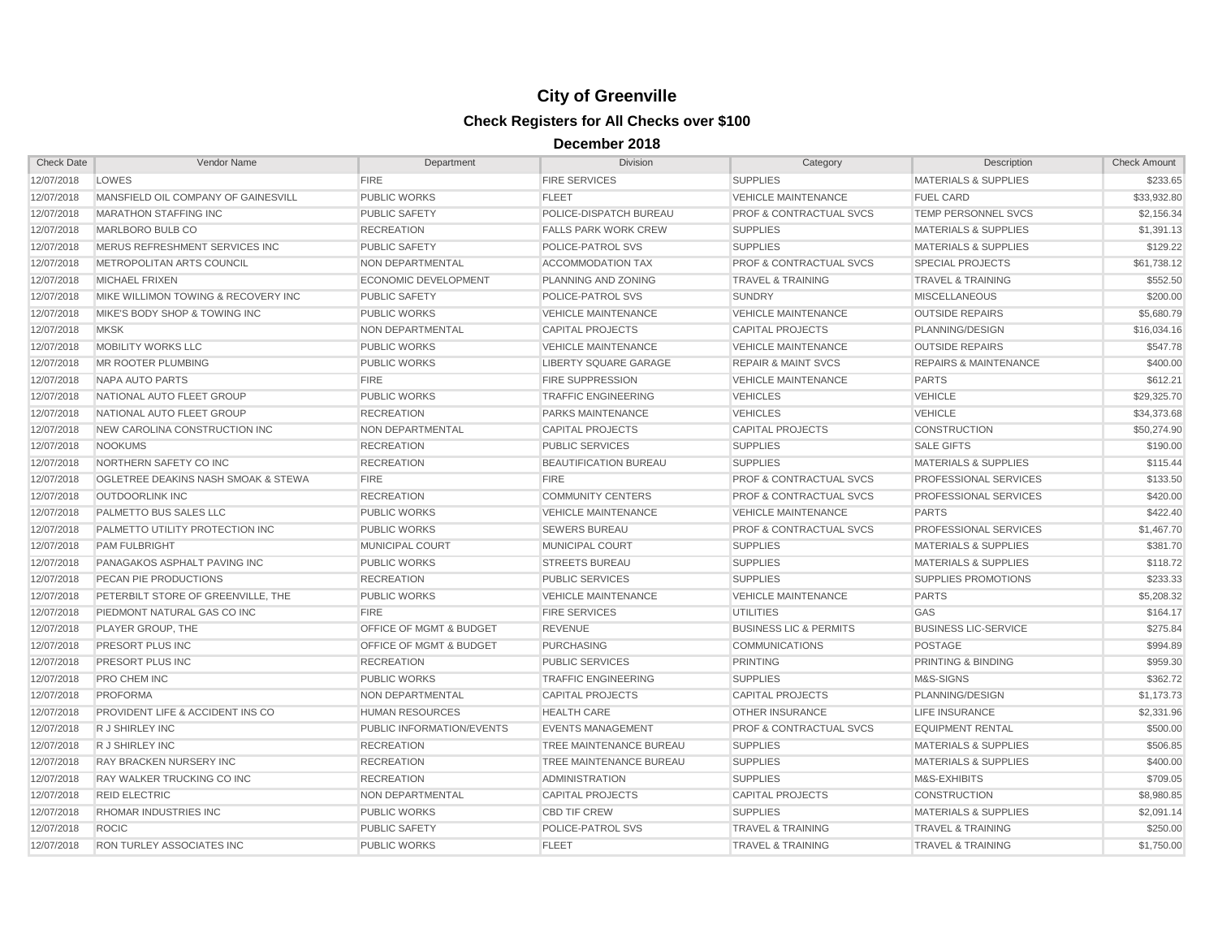# City of Greenville

## Check Registers for All Checks over $100

### December 2018

| Check Date | Vendor Name | Department | Division | Category | Description | Check Amount |
|---|---|---|---|---|---|---|
| 12/07/2018 | LOWES | FIRE | FIRE SERVICES | SUPPLIES | MATERIALS & SUPPLIES | $233.65 |
| 12/07/2018 | MANSFIELD OIL COMPANY OF GAINESVILL | PUBLIC WORKS | FLEET | VEHICLE MAINTENANCE | FUEL CARD | $33,932.80 |
| 12/07/2018 | MARATHON STAFFING INC | PUBLIC SAFETY | POLICE-DISPATCH BUREAU | PROF & CONTRACTUAL SVCS | TEMP PERSONNEL SVCS | $2,156.34 |
| 12/07/2018 | MARLBORO BULB CO | RECREATION | FALLS PARK WORK CREW | SUPPLIES | MATERIALS & SUPPLIES | $1,391.13 |
| 12/07/2018 | MERUS REFRESHMENT SERVICES INC | PUBLIC SAFETY | POLICE-PATROL SVS | SUPPLIES | MATERIALS & SUPPLIES | $129.22 |
| 12/07/2018 | METROPOLITAN ARTS COUNCIL | NON DEPARTMENTAL | ACCOMMODATION TAX | PROF & CONTRACTUAL SVCS | SPECIAL PROJECTS | $61,738.12 |
| 12/07/2018 | MICHAEL FRIXEN | ECONOMIC DEVELOPMENT | PLANNING AND ZONING | TRAVEL & TRAINING | TRAVEL & TRAINING | $552.50 |
| 12/07/2018 | MIKE WILLIMON TOWING & RECOVERY INC | PUBLIC SAFETY | POLICE-PATROL SVS | SUNDRY | MISCELLANEOUS | $200.00 |
| 12/07/2018 | MIKE'S BODY SHOP & TOWING INC | PUBLIC WORKS | VEHICLE MAINTENANCE | VEHICLE MAINTENANCE | OUTSIDE REPAIRS | $5,680.79 |
| 12/07/2018 | MKSK | NON DEPARTMENTAL | CAPITAL PROJECTS | CAPITAL PROJECTS | PLANNING/DESIGN | $16,034.16 |
| 12/07/2018 | MOBILITY WORKS LLC | PUBLIC WORKS | VEHICLE MAINTENANCE | VEHICLE MAINTENANCE | OUTSIDE REPAIRS | $547.78 |
| 12/07/2018 | MR ROOTER PLUMBING | PUBLIC WORKS | LIBERTY SQUARE GARAGE | REPAIR & MAINT SVCS | REPAIRS & MAINTENANCE | $400.00 |
| 12/07/2018 | NAPA AUTO PARTS | FIRE | FIRE SUPPRESSION | VEHICLE MAINTENANCE | PARTS | $612.21 |
| 12/07/2018 | NATIONAL AUTO FLEET GROUP | PUBLIC WORKS | TRAFFIC ENGINEERING | VEHICLES | VEHICLE | $29,325.70 |
| 12/07/2018 | NATIONAL AUTO FLEET GROUP | RECREATION | PARKS MAINTENANCE | VEHICLES | VEHICLE | $34,373.68 |
| 12/07/2018 | NEW CAROLINA CONSTRUCTION INC | NON DEPARTMENTAL | CAPITAL PROJECTS | CAPITAL PROJECTS | CONSTRUCTION | $50,274.90 |
| 12/07/2018 | NOOKUMS | RECREATION | PUBLIC SERVICES | SUPPLIES | SALE GIFTS | $190.00 |
| 12/07/2018 | NORTHERN SAFETY CO INC | RECREATION | BEAUTIFICATION BUREAU | SUPPLIES | MATERIALS & SUPPLIES | $115.44 |
| 12/07/2018 | OGLETREE DEAKINS NASH SMOAK & STEWA | FIRE | FIRE | PROF & CONTRACTUAL SVCS | PROFESSIONAL SERVICES | $133.50 |
| 12/07/2018 | OUTDOORLINK INC | RECREATION | COMMUNITY CENTERS | PROF & CONTRACTUAL SVCS | PROFESSIONAL SERVICES | $420.00 |
| 12/07/2018 | PALMETTO BUS SALES LLC | PUBLIC WORKS | VEHICLE MAINTENANCE | VEHICLE MAINTENANCE | PARTS | $422.40 |
| 12/07/2018 | PALMETTO UTILITY PROTECTION INC | PUBLIC WORKS | SEWERS BUREAU | PROF & CONTRACTUAL SVCS | PROFESSIONAL SERVICES | $1,467.70 |
| 12/07/2018 | PAM FULBRIGHT | MUNICIPAL COURT | MUNICIPAL COURT | SUPPLIES | MATERIALS & SUPPLIES | $381.70 |
| 12/07/2018 | PANAGAKOS ASPHALT PAVING INC | PUBLIC WORKS | STREETS BUREAU | SUPPLIES | MATERIALS & SUPPLIES | $118.72 |
| 12/07/2018 | PECAN PIE PRODUCTIONS | RECREATION | PUBLIC SERVICES | SUPPLIES | SUPPLIES PROMOTIONS | $233.33 |
| 12/07/2018 | PETERBILT STORE OF GREENVILLE, THE | PUBLIC WORKS | VEHICLE MAINTENANCE | VEHICLE MAINTENANCE | PARTS | $5,208.32 |
| 12/07/2018 | PIEDMONT NATURAL GAS CO INC | FIRE | FIRE SERVICES | UTILITIES | GAS | $164.17 |
| 12/07/2018 | PLAYER GROUP, THE | OFFICE OF MGMT & BUDGET | REVENUE | BUSINESS LIC & PERMITS | BUSINESS LIC-SERVICE | $275.84 |
| 12/07/2018 | PRESORT PLUS INC | OFFICE OF MGMT & BUDGET | PURCHASING | COMMUNICATIONS | POSTAGE | $994.89 |
| 12/07/2018 | PRESORT PLUS INC | RECREATION | PUBLIC SERVICES | PRINTING | PRINTING & BINDING | $959.30 |
| 12/07/2018 | PRO CHEM INC | PUBLIC WORKS | TRAFFIC ENGINEERING | SUPPLIES | M&S-SIGNS | $362.72 |
| 12/07/2018 | PROFORMA | NON DEPARTMENTAL | CAPITAL PROJECTS | CAPITAL PROJECTS | PLANNING/DESIGN | $1,173.73 |
| 12/07/2018 | PROVIDENT LIFE & ACCIDENT INS CO | HUMAN RESOURCES | HEALTH CARE | OTHER INSURANCE | LIFE INSURANCE | $2,331.96 |
| 12/07/2018 | R J SHIRLEY INC | PUBLIC INFORMATION/EVENTS | EVENTS MANAGEMENT | PROF & CONTRACTUAL SVCS | EQUIPMENT RENTAL | $500.00 |
| 12/07/2018 | R J SHIRLEY INC | RECREATION | TREE MAINTENANCE BUREAU | SUPPLIES | MATERIALS & SUPPLIES | $506.85 |
| 12/07/2018 | RAY BRACKEN NURSERY INC | RECREATION | TREE MAINTENANCE BUREAU | SUPPLIES | MATERIALS & SUPPLIES | $400.00 |
| 12/07/2018 | RAY WALKER TRUCKING CO INC | RECREATION | ADMINISTRATION | SUPPLIES | M&S-EXHIBITS | $709.05 |
| 12/07/2018 | REID ELECTRIC | NON DEPARTMENTAL | CAPITAL PROJECTS | CAPITAL PROJECTS | CONSTRUCTION | $8,980.85 |
| 12/07/2018 | RHOMAR INDUSTRIES INC | PUBLIC WORKS | CBD TIF CREW | SUPPLIES | MATERIALS & SUPPLIES | $2,091.14 |
| 12/07/2018 | ROCIC | PUBLIC SAFETY | POLICE-PATROL SVS | TRAVEL & TRAINING | TRAVEL & TRAINING | $250.00 |
| 12/07/2018 | RON TURLEY ASSOCIATES INC | PUBLIC WORKS | FLEET | TRAVEL & TRAINING | TRAVEL & TRAINING | $1,750.00 |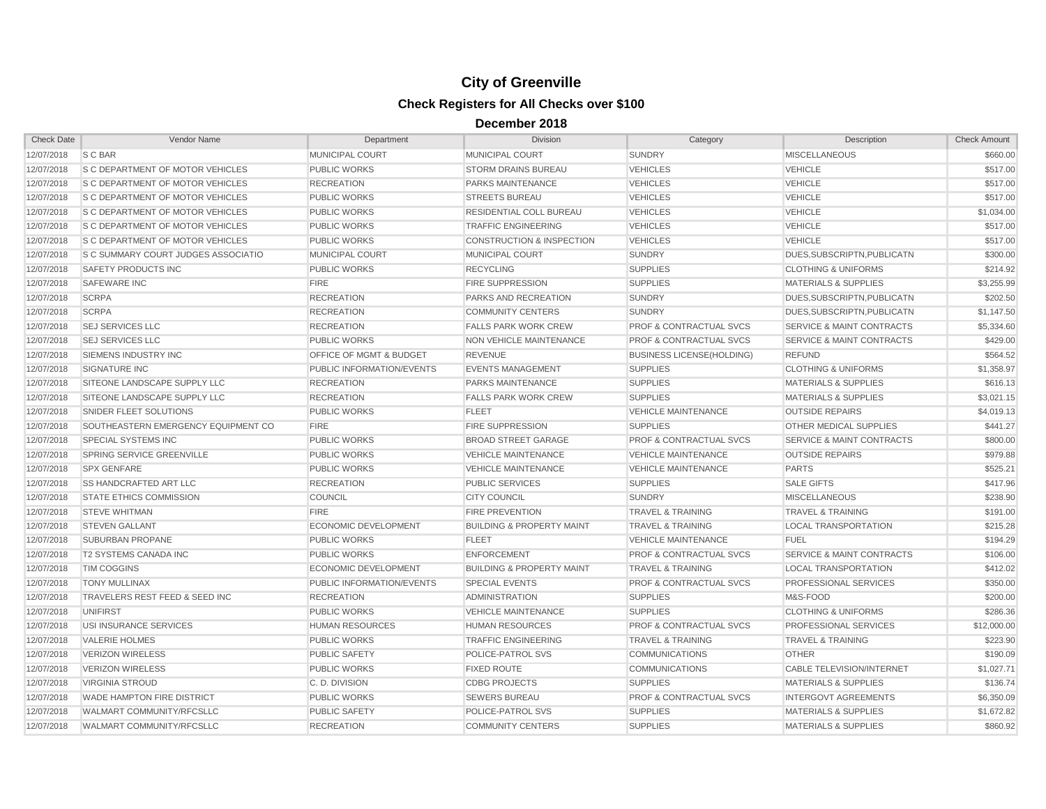# City of Greenville

## Check Registers for All Checks over $100

### December 2018

| Check Date | Vendor Name | Department | Division | Category | Description | Check Amount |
|---|---|---|---|---|---|---|
| 12/07/2018 | S C BAR | MUNICIPAL COURT | MUNICIPAL COURT | SUNDRY | MISCELLANEOUS | $660.00 |
| 12/07/2018 | S C DEPARTMENT OF MOTOR VEHICLES | PUBLIC WORKS | STORM DRAINS BUREAU | VEHICLES | VEHICLE | $517.00 |
| 12/07/2018 | S C DEPARTMENT OF MOTOR VEHICLES | RECREATION | PARKS MAINTENANCE | VEHICLES | VEHICLE | $517.00 |
| 12/07/2018 | S C DEPARTMENT OF MOTOR VEHICLES | PUBLIC WORKS | STREETS BUREAU | VEHICLES | VEHICLE | $517.00 |
| 12/07/2018 | S C DEPARTMENT OF MOTOR VEHICLES | PUBLIC WORKS | RESIDENTIAL COLL BUREAU | VEHICLES | VEHICLE | $1,034.00 |
| 12/07/2018 | S C DEPARTMENT OF MOTOR VEHICLES | PUBLIC WORKS | TRAFFIC ENGINEERING | VEHICLES | VEHICLE | $517.00 |
| 12/07/2018 | S C DEPARTMENT OF MOTOR VEHICLES | PUBLIC WORKS | CONSTRUCTION & INSPECTION | VEHICLES | VEHICLE | $517.00 |
| 12/07/2018 | S C SUMMARY COURT JUDGES ASSOCIATIO | MUNICIPAL COURT | MUNICIPAL COURT | SUNDRY | DUES,SUBSCRIPTN,PUBLICATN | $300.00 |
| 12/07/2018 | SAFETY PRODUCTS INC | PUBLIC WORKS | RECYCLING | SUPPLIES | CLOTHING & UNIFORMS | $214.92 |
| 12/07/2018 | SAFEWARE INC | FIRE | FIRE SUPPRESSION | SUPPLIES | MATERIALS & SUPPLIES | $3,255.99 |
| 12/07/2018 | SCRPA | RECREATION | PARKS AND RECREATION | SUNDRY | DUES,SUBSCRIPTN,PUBLICATN | $202.50 |
| 12/07/2018 | SCRPA | RECREATION | COMMUNITY CENTERS | SUNDRY | DUES,SUBSCRIPTN,PUBLICATN | $1,147.50 |
| 12/07/2018 | SEJ SERVICES LLC | RECREATION | FALLS PARK WORK CREW | PROF & CONTRACTUAL SVCS | SERVICE & MAINT CONTRACTS | $5,334.60 |
| 12/07/2018 | SEJ SERVICES LLC | PUBLIC WORKS | NON VEHICLE MAINTENANCE | PROF & CONTRACTUAL SVCS | SERVICE & MAINT CONTRACTS | $429.00 |
| 12/07/2018 | SIEMENS INDUSTRY INC | OFFICE OF MGMT & BUDGET | REVENUE | BUSINESS LICENSE(HOLDING) | REFUND | $564.52 |
| 12/07/2018 | SIGNATURE INC | PUBLIC INFORMATION/EVENTS | EVENTS MANAGEMENT | SUPPLIES | CLOTHING & UNIFORMS | $1,358.97 |
| 12/07/2018 | SITEONE LANDSCAPE SUPPLY LLC | RECREATION | PARKS MAINTENANCE | SUPPLIES | MATERIALS & SUPPLIES | $616.13 |
| 12/07/2018 | SITEONE LANDSCAPE SUPPLY LLC | RECREATION | FALLS PARK WORK CREW | SUPPLIES | MATERIALS & SUPPLIES | $3,021.15 |
| 12/07/2018 | SNIDER FLEET SOLUTIONS | PUBLIC WORKS | FLEET | VEHICLE MAINTENANCE | OUTSIDE REPAIRS | $4,019.13 |
| 12/07/2018 | SOUTHEASTERN EMERGENCY EQUIPMENT CO | FIRE | FIRE SUPPRESSION | SUPPLIES | OTHER MEDICAL SUPPLIES | $441.27 |
| 12/07/2018 | SPECIAL SYSTEMS INC | PUBLIC WORKS | BROAD STREET GARAGE | PROF & CONTRACTUAL SVCS | SERVICE & MAINT CONTRACTS | $800.00 |
| 12/07/2018 | SPRING SERVICE GREENVILLE | PUBLIC WORKS | VEHICLE MAINTENANCE | VEHICLE MAINTENANCE | OUTSIDE REPAIRS | $979.88 |
| 12/07/2018 | SPX GENFARE | PUBLIC WORKS | VEHICLE MAINTENANCE | VEHICLE MAINTENANCE | PARTS | $525.21 |
| 12/07/2018 | SS HANDCRAFTED ART LLC | RECREATION | PUBLIC SERVICES | SUPPLIES | SALE GIFTS | $417.96 |
| 12/07/2018 | STATE ETHICS COMMISSION | COUNCIL | CITY COUNCIL | SUNDRY | MISCELLANEOUS | $238.90 |
| 12/07/2018 | STEVE WHITMAN | FIRE | FIRE PREVENTION | TRAVEL & TRAINING | TRAVEL & TRAINING | $191.00 |
| 12/07/2018 | STEVEN GALLANT | ECONOMIC DEVELOPMENT | BUILDING & PROPERTY MAINT | TRAVEL & TRAINING | LOCAL TRANSPORTATION | $215.28 |
| 12/07/2018 | SUBURBAN PROPANE | PUBLIC WORKS | FLEET | VEHICLE MAINTENANCE | FUEL | $194.29 |
| 12/07/2018 | T2 SYSTEMS CANADA INC | PUBLIC WORKS | ENFORCEMENT | PROF & CONTRACTUAL SVCS | SERVICE & MAINT CONTRACTS | $106.00 |
| 12/07/2018 | TIM COGGINS | ECONOMIC DEVELOPMENT | BUILDING & PROPERTY MAINT | TRAVEL & TRAINING | LOCAL TRANSPORTATION | $412.02 |
| 12/07/2018 | TONY MULLINAX | PUBLIC INFORMATION/EVENTS | SPECIAL EVENTS | PROF & CONTRACTUAL SVCS | PROFESSIONAL SERVICES | $350.00 |
| 12/07/2018 | TRAVELERS REST FEED & SEED INC | RECREATION | ADMINISTRATION | SUPPLIES | M&S-FOOD | $200.00 |
| 12/07/2018 | UNIFIRST | PUBLIC WORKS | VEHICLE MAINTENANCE | SUPPLIES | CLOTHING & UNIFORMS | $286.36 |
| 12/07/2018 | USI INSURANCE SERVICES | HUMAN RESOURCES | HUMAN RESOURCES | PROF & CONTRACTUAL SVCS | PROFESSIONAL SERVICES | $12,000.00 |
| 12/07/2018 | VALERIE HOLMES | PUBLIC WORKS | TRAFFIC ENGINEERING | TRAVEL & TRAINING | TRAVEL & TRAINING | $223.90 |
| 12/07/2018 | VERIZON WIRELESS | PUBLIC SAFETY | POLICE-PATROL SVS | COMMUNICATIONS | OTHER | $190.09 |
| 12/07/2018 | VERIZON WIRELESS | PUBLIC WORKS | FIXED ROUTE | COMMUNICATIONS | CABLE TELEVISION/INTERNET | $1,027.71 |
| 12/07/2018 | VIRGINIA STROUD | C. D. DIVISION | CDBG PROJECTS | SUPPLIES | MATERIALS & SUPPLIES | $136.74 |
| 12/07/2018 | WADE HAMPTON FIRE DISTRICT | PUBLIC WORKS | SEWERS BUREAU | PROF & CONTRACTUAL SVCS | INTERGOVT AGREEMENTS | $6,350.09 |
| 12/07/2018 | WALMART COMMUNITY/RFCSLLC | PUBLIC SAFETY | POLICE-PATROL SVS | SUPPLIES | MATERIALS & SUPPLIES | $1,672.82 |
| 12/07/2018 | WALMART COMMUNITY/RFCSLLC | RECREATION | COMMUNITY CENTERS | SUPPLIES | MATERIALS & SUPPLIES | $860.92 |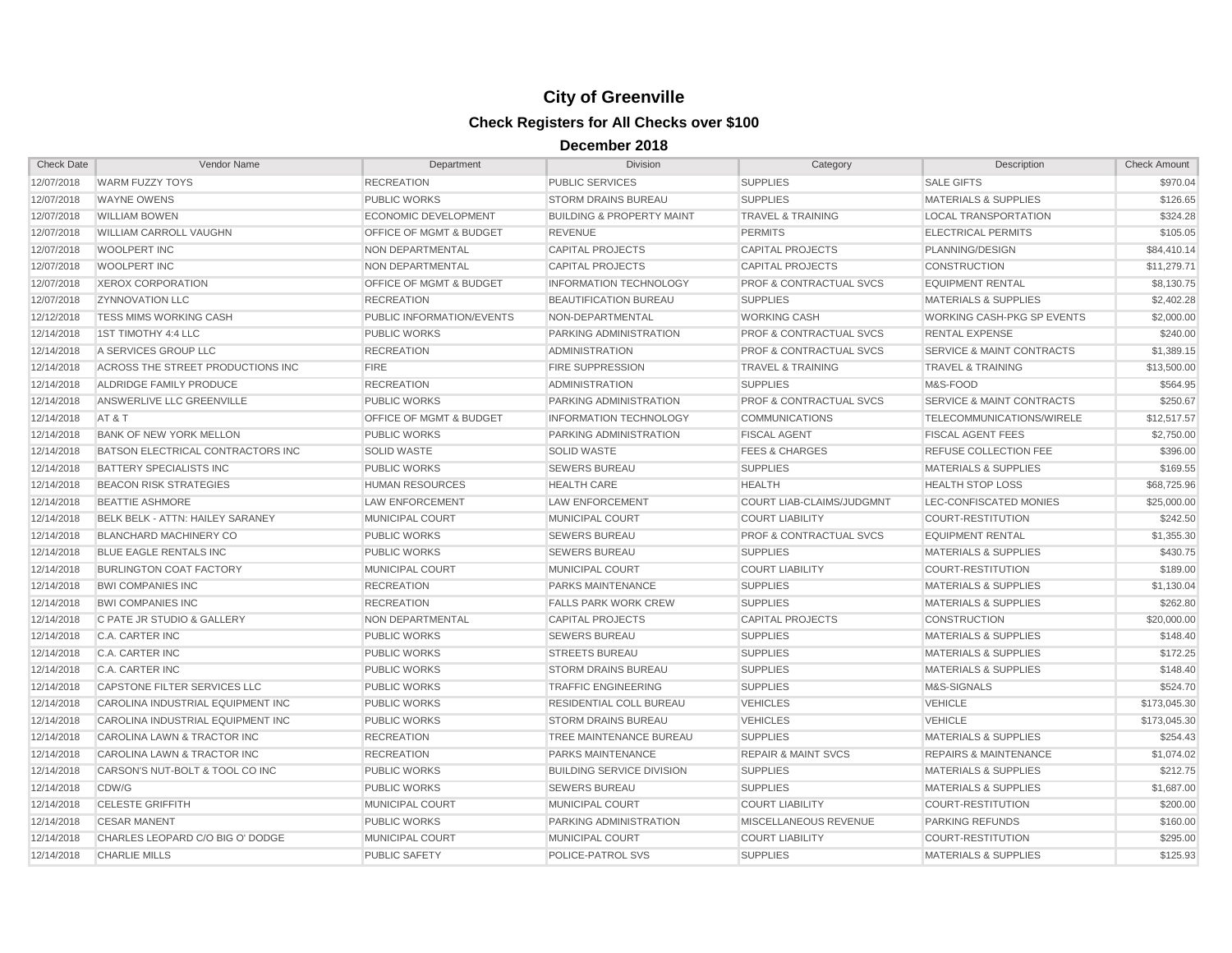# City of Greenville

## Check Registers for All Checks over $100

### December 2018

| Check Date | Vendor Name | Department | Division | Category | Description | Check Amount |
|---|---|---|---|---|---|---|
| 12/07/2018 | WARM FUZZY TOYS | RECREATION | PUBLIC SERVICES | SUPPLIES | SALE GIFTS | $970.04 |
| 12/07/2018 | WAYNE OWENS | PUBLIC WORKS | STORM DRAINS BUREAU | SUPPLIES | MATERIALS & SUPPLIES | $126.65 |
| 12/07/2018 | WILLIAM BOWEN | ECONOMIC DEVELOPMENT | BUILDING & PROPERTY MAINT | TRAVEL & TRAINING | LOCAL TRANSPORTATION | $324.28 |
| 12/07/2018 | WILLIAM CARROLL VAUGHN | OFFICE OF MGMT & BUDGET | REVENUE | PERMITS | ELECTRICAL PERMITS | $105.05 |
| 12/07/2018 | WOOLPERT INC | NON DEPARTMENTAL | CAPITAL PROJECTS | CAPITAL PROJECTS | PLANNING/DESIGN | $84,410.14 |
| 12/07/2018 | WOOLPERT INC | NON DEPARTMENTAL | CAPITAL PROJECTS | CAPITAL PROJECTS | CONSTRUCTION | $11,279.71 |
| 12/07/2018 | XEROX CORPORATION | OFFICE OF MGMT & BUDGET | INFORMATION TECHNOLOGY | PROF & CONTRACTUAL SVCS | EQUIPMENT RENTAL | $8,130.75 |
| 12/07/2018 | ZYNNOVATION LLC | RECREATION | BEAUTIFICATION BUREAU | SUPPLIES | MATERIALS & SUPPLIES | $2,402.28 |
| 12/12/2018 | TESS MIMS WORKING CASH | PUBLIC INFORMATION/EVENTS | NON-DEPARTMENTAL | WORKING CASH | WORKING CASH-PKG SP EVENTS | $2,000.00 |
| 12/14/2018 | 1ST TIMOTHY 4:4 LLC | PUBLIC WORKS | PARKING ADMINISTRATION | PROF & CONTRACTUAL SVCS | RENTAL EXPENSE | $240.00 |
| 12/14/2018 | A SERVICES GROUP LLC | RECREATION | ADMINISTRATION | PROF & CONTRACTUAL SVCS | SERVICE & MAINT CONTRACTS | $1,389.15 |
| 12/14/2018 | ACROSS THE STREET PRODUCTIONS INC | FIRE | FIRE SUPPRESSION | TRAVEL & TRAINING | TRAVEL & TRAINING | $13,500.00 |
| 12/14/2018 | ALDRIDGE FAMILY PRODUCE | RECREATION | ADMINISTRATION | SUPPLIES | M&S-FOOD | $564.95 |
| 12/14/2018 | ANSWERLIVE LLC GREENVILLE | PUBLIC WORKS | PARKING ADMINISTRATION | PROF & CONTRACTUAL SVCS | SERVICE & MAINT CONTRACTS | $250.67 |
| 12/14/2018 | AT & T | OFFICE OF MGMT & BUDGET | INFORMATION TECHNOLOGY | COMMUNICATIONS | TELECOMMUNICATIONS/WIRELE | $12,517.57 |
| 12/14/2018 | BANK OF NEW YORK MELLON | PUBLIC WORKS | PARKING ADMINISTRATION | FISCAL AGENT | FISCAL AGENT FEES | $2,750.00 |
| 12/14/2018 | BATSON ELECTRICAL CONTRACTORS INC | SOLID WASTE | SOLID WASTE | FEES & CHARGES | REFUSE COLLECTION FEE | $396.00 |
| 12/14/2018 | BATTERY SPECIALISTS INC | PUBLIC WORKS | SEWERS BUREAU | SUPPLIES | MATERIALS & SUPPLIES | $169.55 |
| 12/14/2018 | BEACON RISK STRATEGIES | HUMAN RESOURCES | HEALTH CARE | HEALTH | HEALTH STOP LOSS | $68,725.96 |
| 12/14/2018 | BEATTIE ASHMORE | LAW ENFORCEMENT | LAW ENFORCEMENT | COURT LIAB-CLAIMS/JUDGMNT | LEC-CONFISCATED MONIES | $25,000.00 |
| 12/14/2018 | BELK BELK - ATTN: HAILEY SARANEY | MUNICIPAL COURT | MUNICIPAL COURT | COURT LIABILITY | COURT-RESTITUTION | $242.50 |
| 12/14/2018 | BLANCHARD MACHINERY CO | PUBLIC WORKS | SEWERS BUREAU | PROF & CONTRACTUAL SVCS | EQUIPMENT RENTAL | $1,355.30 |
| 12/14/2018 | BLUE EAGLE RENTALS INC | PUBLIC WORKS | SEWERS BUREAU | SUPPLIES | MATERIALS & SUPPLIES | $430.75 |
| 12/14/2018 | BURLINGTON COAT FACTORY | MUNICIPAL COURT | MUNICIPAL COURT | COURT LIABILITY | COURT-RESTITUTION | $189.00 |
| 12/14/2018 | BWI COMPANIES INC | RECREATION | PARKS MAINTENANCE | SUPPLIES | MATERIALS & SUPPLIES | $1,130.04 |
| 12/14/2018 | BWI COMPANIES INC | RECREATION | FALLS PARK WORK CREW | SUPPLIES | MATERIALS & SUPPLIES | $262.80 |
| 12/14/2018 | C PATE JR STUDIO & GALLERY | NON DEPARTMENTAL | CAPITAL PROJECTS | CAPITAL PROJECTS | CONSTRUCTION | $20,000.00 |
| 12/14/2018 | C.A. CARTER INC | PUBLIC WORKS | SEWERS BUREAU | SUPPLIES | MATERIALS & SUPPLIES | $148.40 |
| 12/14/2018 | C.A. CARTER INC | PUBLIC WORKS | STREETS BUREAU | SUPPLIES | MATERIALS & SUPPLIES | $172.25 |
| 12/14/2018 | C.A. CARTER INC | PUBLIC WORKS | STORM DRAINS BUREAU | SUPPLIES | MATERIALS & SUPPLIES | $148.40 |
| 12/14/2018 | CAPSTONE FILTER SERVICES LLC | PUBLIC WORKS | TRAFFIC ENGINEERING | SUPPLIES | M&S-SIGNALS | $524.70 |
| 12/14/2018 | CAROLINA INDUSTRIAL EQUIPMENT INC | PUBLIC WORKS | RESIDENTIAL COLL BUREAU | VEHICLES | VEHICLE | $173,045.30 |
| 12/14/2018 | CAROLINA INDUSTRIAL EQUIPMENT INC | PUBLIC WORKS | STORM DRAINS BUREAU | VEHICLES | VEHICLE | $173,045.30 |
| 12/14/2018 | CAROLINA LAWN & TRACTOR INC | RECREATION | TREE MAINTENANCE BUREAU | SUPPLIES | MATERIALS & SUPPLIES | $254.43 |
| 12/14/2018 | CAROLINA LAWN & TRACTOR INC | RECREATION | PARKS MAINTENANCE | REPAIR & MAINT SVCS | REPAIRS & MAINTENANCE | $1,074.02 |
| 12/14/2018 | CARSON'S NUT-BOLT & TOOL CO INC | PUBLIC WORKS | BUILDING SERVICE DIVISION | SUPPLIES | MATERIALS & SUPPLIES | $212.75 |
| 12/14/2018 | CDW/G | PUBLIC WORKS | SEWERS BUREAU | SUPPLIES | MATERIALS & SUPPLIES | $1,687.00 |
| 12/14/2018 | CELESTE GRIFFITH | MUNICIPAL COURT | MUNICIPAL COURT | COURT LIABILITY | COURT-RESTITUTION | $200.00 |
| 12/14/2018 | CESAR MANENT | PUBLIC WORKS | PARKING ADMINISTRATION | MISCELLANEOUS REVENUE | PARKING REFUNDS | $160.00 |
| 12/14/2018 | CHARLES LEOPARD C/O BIG O' DODGE | MUNICIPAL COURT | MUNICIPAL COURT | COURT LIABILITY | COURT-RESTITUTION | $295.00 |
| 12/14/2018 | CHARLIE MILLS | PUBLIC SAFETY | POLICE-PATROL SVS | SUPPLIES | MATERIALS & SUPPLIES | $125.93 |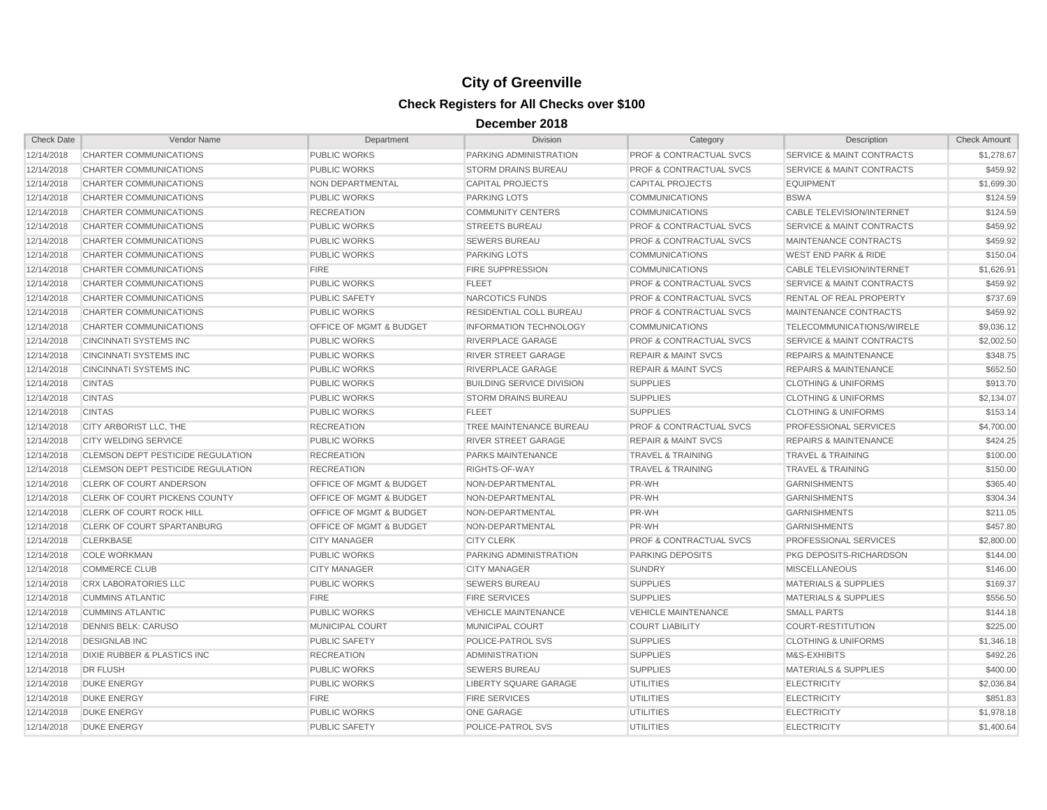# City of Greenville

## Check Registers for All Checks over $100

### December 2018

| Check Date | Vendor Name | Department | Division | Category | Description | Check Amount |
|---|---|---|---|---|---|---|
| 12/14/2018 | CHARTER COMMUNICATIONS | PUBLIC WORKS | PARKING ADMINISTRATION | PROF & CONTRACTUAL SVCS | SERVICE & MAINT CONTRACTS | $1,278.67 |
| 12/14/2018 | CHARTER COMMUNICATIONS | PUBLIC WORKS | STORM DRAINS BUREAU | PROF & CONTRACTUAL SVCS | SERVICE & MAINT CONTRACTS | $459.92 |
| 12/14/2018 | CHARTER COMMUNICATIONS | NON DEPARTMENTAL | CAPITAL PROJECTS | CAPITAL PROJECTS | EQUIPMENT | $1,699.30 |
| 12/14/2018 | CHARTER COMMUNICATIONS | PUBLIC WORKS | PARKING LOTS | COMMUNICATIONS | BSWA | $124.59 |
| 12/14/2018 | CHARTER COMMUNICATIONS | RECREATION | COMMUNITY CENTERS | COMMUNICATIONS | CABLE TELEVISION/INTERNET | $124.59 |
| 12/14/2018 | CHARTER COMMUNICATIONS | PUBLIC WORKS | STREETS BUREAU | PROF & CONTRACTUAL SVCS | SERVICE & MAINT CONTRACTS | $459.92 |
| 12/14/2018 | CHARTER COMMUNICATIONS | PUBLIC WORKS | SEWERS BUREAU | PROF & CONTRACTUAL SVCS | MAINTENANCE CONTRACTS | $459.92 |
| 12/14/2018 | CHARTER COMMUNICATIONS | PUBLIC WORKS | PARKING LOTS | COMMUNICATIONS | WEST END PARK & RIDE | $150.04 |
| 12/14/2018 | CHARTER COMMUNICATIONS | FIRE | FIRE SUPPRESSION | COMMUNICATIONS | CABLE TELEVISION/INTERNET | $1,626.91 |
| 12/14/2018 | CHARTER COMMUNICATIONS | PUBLIC WORKS | FLEET | PROF & CONTRACTUAL SVCS | SERVICE & MAINT CONTRACTS | $459.92 |
| 12/14/2018 | CHARTER COMMUNICATIONS | PUBLIC SAFETY | NARCOTICS FUNDS | PROF & CONTRACTUAL SVCS | RENTAL OF REAL PROPERTY | $737.69 |
| 12/14/2018 | CHARTER COMMUNICATIONS | PUBLIC WORKS | RESIDENTIAL COLL BUREAU | PROF & CONTRACTUAL SVCS | MAINTENANCE CONTRACTS | $459.92 |
| 12/14/2018 | CHARTER COMMUNICATIONS | OFFICE OF MGMT & BUDGET | INFORMATION TECHNOLOGY | COMMUNICATIONS | TELECOMMUNICATIONS/WIRELE | $9,036.12 |
| 12/14/2018 | CINCINNATI SYSTEMS INC | PUBLIC WORKS | RIVERPLACE GARAGE | PROF & CONTRACTUAL SVCS | SERVICE & MAINT CONTRACTS | $2,002.50 |
| 12/14/2018 | CINCINNATI SYSTEMS INC | PUBLIC WORKS | RIVER STREET GARAGE | REPAIR & MAINT SVCS | REPAIRS & MAINTENANCE | $348.75 |
| 12/14/2018 | CINCINNATI SYSTEMS INC | PUBLIC WORKS | RIVERPLACE GARAGE | REPAIR & MAINT SVCS | REPAIRS & MAINTENANCE | $652.50 |
| 12/14/2018 | CINTAS | PUBLIC WORKS | BUILDING SERVICE DIVISION | SUPPLIES | CLOTHING & UNIFORMS | $913.70 |
| 12/14/2018 | CINTAS | PUBLIC WORKS | STORM DRAINS BUREAU | SUPPLIES | CLOTHING & UNIFORMS | $2,134.07 |
| 12/14/2018 | CINTAS | PUBLIC WORKS | FLEET | SUPPLIES | CLOTHING & UNIFORMS | $153.14 |
| 12/14/2018 | CITY ARBORIST LLC, THE | RECREATION | TREE MAINTENANCE BUREAU | PROF & CONTRACTUAL SVCS | PROFESSIONAL SERVICES | $4,700.00 |
| 12/14/2018 | CITY WELDING SERVICE | PUBLIC WORKS | RIVER STREET GARAGE | REPAIR & MAINT SVCS | REPAIRS & MAINTENANCE | $424.25 |
| 12/14/2018 | CLEMSON DEPT PESTICIDE REGULATION | RECREATION | PARKS MAINTENANCE | TRAVEL & TRAINING | TRAVEL & TRAINING | $100.00 |
| 12/14/2018 | CLEMSON DEPT PESTICIDE REGULATION | RECREATION | RIGHTS-OF-WAY | TRAVEL & TRAINING | TRAVEL & TRAINING | $150.00 |
| 12/14/2018 | CLERK OF COURT ANDERSON | OFFICE OF MGMT & BUDGET | NON-DEPARTMENTAL | PR-WH | GARNISHMENTS | $365.40 |
| 12/14/2018 | CLERK OF COURT PICKENS COUNTY | OFFICE OF MGMT & BUDGET | NON-DEPARTMENTAL | PR-WH | GARNISHMENTS | $304.34 |
| 12/14/2018 | CLERK OF COURT ROCK HILL | OFFICE OF MGMT & BUDGET | NON-DEPARTMENTAL | PR-WH | GARNISHMENTS | $211.05 |
| 12/14/2018 | CLERK OF COURT SPARTANBURG | OFFICE OF MGMT & BUDGET | NON-DEPARTMENTAL | PR-WH | GARNISHMENTS | $457.80 |
| 12/14/2018 | CLERKBASE | CITY MANAGER | CITY CLERK | PROF & CONTRACTUAL SVCS | PROFESSIONAL SERVICES | $2,800.00 |
| 12/14/2018 | COLE WORKMAN | PUBLIC WORKS | PARKING ADMINISTRATION | PARKING DEPOSITS | PKG DEPOSITS-RICHARDSON | $144.00 |
| 12/14/2018 | COMMERCE CLUB | CITY MANAGER | CITY MANAGER | SUNDRY | MISCELLANEOUS | $146.00 |
| 12/14/2018 | CRX LABORATORIES LLC | PUBLIC WORKS | SEWERS BUREAU | SUPPLIES | MATERIALS & SUPPLIES | $169.37 |
| 12/14/2018 | CUMMINS ATLANTIC | FIRE | FIRE SERVICES | SUPPLIES | MATERIALS & SUPPLIES | $556.50 |
| 12/14/2018 | CUMMINS ATLANTIC | PUBLIC WORKS | VEHICLE MAINTENANCE | VEHICLE MAINTENANCE | SMALL PARTS | $144.18 |
| 12/14/2018 | DENNIS BELK: CARUSO | MUNICIPAL COURT | MUNICIPAL COURT | COURT LIABILITY | COURT-RESTITUTION | $225.00 |
| 12/14/2018 | DESIGNLAB INC | PUBLIC SAFETY | POLICE-PATROL SVS | SUPPLIES | CLOTHING & UNIFORMS | $1,346.18 |
| 12/14/2018 | DIXIE RUBBER & PLASTICS INC | RECREATION | ADMINISTRATION | SUPPLIES | M&S-EXHIBITS | $492.26 |
| 12/14/2018 | DR FLUSH | PUBLIC WORKS | SEWERS BUREAU | SUPPLIES | MATERIALS & SUPPLIES | $400.00 |
| 12/14/2018 | DUKE ENERGY | PUBLIC WORKS | LIBERTY SQUARE GARAGE | UTILITIES | ELECTRICITY | $2,036.84 |
| 12/14/2018 | DUKE ENERGY | FIRE | FIRE SERVICES | UTILITIES | ELECTRICITY | $851.83 |
| 12/14/2018 | DUKE ENERGY | PUBLIC WORKS | ONE GARAGE | UTILITIES | ELECTRICITY | $1,978.18 |
| 12/14/2018 | DUKE ENERGY | PUBLIC SAFETY | POLICE-PATROL SVS | UTILITIES | ELECTRICITY | $1,400.64 |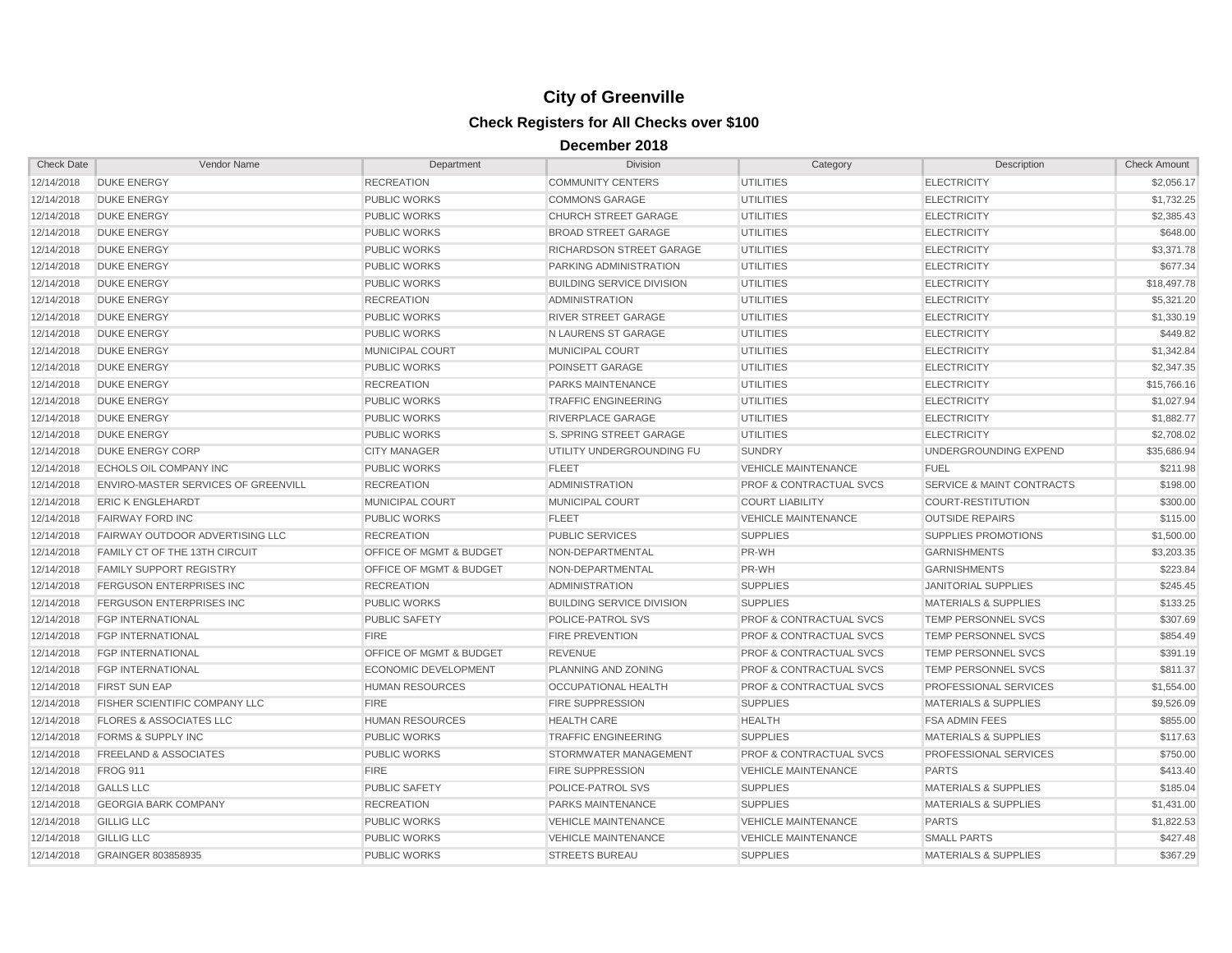# City of Greenville

## Check Registers for All Checks over $100

### December 2018

| Check Date | Vendor Name | Department | Division | Category | Description | Check Amount |
|---|---|---|---|---|---|---|
| 12/14/2018 | DUKE ENERGY | RECREATION | COMMUNITY CENTERS | UTILITIES | ELECTRICITY | $2,056.17 |
| 12/14/2018 | DUKE ENERGY | PUBLIC WORKS | COMMONS GARAGE | UTILITIES | ELECTRICITY | $1,732.25 |
| 12/14/2018 | DUKE ENERGY | PUBLIC WORKS | CHURCH STREET GARAGE | UTILITIES | ELECTRICITY | $2,385.43 |
| 12/14/2018 | DUKE ENERGY | PUBLIC WORKS | BROAD STREET GARAGE | UTILITIES | ELECTRICITY | $648.00 |
| 12/14/2018 | DUKE ENERGY | PUBLIC WORKS | RICHARDSON STREET GARAGE | UTILITIES | ELECTRICITY | $3,371.78 |
| 12/14/2018 | DUKE ENERGY | PUBLIC WORKS | PARKING ADMINISTRATION | UTILITIES | ELECTRICITY | $677.34 |
| 12/14/2018 | DUKE ENERGY | PUBLIC WORKS | BUILDING SERVICE DIVISION | UTILITIES | ELECTRICITY | $18,497.78 |
| 12/14/2018 | DUKE ENERGY | RECREATION | ADMINISTRATION | UTILITIES | ELECTRICITY | $5,321.20 |
| 12/14/2018 | DUKE ENERGY | PUBLIC WORKS | RIVER STREET GARAGE | UTILITIES | ELECTRICITY | $1,330.19 |
| 12/14/2018 | DUKE ENERGY | PUBLIC WORKS | N LAURENS ST GARAGE | UTILITIES | ELECTRICITY | $449.82 |
| 12/14/2018 | DUKE ENERGY | MUNICIPAL COURT | MUNICIPAL COURT | UTILITIES | ELECTRICITY | $1,342.84 |
| 12/14/2018 | DUKE ENERGY | PUBLIC WORKS | POINSETT GARAGE | UTILITIES | ELECTRICITY | $2,347.35 |
| 12/14/2018 | DUKE ENERGY | RECREATION | PARKS MAINTENANCE | UTILITIES | ELECTRICITY | $15,766.16 |
| 12/14/2018 | DUKE ENERGY | PUBLIC WORKS | TRAFFIC ENGINEERING | UTILITIES | ELECTRICITY | $1,027.94 |
| 12/14/2018 | DUKE ENERGY | PUBLIC WORKS | RIVERPLACE GARAGE | UTILITIES | ELECTRICITY | $1,882.77 |
| 12/14/2018 | DUKE ENERGY | PUBLIC WORKS | S. SPRING STREET GARAGE | UTILITIES | ELECTRICITY | $2,708.02 |
| 12/14/2018 | DUKE ENERGY CORP | CITY MANAGER | UTILITY UNDERGROUNDING FU | SUNDRY | UNDERGROUNDING EXPEND | $35,686.94 |
| 12/14/2018 | ECHOLS OIL COMPANY INC | PUBLIC WORKS | FLEET | VEHICLE MAINTENANCE | FUEL | $211.98 |
| 12/14/2018 | ENVIRO-MASTER SERVICES OF GREENVILL | RECREATION | ADMINISTRATION | PROF & CONTRACTUAL SVCS | SERVICE & MAINT CONTRACTS | $198.00 |
| 12/14/2018 | ERIC K ENGLEHARDT | MUNICIPAL COURT | MUNICIPAL COURT | COURT LIABILITY | COURT-RESTITUTION | $300.00 |
| 12/14/2018 | FAIRWAY FORD INC | PUBLIC WORKS | FLEET | VEHICLE MAINTENANCE | OUTSIDE REPAIRS | $115.00 |
| 12/14/2018 | FAIRWAY OUTDOOR ADVERTISING LLC | RECREATION | PUBLIC SERVICES | SUPPLIES | SUPPLIES PROMOTIONS | $1,500.00 |
| 12/14/2018 | FAMILY CT OF THE 13TH CIRCUIT | OFFICE OF MGMT & BUDGET | NON-DEPARTMENTAL | PR-WH | GARNISHMENTS | $3,203.35 |
| 12/14/2018 | FAMILY SUPPORT REGISTRY | OFFICE OF MGMT & BUDGET | NON-DEPARTMENTAL | PR-WH | GARNISHMENTS | $223.84 |
| 12/14/2018 | FERGUSON ENTERPRISES INC | RECREATION | ADMINISTRATION | SUPPLIES | JANITORIAL SUPPLIES | $245.45 |
| 12/14/2018 | FERGUSON ENTERPRISES INC | PUBLIC WORKS | BUILDING SERVICE DIVISION | SUPPLIES | MATERIALS & SUPPLIES | $133.25 |
| 12/14/2018 | FGP INTERNATIONAL | PUBLIC SAFETY | POLICE-PATROL SVS | PROF & CONTRACTUAL SVCS | TEMP PERSONNEL SVCS | $307.69 |
| 12/14/2018 | FGP INTERNATIONAL | FIRE | FIRE PREVENTION | PROF & CONTRACTUAL SVCS | TEMP PERSONNEL SVCS | $854.49 |
| 12/14/2018 | FGP INTERNATIONAL | OFFICE OF MGMT & BUDGET | REVENUE | PROF & CONTRACTUAL SVCS | TEMP PERSONNEL SVCS | $391.19 |
| 12/14/2018 | FGP INTERNATIONAL | ECONOMIC DEVELOPMENT | PLANNING AND ZONING | PROF & CONTRACTUAL SVCS | TEMP PERSONNEL SVCS | $811.37 |
| 12/14/2018 | FIRST SUN EAP | HUMAN RESOURCES | OCCUPATIONAL HEALTH | PROF & CONTRACTUAL SVCS | PROFESSIONAL SERVICES | $1,554.00 |
| 12/14/2018 | FISHER SCIENTIFIC COMPANY LLC | FIRE | FIRE SUPPRESSION | SUPPLIES | MATERIALS & SUPPLIES | $9,526.09 |
| 12/14/2018 | FLORES & ASSOCIATES LLC | HUMAN RESOURCES | HEALTH CARE | HEALTH | FSA ADMIN FEES | $855.00 |
| 12/14/2018 | FORMS & SUPPLY INC | PUBLIC WORKS | TRAFFIC ENGINEERING | SUPPLIES | MATERIALS & SUPPLIES | $117.63 |
| 12/14/2018 | FREELAND & ASSOCIATES | PUBLIC WORKS | STORMWATER MANAGEMENT | PROF & CONTRACTUAL SVCS | PROFESSIONAL SERVICES | $750.00 |
| 12/14/2018 | FROG 911 | FIRE | FIRE SUPPRESSION | VEHICLE MAINTENANCE | PARTS | $413.40 |
| 12/14/2018 | GALLS LLC | PUBLIC SAFETY | POLICE-PATROL SVS | SUPPLIES | MATERIALS & SUPPLIES | $185.04 |
| 12/14/2018 | GEORGIA BARK COMPANY | RECREATION | PARKS MAINTENANCE | SUPPLIES | MATERIALS & SUPPLIES | $1,431.00 |
| 12/14/2018 | GILLIG LLC | PUBLIC WORKS | VEHICLE MAINTENANCE | VEHICLE MAINTENANCE | PARTS | $1,822.53 |
| 12/14/2018 | GILLIG LLC | PUBLIC WORKS | VEHICLE MAINTENANCE | VEHICLE MAINTENANCE | SMALL PARTS | $427.48 |
| 12/14/2018 | GRAINGER 803858935 | PUBLIC WORKS | STREETS BUREAU | SUPPLIES | MATERIALS & SUPPLIES | $367.29 |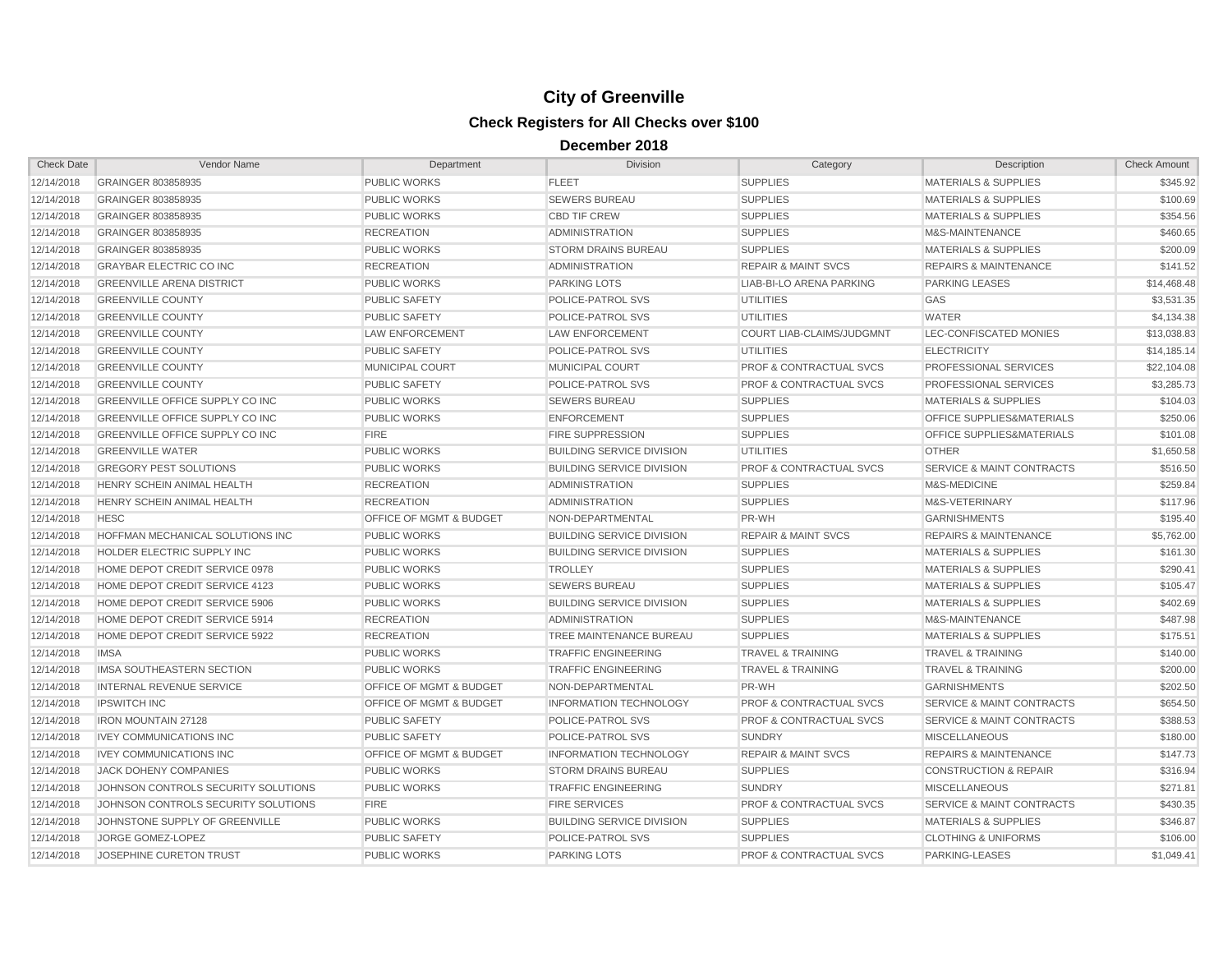# City of Greenville

## Check Registers for All Checks over $100

### December 2018

| Check Date | Vendor Name | Department | Division | Category | Description | Check Amount |
|---|---|---|---|---|---|---|
| 12/14/2018 | GRAINGER 803858935 | PUBLIC WORKS | FLEET | SUPPLIES | MATERIALS & SUPPLIES | $345.92 |
| 12/14/2018 | GRAINGER 803858935 | PUBLIC WORKS | SEWERS BUREAU | SUPPLIES | MATERIALS & SUPPLIES | $100.69 |
| 12/14/2018 | GRAINGER 803858935 | PUBLIC WORKS | CBD TIF CREW | SUPPLIES | MATERIALS & SUPPLIES | $354.56 |
| 12/14/2018 | GRAINGER 803858935 | RECREATION | ADMINISTRATION | SUPPLIES | M&S-MAINTENANCE | $460.65 |
| 12/14/2018 | GRAINGER 803858935 | PUBLIC WORKS | STORM DRAINS BUREAU | SUPPLIES | MATERIALS & SUPPLIES | $200.09 |
| 12/14/2018 | GRAYBAR ELECTRIC CO INC | RECREATION | ADMINISTRATION | REPAIR & MAINT SVCS | REPAIRS & MAINTENANCE | $141.52 |
| 12/14/2018 | GREENVILLE ARENA DISTRICT | PUBLIC WORKS | PARKING LOTS | LIAB-BI-LO ARENA PARKING | PARKING LEASES | $14,468.48 |
| 12/14/2018 | GREENVILLE COUNTY | PUBLIC SAFETY | POLICE-PATROL SVS | UTILITIES | GAS | $3,531.35 |
| 12/14/2018 | GREENVILLE COUNTY | PUBLIC SAFETY | POLICE-PATROL SVS | UTILITIES | WATER | $4,134.38 |
| 12/14/2018 | GREENVILLE COUNTY | LAW ENFORCEMENT | LAW ENFORCEMENT | COURT LIAB-CLAIMS/JUDGMNT | LEC-CONFISCATED MONIES | $13,038.83 |
| 12/14/2018 | GREENVILLE COUNTY | PUBLIC SAFETY | POLICE-PATROL SVS | UTILITIES | ELECTRICITY | $14,185.14 |
| 12/14/2018 | GREENVILLE COUNTY | MUNICIPAL COURT | MUNICIPAL COURT | PROF & CONTRACTUAL SVCS | PROFESSIONAL SERVICES | $22,104.08 |
| 12/14/2018 | GREENVILLE COUNTY | PUBLIC SAFETY | POLICE-PATROL SVS | PROF & CONTRACTUAL SVCS | PROFESSIONAL SERVICES | $3,285.73 |
| 12/14/2018 | GREENVILLE OFFICE SUPPLY CO INC | PUBLIC WORKS | SEWERS BUREAU | SUPPLIES | MATERIALS & SUPPLIES | $104.03 |
| 12/14/2018 | GREENVILLE OFFICE SUPPLY CO INC | PUBLIC WORKS | ENFORCEMENT | SUPPLIES | OFFICE SUPPLIES&MATERIALS | $250.06 |
| 12/14/2018 | GREENVILLE OFFICE SUPPLY CO INC | FIRE | FIRE SUPPRESSION | SUPPLIES | OFFICE SUPPLIES&MATERIALS | $101.08 |
| 12/14/2018 | GREENVILLE WATER | PUBLIC WORKS | BUILDING SERVICE DIVISION | UTILITIES | OTHER | $1,650.58 |
| 12/14/2018 | GREGORY PEST SOLUTIONS | PUBLIC WORKS | BUILDING SERVICE DIVISION | PROF & CONTRACTUAL SVCS | SERVICE & MAINT CONTRACTS | $516.50 |
| 12/14/2018 | HENRY SCHEIN ANIMAL HEALTH | RECREATION | ADMINISTRATION | SUPPLIES | M&S-MEDICINE | $259.84 |
| 12/14/2018 | HENRY SCHEIN ANIMAL HEALTH | RECREATION | ADMINISTRATION | SUPPLIES | M&S-VETERINARY | $117.96 |
| 12/14/2018 | HESC | OFFICE OF MGMT & BUDGET | NON-DEPARTMENTAL | PR-WH | GARNISHMENTS | $195.40 |
| 12/14/2018 | HOFFMAN MECHANICAL SOLUTIONS INC | PUBLIC WORKS | BUILDING SERVICE DIVISION | REPAIR & MAINT SVCS | REPAIRS & MAINTENANCE | $5,762.00 |
| 12/14/2018 | HOLDER ELECTRIC SUPPLY INC | PUBLIC WORKS | BUILDING SERVICE DIVISION | SUPPLIES | MATERIALS & SUPPLIES | $161.30 |
| 12/14/2018 | HOME DEPOT CREDIT SERVICE 0978 | PUBLIC WORKS | TROLLEY | SUPPLIES | MATERIALS & SUPPLIES | $290.41 |
| 12/14/2018 | HOME DEPOT CREDIT SERVICE 4123 | PUBLIC WORKS | SEWERS BUREAU | SUPPLIES | MATERIALS & SUPPLIES | $105.47 |
| 12/14/2018 | HOME DEPOT CREDIT SERVICE 5906 | PUBLIC WORKS | BUILDING SERVICE DIVISION | SUPPLIES | MATERIALS & SUPPLIES | $402.69 |
| 12/14/2018 | HOME DEPOT CREDIT SERVICE 5914 | RECREATION | ADMINISTRATION | SUPPLIES | M&S-MAINTENANCE | $487.98 |
| 12/14/2018 | HOME DEPOT CREDIT SERVICE 5922 | RECREATION | TREE MAINTENANCE BUREAU | SUPPLIES | MATERIALS & SUPPLIES | $175.51 |
| 12/14/2018 | IMSA | PUBLIC WORKS | TRAFFIC ENGINEERING | TRAVEL & TRAINING | TRAVEL & TRAINING | $140.00 |
| 12/14/2018 | IMSA SOUTHEASTERN SECTION | PUBLIC WORKS | TRAFFIC ENGINEERING | TRAVEL & TRAINING | TRAVEL & TRAINING | $200.00 |
| 12/14/2018 | INTERNAL REVENUE SERVICE | OFFICE OF MGMT & BUDGET | NON-DEPARTMENTAL | PR-WH | GARNISHMENTS | $202.50 |
| 12/14/2018 | IPSWITCH INC | OFFICE OF MGMT & BUDGET | INFORMATION TECHNOLOGY | PROF & CONTRACTUAL SVCS | SERVICE & MAINT CONTRACTS | $654.50 |
| 12/14/2018 | IRON MOUNTAIN 27128 | PUBLIC SAFETY | POLICE-PATROL SVS | PROF & CONTRACTUAL SVCS | SERVICE & MAINT CONTRACTS | $388.53 |
| 12/14/2018 | IVEY COMMUNICATIONS INC | PUBLIC SAFETY | POLICE-PATROL SVS | SUNDRY | MISCELLANEOUS | $180.00 |
| 12/14/2018 | IVEY COMMUNICATIONS INC | OFFICE OF MGMT & BUDGET | INFORMATION TECHNOLOGY | REPAIR & MAINT SVCS | REPAIRS & MAINTENANCE | $147.73 |
| 12/14/2018 | JACK DOHENY COMPANIES | PUBLIC WORKS | STORM DRAINS BUREAU | SUPPLIES | CONSTRUCTION & REPAIR | $316.94 |
| 12/14/2018 | JOHNSON CONTROLS SECURITY SOLUTIONS | PUBLIC WORKS | TRAFFIC ENGINEERING | SUNDRY | MISCELLANEOUS | $271.81 |
| 12/14/2018 | JOHNSON CONTROLS SECURITY SOLUTIONS | FIRE | FIRE SERVICES | PROF & CONTRACTUAL SVCS | SERVICE & MAINT CONTRACTS | $430.35 |
| 12/14/2018 | JOHNSTONE SUPPLY OF GREENVILLE | PUBLIC WORKS | BUILDING SERVICE DIVISION | SUPPLIES | MATERIALS & SUPPLIES | $346.87 |
| 12/14/2018 | JORGE GOMEZ-LOPEZ | PUBLIC SAFETY | POLICE-PATROL SVS | SUPPLIES | CLOTHING & UNIFORMS | $106.00 |
| 12/14/2018 | JOSEPHINE CURETON TRUST | PUBLIC WORKS | PARKING LOTS | PROF & CONTRACTUAL SVCS | PARKING-LEASES | $1,049.41 |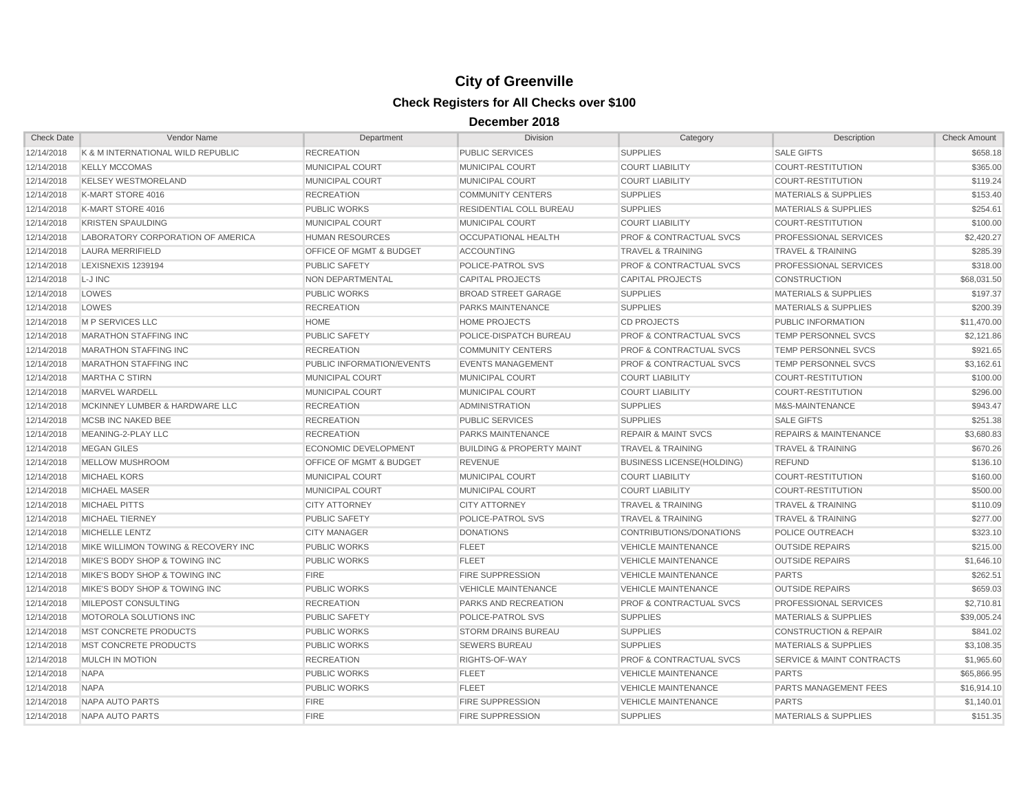# City of Greenville

## Check Registers for All Checks over $100

### December 2018

| Check Date | Vendor Name | Department | Division | Category | Description | Check Amount |
|---|---|---|---|---|---|---|
| 12/14/2018 | K & M INTERNATIONAL WILD REPUBLIC | RECREATION | PUBLIC SERVICES | SUPPLIES | SALE GIFTS | $658.18 |
| 12/14/2018 | KELLY MCCOMAS | MUNICIPAL COURT | MUNICIPAL COURT | COURT LIABILITY | COURT-RESTITUTION | $365.00 |
| 12/14/2018 | KELSEY WESTMORELAND | MUNICIPAL COURT | MUNICIPAL COURT | COURT LIABILITY | COURT-RESTITUTION | $119.24 |
| 12/14/2018 | K-MART STORE 4016 | RECREATION | COMMUNITY CENTERS | SUPPLIES | MATERIALS & SUPPLIES | $153.40 |
| 12/14/2018 | K-MART STORE 4016 | PUBLIC WORKS | RESIDENTIAL COLL BUREAU | SUPPLIES | MATERIALS & SUPPLIES | $254.61 |
| 12/14/2018 | KRISTEN SPAULDING | MUNICIPAL COURT | MUNICIPAL COURT | COURT LIABILITY | COURT-RESTITUTION | $100.00 |
| 12/14/2018 | LABORATORY CORPORATION OF AMERICA | HUMAN RESOURCES | OCCUPATIONAL HEALTH | PROF & CONTRACTUAL SVCS | PROFESSIONAL SERVICES | $2,420.27 |
| 12/14/2018 | LAURA MERRIFIELD | OFFICE OF MGMT & BUDGET | ACCOUNTING | TRAVEL & TRAINING | TRAVEL & TRAINING | $285.39 |
| 12/14/2018 | LEXISNEXIS 1239194 | PUBLIC SAFETY | POLICE-PATROL SVS | PROF & CONTRACTUAL SVCS | PROFESSIONAL SERVICES | $318.00 |
| 12/14/2018 | L-J INC | NON DEPARTMENTAL | CAPITAL PROJECTS | CAPITAL PROJECTS | CONSTRUCTION | $68,031.50 |
| 12/14/2018 | LOWES | PUBLIC WORKS | BROAD STREET GARAGE | SUPPLIES | MATERIALS & SUPPLIES | $197.37 |
| 12/14/2018 | LOWES | RECREATION | PARKS MAINTENANCE | SUPPLIES | MATERIALS & SUPPLIES | $200.39 |
| 12/14/2018 | M P SERVICES LLC | HOME | HOME PROJECTS | CD PROJECTS | PUBLIC INFORMATION | $11,470.00 |
| 12/14/2018 | MARATHON STAFFING INC | PUBLIC SAFETY | POLICE-DISPATCH BUREAU | PROF & CONTRACTUAL SVCS | TEMP PERSONNEL SVCS | $2,121.86 |
| 12/14/2018 | MARATHON STAFFING INC | RECREATION | COMMUNITY CENTERS | PROF & CONTRACTUAL SVCS | TEMP PERSONNEL SVCS | $921.65 |
| 12/14/2018 | MARATHON STAFFING INC | PUBLIC INFORMATION/EVENTS | EVENTS MANAGEMENT | PROF & CONTRACTUAL SVCS | TEMP PERSONNEL SVCS | $3,162.61 |
| 12/14/2018 | MARTHA C STIRN | MUNICIPAL COURT | MUNICIPAL COURT | COURT LIABILITY | COURT-RESTITUTION | $100.00 |
| 12/14/2018 | MARVEL WARDELL | MUNICIPAL COURT | MUNICIPAL COURT | COURT LIABILITY | COURT-RESTITUTION | $296.00 |
| 12/14/2018 | MCKINNEY LUMBER & HARDWARE LLC | RECREATION | ADMINISTRATION | SUPPLIES | M&S-MAINTENANCE | $943.47 |
| 12/14/2018 | MCSB INC NAKED BEE | RECREATION | PUBLIC SERVICES | SUPPLIES | SALE GIFTS | $251.38 |
| 12/14/2018 | MEANING-2-PLAY LLC | RECREATION | PARKS MAINTENANCE | REPAIR & MAINT SVCS | REPAIRS & MAINTENANCE | $3,680.83 |
| 12/14/2018 | MEGAN GILES | ECONOMIC DEVELOPMENT | BUILDING & PROPERTY MAINT | TRAVEL & TRAINING | TRAVEL & TRAINING | $670.26 |
| 12/14/2018 | MELLOW MUSHROOM | OFFICE OF MGMT & BUDGET | REVENUE | BUSINESS LICENSE(HOLDING) | REFUND | $136.10 |
| 12/14/2018 | MICHAEL KORS | MUNICIPAL COURT | MUNICIPAL COURT | COURT LIABILITY | COURT-RESTITUTION | $160.00 |
| 12/14/2018 | MICHAEL MASER | MUNICIPAL COURT | MUNICIPAL COURT | COURT LIABILITY | COURT-RESTITUTION | $500.00 |
| 12/14/2018 | MICHAEL PITTS | CITY ATTORNEY | CITY ATTORNEY | TRAVEL & TRAINING | TRAVEL & TRAINING | $110.09 |
| 12/14/2018 | MICHAEL TIERNEY | PUBLIC SAFETY | POLICE-PATROL SVS | TRAVEL & TRAINING | TRAVEL & TRAINING | $277.00 |
| 12/14/2018 | MICHELLE LENTZ | CITY MANAGER | DONATIONS | CONTRIBUTIONS/DONATIONS | POLICE OUTREACH | $323.10 |
| 12/14/2018 | MIKE WILLIMON TOWING & RECOVERY INC | PUBLIC WORKS | FLEET | VEHICLE MAINTENANCE | OUTSIDE REPAIRS | $215.00 |
| 12/14/2018 | MIKE'S BODY SHOP & TOWING INC | PUBLIC WORKS | FLEET | VEHICLE MAINTENANCE | OUTSIDE REPAIRS | $1,646.10 |
| 12/14/2018 | MIKE'S BODY SHOP & TOWING INC | FIRE | FIRE SUPPRESSION | VEHICLE MAINTENANCE | PARTS | $262.51 |
| 12/14/2018 | MIKE'S BODY SHOP & TOWING INC | PUBLIC WORKS | VEHICLE MAINTENANCE | VEHICLE MAINTENANCE | OUTSIDE REPAIRS | $659.03 |
| 12/14/2018 | MILEPOST CONSULTING | RECREATION | PARKS AND RECREATION | PROF & CONTRACTUAL SVCS | PROFESSIONAL SERVICES | $2,710.81 |
| 12/14/2018 | MOTOROLA SOLUTIONS INC | PUBLIC SAFETY | POLICE-PATROL SVS | SUPPLIES | MATERIALS & SUPPLIES | $39,005.24 |
| 12/14/2018 | MST CONCRETE PRODUCTS | PUBLIC WORKS | STORM DRAINS BUREAU | SUPPLIES | CONSTRUCTION & REPAIR | $841.02 |
| 12/14/2018 | MST CONCRETE PRODUCTS | PUBLIC WORKS | SEWERS BUREAU | SUPPLIES | MATERIALS & SUPPLIES | $3,108.35 |
| 12/14/2018 | MULCH IN MOTION | RECREATION | RIGHTS-OF-WAY | PROF & CONTRACTUAL SVCS | SERVICE & MAINT CONTRACTS | $1,965.60 |
| 12/14/2018 | NAPA | PUBLIC WORKS | FLEET | VEHICLE MAINTENANCE | PARTS | $65,866.95 |
| 12/14/2018 | NAPA | PUBLIC WORKS | FLEET | VEHICLE MAINTENANCE | PARTS MANAGEMENT FEES | $16,914.10 |
| 12/14/2018 | NAPA AUTO PARTS | FIRE | FIRE SUPPRESSION | VEHICLE MAINTENANCE | PARTS | $1,140.01 |
| 12/14/2018 | NAPA AUTO PARTS | FIRE | FIRE SUPPRESSION | SUPPLIES | MATERIALS & SUPPLIES | $151.35 |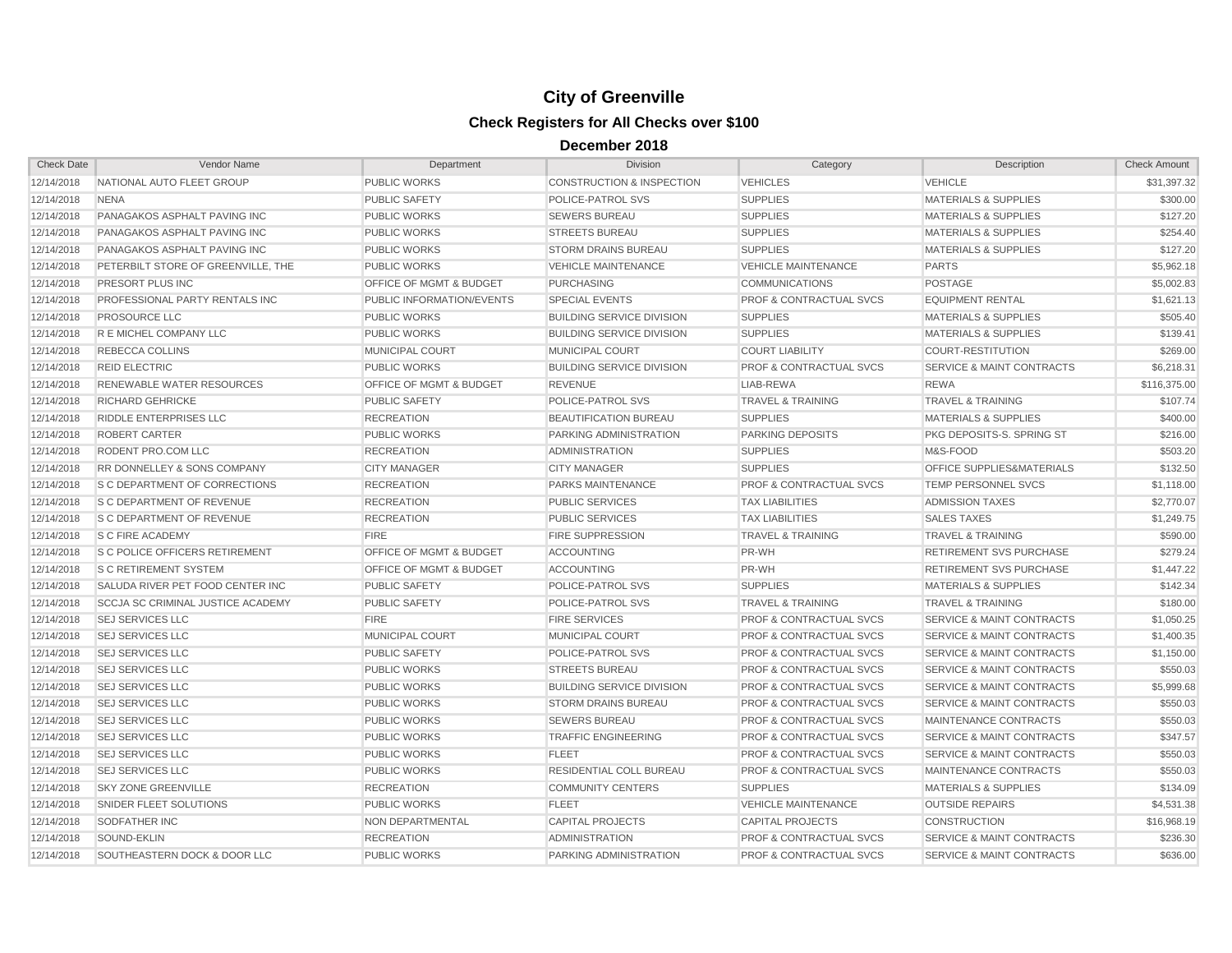# City of Greenville

## Check Registers for All Checks over $100

### December 2018

| Check Date | Vendor Name | Department | Division | Category | Description | Check Amount |
|---|---|---|---|---|---|---|
| 12/14/2018 | NATIONAL AUTO FLEET GROUP | PUBLIC WORKS | CONSTRUCTION & INSPECTION | VEHICLES | VEHICLE | $31,397.32 |
| 12/14/2018 | NENA | PUBLIC SAFETY | POLICE-PATROL SVS | SUPPLIES | MATERIALS & SUPPLIES | $300.00 |
| 12/14/2018 | PANAGAKOS ASPHALT PAVING INC | PUBLIC WORKS | SEWERS BUREAU | SUPPLIES | MATERIALS & SUPPLIES | $127.20 |
| 12/14/2018 | PANAGAKOS ASPHALT PAVING INC | PUBLIC WORKS | STREETS BUREAU | SUPPLIES | MATERIALS & SUPPLIES | $254.40 |
| 12/14/2018 | PANAGAKOS ASPHALT PAVING INC | PUBLIC WORKS | STORM DRAINS BUREAU | SUPPLIES | MATERIALS & SUPPLIES | $127.20 |
| 12/14/2018 | PETERBILT STORE OF GREENVILLE, THE | PUBLIC WORKS | VEHICLE MAINTENANCE | VEHICLE MAINTENANCE | PARTS | $5,962.18 |
| 12/14/2018 | PRESORT PLUS INC | OFFICE OF MGMT & BUDGET | PURCHASING | COMMUNICATIONS | POSTAGE | $5,002.83 |
| 12/14/2018 | PROFESSIONAL PARTY RENTALS INC | PUBLIC INFORMATION/EVENTS | SPECIAL EVENTS | PROF & CONTRACTUAL SVCS | EQUIPMENT RENTAL | $1,621.13 |
| 12/14/2018 | PROSOURCE LLC | PUBLIC WORKS | BUILDING SERVICE DIVISION | SUPPLIES | MATERIALS & SUPPLIES | $505.40 |
| 12/14/2018 | R E MICHEL COMPANY LLC | PUBLIC WORKS | BUILDING SERVICE DIVISION | SUPPLIES | MATERIALS & SUPPLIES | $139.41 |
| 12/14/2018 | REBECCA COLLINS | MUNICIPAL COURT | MUNICIPAL COURT | COURT LIABILITY | COURT-RESTITUTION | $269.00 |
| 12/14/2018 | REID ELECTRIC | PUBLIC WORKS | BUILDING SERVICE DIVISION | PROF & CONTRACTUAL SVCS | SERVICE & MAINT CONTRACTS | $6,218.31 |
| 12/14/2018 | RENEWABLE WATER RESOURCES | OFFICE OF MGMT & BUDGET | REVENUE | LIAB-REWA | REWA | $116,375.00 |
| 12/14/2018 | RICHARD GEHRICKE | PUBLIC SAFETY | POLICE-PATROL SVS | TRAVEL & TRAINING | TRAVEL & TRAINING | $107.74 |
| 12/14/2018 | RIDDLE ENTERPRISES LLC | RECREATION | BEAUTIFICATION BUREAU | SUPPLIES | MATERIALS & SUPPLIES | $400.00 |
| 12/14/2018 | ROBERT CARTER | PUBLIC WORKS | PARKING ADMINISTRATION | PARKING DEPOSITS | PKG DEPOSITS-S. SPRING ST | $216.00 |
| 12/14/2018 | RODENT PRO.COM LLC | RECREATION | ADMINISTRATION | SUPPLIES | M&S-FOOD | $503.20 |
| 12/14/2018 | RR DONNELLEY & SONS COMPANY | CITY MANAGER | CITY MANAGER | SUPPLIES | OFFICE SUPPLIES&MATERIALS | $132.50 |
| 12/14/2018 | S C DEPARTMENT OF CORRECTIONS | RECREATION | PARKS MAINTENANCE | PROF & CONTRACTUAL SVCS | TEMP PERSONNEL SVCS | $1,118.00 |
| 12/14/2018 | S C DEPARTMENT OF REVENUE | RECREATION | PUBLIC SERVICES | TAX LIABILITIES | ADMISSION TAXES | $2,770.07 |
| 12/14/2018 | S C DEPARTMENT OF REVENUE | RECREATION | PUBLIC SERVICES | TAX LIABILITIES | SALES TAXES | $1,249.75 |
| 12/14/2018 | S C FIRE ACADEMY | FIRE | FIRE SUPPRESSION | TRAVEL & TRAINING | TRAVEL & TRAINING | $590.00 |
| 12/14/2018 | S C POLICE OFFICERS RETIREMENT | OFFICE OF MGMT & BUDGET | ACCOUNTING | PR-WH | RETIREMENT SVS PURCHASE | $279.24 |
| 12/14/2018 | S C RETIREMENT SYSTEM | OFFICE OF MGMT & BUDGET | ACCOUNTING | PR-WH | RETIREMENT SVS PURCHASE | $1,447.22 |
| 12/14/2018 | SALUDA RIVER PET FOOD CENTER INC | PUBLIC SAFETY | POLICE-PATROL SVS | SUPPLIES | MATERIALS & SUPPLIES | $142.34 |
| 12/14/2018 | SCCJA SC CRIMINAL JUSTICE ACADEMY | PUBLIC SAFETY | POLICE-PATROL SVS | TRAVEL & TRAINING | TRAVEL & TRAINING | $180.00 |
| 12/14/2018 | SEJ SERVICES LLC | FIRE | FIRE SERVICES | PROF & CONTRACTUAL SVCS | SERVICE & MAINT CONTRACTS | $1,050.25 |
| 12/14/2018 | SEJ SERVICES LLC | MUNICIPAL COURT | MUNICIPAL COURT | PROF & CONTRACTUAL SVCS | SERVICE & MAINT CONTRACTS | $1,400.35 |
| 12/14/2018 | SEJ SERVICES LLC | PUBLIC SAFETY | POLICE-PATROL SVS | PROF & CONTRACTUAL SVCS | SERVICE & MAINT CONTRACTS | $1,150.00 |
| 12/14/2018 | SEJ SERVICES LLC | PUBLIC WORKS | STREETS BUREAU | PROF & CONTRACTUAL SVCS | SERVICE & MAINT CONTRACTS | $550.03 |
| 12/14/2018 | SEJ SERVICES LLC | PUBLIC WORKS | BUILDING SERVICE DIVISION | PROF & CONTRACTUAL SVCS | SERVICE & MAINT CONTRACTS | $5,999.68 |
| 12/14/2018 | SEJ SERVICES LLC | PUBLIC WORKS | STORM DRAINS BUREAU | PROF & CONTRACTUAL SVCS | SERVICE & MAINT CONTRACTS | $550.03 |
| 12/14/2018 | SEJ SERVICES LLC | PUBLIC WORKS | SEWERS BUREAU | PROF & CONTRACTUAL SVCS | MAINTENANCE CONTRACTS | $550.03 |
| 12/14/2018 | SEJ SERVICES LLC | PUBLIC WORKS | TRAFFIC ENGINEERING | PROF & CONTRACTUAL SVCS | SERVICE & MAINT CONTRACTS | $347.57 |
| 12/14/2018 | SEJ SERVICES LLC | PUBLIC WORKS | FLEET | PROF & CONTRACTUAL SVCS | SERVICE & MAINT CONTRACTS | $550.03 |
| 12/14/2018 | SEJ SERVICES LLC | PUBLIC WORKS | RESIDENTIAL COLL BUREAU | PROF & CONTRACTUAL SVCS | MAINTENANCE CONTRACTS | $550.03 |
| 12/14/2018 | SKY ZONE GREENVILLE | RECREATION | COMMUNITY CENTERS | SUPPLIES | MATERIALS & SUPPLIES | $134.09 |
| 12/14/2018 | SNIDER FLEET SOLUTIONS | PUBLIC WORKS | FLEET | VEHICLE MAINTENANCE | OUTSIDE REPAIRS | $4,531.38 |
| 12/14/2018 | SODFATHER INC | NON DEPARTMENTAL | CAPITAL PROJECTS | CAPITAL PROJECTS | CONSTRUCTION | $16,968.19 |
| 12/14/2018 | SOUND-EKLIN | RECREATION | ADMINISTRATION | PROF & CONTRACTUAL SVCS | SERVICE & MAINT CONTRACTS | $236.30 |
| 12/14/2018 | SOUTHEASTERN DOCK & DOOR LLC | PUBLIC WORKS | PARKING ADMINISTRATION | PROF & CONTRACTUAL SVCS | SERVICE & MAINT CONTRACTS | $636.00 |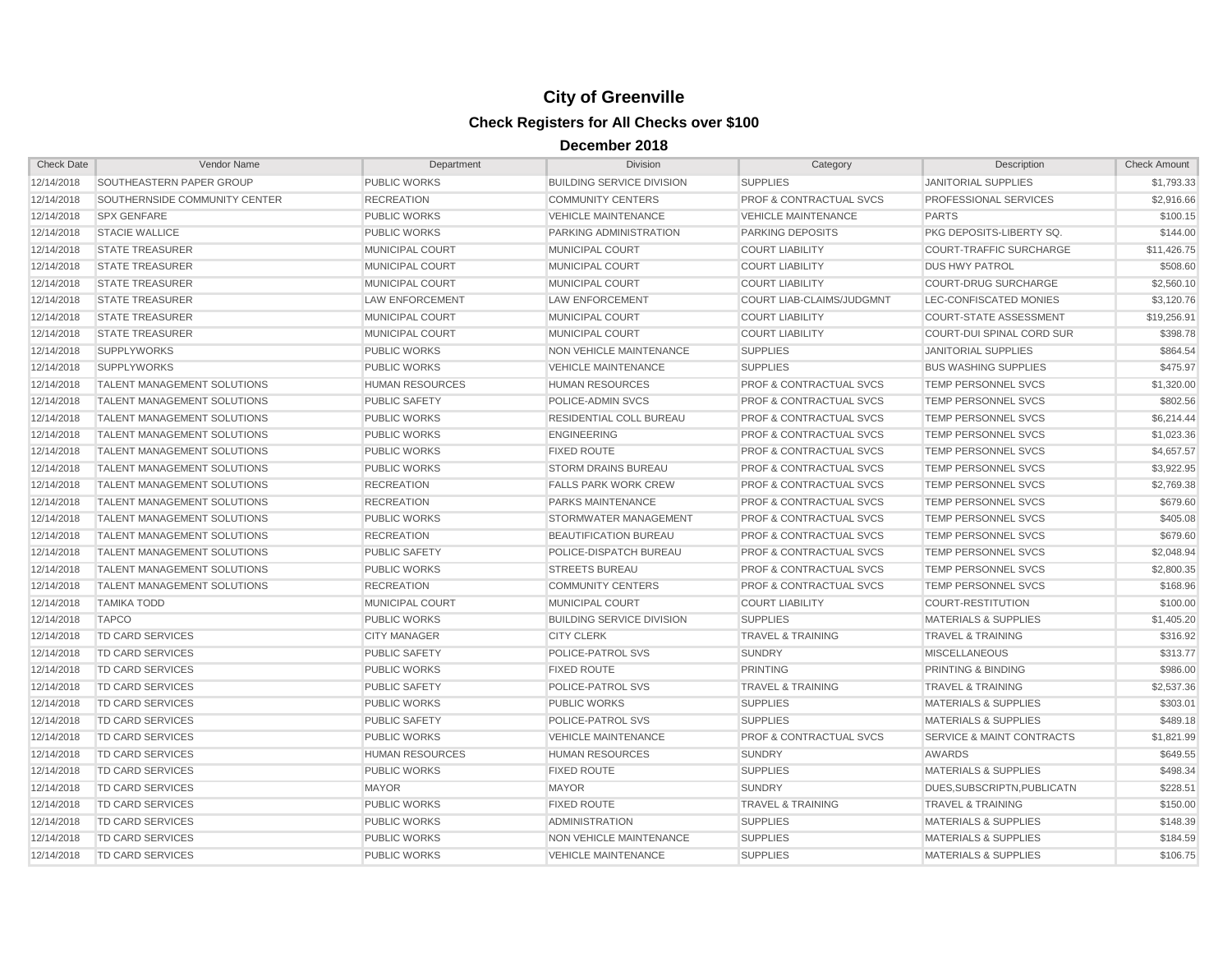# City of Greenville

## Check Registers for All Checks over $100

### December 2018

| Check Date | Vendor Name | Department | Division | Category | Description | Check Amount |
|---|---|---|---|---|---|---|
| 12/14/2018 | SOUTHEASTERN PAPER GROUP | PUBLIC WORKS | BUILDING SERVICE DIVISION | SUPPLIES | JANITORIAL SUPPLIES | $1,793.33 |
| 12/14/2018 | SOUTHERNSIDE COMMUNITY CENTER | RECREATION | COMMUNITY CENTERS | PROF & CONTRACTUAL SVCS | PROFESSIONAL SERVICES | $2,916.66 |
| 12/14/2018 | SPX GENFARE | PUBLIC WORKS | VEHICLE MAINTENANCE | VEHICLE MAINTENANCE | PARTS | $100.15 |
| 12/14/2018 | STACIE WALLICE | PUBLIC WORKS | PARKING ADMINISTRATION | PARKING DEPOSITS | PKG DEPOSITS-LIBERTY SQ. | $144.00 |
| 12/14/2018 | STATE TREASURER | MUNICIPAL COURT | MUNICIPAL COURT | COURT LIABILITY | COURT-TRAFFIC SURCHARGE | $11,426.75 |
| 12/14/2018 | STATE TREASURER | MUNICIPAL COURT | MUNICIPAL COURT | COURT LIABILITY | DUS HWY PATROL | $508.60 |
| 12/14/2018 | STATE TREASURER | MUNICIPAL COURT | MUNICIPAL COURT | COURT LIABILITY | COURT-DRUG SURCHARGE | $2,560.10 |
| 12/14/2018 | STATE TREASURER | LAW ENFORCEMENT | LAW ENFORCEMENT | COURT LIAB-CLAIMS/JUDGMNT | LEC-CONFISCATED MONIES | $3,120.76 |
| 12/14/2018 | STATE TREASURER | MUNICIPAL COURT | MUNICIPAL COURT | COURT LIABILITY | COURT-STATE ASSESSMENT | $19,256.91 |
| 12/14/2018 | STATE TREASURER | MUNICIPAL COURT | MUNICIPAL COURT | COURT LIABILITY | COURT-DUI SPINAL CORD SUR | $398.78 |
| 12/14/2018 | SUPPLYWORKS | PUBLIC WORKS | NON VEHICLE MAINTENANCE | SUPPLIES | JANITORIAL SUPPLIES | $864.54 |
| 12/14/2018 | SUPPLYWORKS | PUBLIC WORKS | VEHICLE MAINTENANCE | SUPPLIES | BUS WASHING SUPPLIES | $475.97 |
| 12/14/2018 | TALENT MANAGEMENT SOLUTIONS | HUMAN RESOURCES | HUMAN RESOURCES | PROF & CONTRACTUAL SVCS | TEMP PERSONNEL SVCS | $1,320.00 |
| 12/14/2018 | TALENT MANAGEMENT SOLUTIONS | PUBLIC SAFETY | POLICE-ADMIN SVCS | PROF & CONTRACTUAL SVCS | TEMP PERSONNEL SVCS | $802.56 |
| 12/14/2018 | TALENT MANAGEMENT SOLUTIONS | PUBLIC WORKS | RESIDENTIAL COLL BUREAU | PROF & CONTRACTUAL SVCS | TEMP PERSONNEL SVCS | $6,214.44 |
| 12/14/2018 | TALENT MANAGEMENT SOLUTIONS | PUBLIC WORKS | ENGINEERING | PROF & CONTRACTUAL SVCS | TEMP PERSONNEL SVCS | $1,023.36 |
| 12/14/2018 | TALENT MANAGEMENT SOLUTIONS | PUBLIC WORKS | FIXED ROUTE | PROF & CONTRACTUAL SVCS | TEMP PERSONNEL SVCS | $4,657.57 |
| 12/14/2018 | TALENT MANAGEMENT SOLUTIONS | PUBLIC WORKS | STORM DRAINS BUREAU | PROF & CONTRACTUAL SVCS | TEMP PERSONNEL SVCS | $3,922.95 |
| 12/14/2018 | TALENT MANAGEMENT SOLUTIONS | RECREATION | FALLS PARK WORK CREW | PROF & CONTRACTUAL SVCS | TEMP PERSONNEL SVCS | $2,769.38 |
| 12/14/2018 | TALENT MANAGEMENT SOLUTIONS | RECREATION | PARKS MAINTENANCE | PROF & CONTRACTUAL SVCS | TEMP PERSONNEL SVCS | $679.60 |
| 12/14/2018 | TALENT MANAGEMENT SOLUTIONS | PUBLIC WORKS | STORMWATER MANAGEMENT | PROF & CONTRACTUAL SVCS | TEMP PERSONNEL SVCS | $405.08 |
| 12/14/2018 | TALENT MANAGEMENT SOLUTIONS | RECREATION | BEAUTIFICATION BUREAU | PROF & CONTRACTUAL SVCS | TEMP PERSONNEL SVCS | $679.60 |
| 12/14/2018 | TALENT MANAGEMENT SOLUTIONS | PUBLIC SAFETY | POLICE-DISPATCH BUREAU | PROF & CONTRACTUAL SVCS | TEMP PERSONNEL SVCS | $2,048.94 |
| 12/14/2018 | TALENT MANAGEMENT SOLUTIONS | PUBLIC WORKS | STREETS BUREAU | PROF & CONTRACTUAL SVCS | TEMP PERSONNEL SVCS | $2,800.35 |
| 12/14/2018 | TALENT MANAGEMENT SOLUTIONS | RECREATION | COMMUNITY CENTERS | PROF & CONTRACTUAL SVCS | TEMP PERSONNEL SVCS | $168.96 |
| 12/14/2018 | TAMIKA TODD | MUNICIPAL COURT | MUNICIPAL COURT | COURT LIABILITY | COURT-RESTITUTION | $100.00 |
| 12/14/2018 | TAPCO | PUBLIC WORKS | BUILDING SERVICE DIVISION | SUPPLIES | MATERIALS & SUPPLIES | $1,405.20 |
| 12/14/2018 | TD CARD SERVICES | CITY MANAGER | CITY CLERK | TRAVEL & TRAINING | TRAVEL & TRAINING | $316.92 |
| 12/14/2018 | TD CARD SERVICES | PUBLIC SAFETY | POLICE-PATROL SVS | SUNDRY | MISCELLANEOUS | $313.77 |
| 12/14/2018 | TD CARD SERVICES | PUBLIC WORKS | FIXED ROUTE | PRINTING | PRINTING & BINDING | $986.00 |
| 12/14/2018 | TD CARD SERVICES | PUBLIC SAFETY | POLICE-PATROL SVS | TRAVEL & TRAINING | TRAVEL & TRAINING | $2,537.36 |
| 12/14/2018 | TD CARD SERVICES | PUBLIC WORKS | PUBLIC WORKS | SUPPLIES | MATERIALS & SUPPLIES | $303.01 |
| 12/14/2018 | TD CARD SERVICES | PUBLIC SAFETY | POLICE-PATROL SVS | SUPPLIES | MATERIALS & SUPPLIES | $489.18 |
| 12/14/2018 | TD CARD SERVICES | PUBLIC WORKS | VEHICLE MAINTENANCE | PROF & CONTRACTUAL SVCS | SERVICE & MAINT CONTRACTS | $1,821.99 |
| 12/14/2018 | TD CARD SERVICES | HUMAN RESOURCES | HUMAN RESOURCES | SUNDRY | AWARDS | $649.55 |
| 12/14/2018 | TD CARD SERVICES | PUBLIC WORKS | FIXED ROUTE | SUPPLIES | MATERIALS & SUPPLIES | $498.34 |
| 12/14/2018 | TD CARD SERVICES | MAYOR | MAYOR | SUNDRY | DUES,SUBSCRIPTN,PUBLICATN | $228.51 |
| 12/14/2018 | TD CARD SERVICES | PUBLIC WORKS | FIXED ROUTE | TRAVEL & TRAINING | TRAVEL & TRAINING | $150.00 |
| 12/14/2018 | TD CARD SERVICES | PUBLIC WORKS | ADMINISTRATION | SUPPLIES | MATERIALS & SUPPLIES | $148.39 |
| 12/14/2018 | TD CARD SERVICES | PUBLIC WORKS | NON VEHICLE MAINTENANCE | SUPPLIES | MATERIALS & SUPPLIES | $184.59 |
| 12/14/2018 | TD CARD SERVICES | PUBLIC WORKS | VEHICLE MAINTENANCE | SUPPLIES | MATERIALS & SUPPLIES | $106.75 |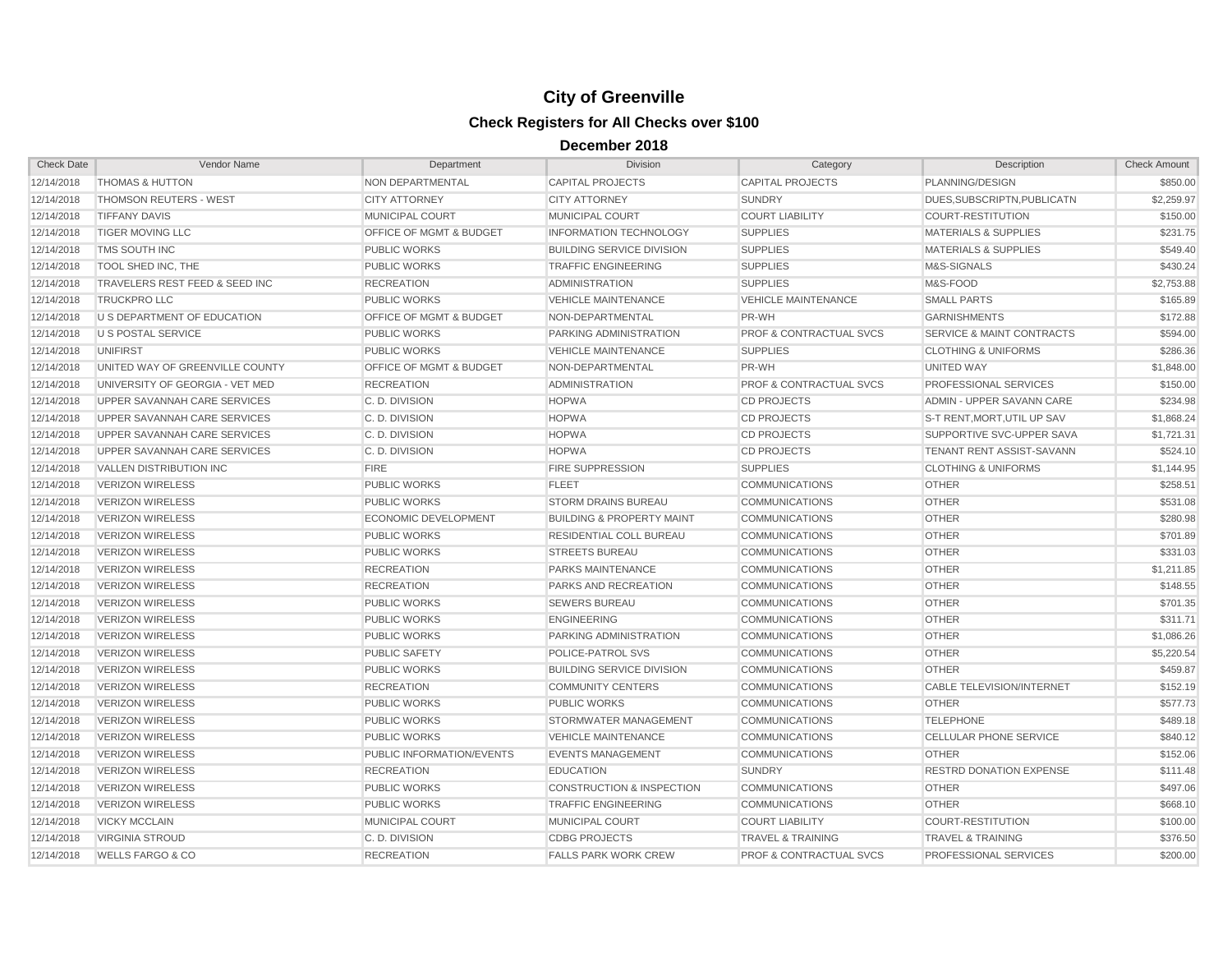# City of Greenville

## Check Registers for All Checks over $100

### December 2018

| Check Date | Vendor Name | Department | Division | Category | Description | Check Amount |
|---|---|---|---|---|---|---|
| 12/14/2018 | THOMAS & HUTTON | NON DEPARTMENTAL | CAPITAL PROJECTS | CAPITAL PROJECTS | PLANNING/DESIGN | $850.00 |
| 12/14/2018 | THOMSON REUTERS - WEST | CITY ATTORNEY | CITY ATTORNEY | SUNDRY | DUES,SUBSCRIPTN,PUBLICATN | $2,259.97 |
| 12/14/2018 | TIFFANY DAVIS | MUNICIPAL COURT | MUNICIPAL COURT | COURT LIABILITY | COURT-RESTITUTION | $150.00 |
| 12/14/2018 | TIGER MOVING LLC | OFFICE OF MGMT & BUDGET | INFORMATION TECHNOLOGY | SUPPLIES | MATERIALS & SUPPLIES | $231.75 |
| 12/14/2018 | TMS SOUTH INC | PUBLIC WORKS | BUILDING SERVICE DIVISION | SUPPLIES | MATERIALS & SUPPLIES | $549.40 |
| 12/14/2018 | TOOL SHED INC, THE | PUBLIC WORKS | TRAFFIC ENGINEERING | SUPPLIES | M&S-SIGNALS | $430.24 |
| 12/14/2018 | TRAVELERS REST FEED & SEED INC | RECREATION | ADMINISTRATION | SUPPLIES | M&S-FOOD | $2,753.88 |
| 12/14/2018 | TRUCKPRO LLC | PUBLIC WORKS | VEHICLE MAINTENANCE | VEHICLE MAINTENANCE | SMALL PARTS | $165.89 |
| 12/14/2018 | U S DEPARTMENT OF EDUCATION | OFFICE OF MGMT & BUDGET | NON-DEPARTMENTAL | PR-WH | GARNISHMENTS | $172.88 |
| 12/14/2018 | U S POSTAL SERVICE | PUBLIC WORKS | PARKING ADMINISTRATION | PROF & CONTRACTUAL SVCS | SERVICE & MAINT CONTRACTS | $594.00 |
| 12/14/2018 | UNIFIRST | PUBLIC WORKS | VEHICLE MAINTENANCE | SUPPLIES | CLOTHING & UNIFORMS | $286.36 |
| 12/14/2018 | UNITED WAY OF GREENVILLE COUNTY | OFFICE OF MGMT & BUDGET | NON-DEPARTMENTAL | PR-WH | UNITED WAY | $1,848.00 |
| 12/14/2018 | UNIVERSITY OF GEORGIA - VET MED | RECREATION | ADMINISTRATION | PROF & CONTRACTUAL SVCS | PROFESSIONAL SERVICES | $150.00 |
| 12/14/2018 | UPPER SAVANNAH CARE SERVICES | C. D. DIVISION | HOPWA | CD PROJECTS | ADMIN - UPPER SAVANN CARE | $234.98 |
| 12/14/2018 | UPPER SAVANNAH CARE SERVICES | C. D. DIVISION | HOPWA | CD PROJECTS | S-T RENT,MORT,UTIL UP SAV | $1,868.24 |
| 12/14/2018 | UPPER SAVANNAH CARE SERVICES | C. D. DIVISION | HOPWA | CD PROJECTS | SUPPORTIVE SVC-UPPER SAVA | $1,721.31 |
| 12/14/2018 | UPPER SAVANNAH CARE SERVICES | C. D. DIVISION | HOPWA | CD PROJECTS | TENANT RENT ASSIST-SAVANN | $524.10 |
| 12/14/2018 | VALLEN DISTRIBUTION INC | FIRE | FIRE SUPPRESSION | SUPPLIES | CLOTHING & UNIFORMS | $1,144.95 |
| 12/14/2018 | VERIZON WIRELESS | PUBLIC WORKS | FLEET | COMMUNICATIONS | OTHER | $258.51 |
| 12/14/2018 | VERIZON WIRELESS | PUBLIC WORKS | STORM DRAINS BUREAU | COMMUNICATIONS | OTHER | $531.08 |
| 12/14/2018 | VERIZON WIRELESS | ECONOMIC DEVELOPMENT | BUILDING & PROPERTY MAINT | COMMUNICATIONS | OTHER | $280.98 |
| 12/14/2018 | VERIZON WIRELESS | PUBLIC WORKS | RESIDENTIAL COLL BUREAU | COMMUNICATIONS | OTHER | $701.89 |
| 12/14/2018 | VERIZON WIRELESS | PUBLIC WORKS | STREETS BUREAU | COMMUNICATIONS | OTHER | $331.03 |
| 12/14/2018 | VERIZON WIRELESS | RECREATION | PARKS MAINTENANCE | COMMUNICATIONS | OTHER | $1,211.85 |
| 12/14/2018 | VERIZON WIRELESS | RECREATION | PARKS AND RECREATION | COMMUNICATIONS | OTHER | $148.55 |
| 12/14/2018 | VERIZON WIRELESS | PUBLIC WORKS | SEWERS BUREAU | COMMUNICATIONS | OTHER | $701.35 |
| 12/14/2018 | VERIZON WIRELESS | PUBLIC WORKS | ENGINEERING | COMMUNICATIONS | OTHER | $311.71 |
| 12/14/2018 | VERIZON WIRELESS | PUBLIC WORKS | PARKING ADMINISTRATION | COMMUNICATIONS | OTHER | $1,086.26 |
| 12/14/2018 | VERIZON WIRELESS | PUBLIC SAFETY | POLICE-PATROL SVS | COMMUNICATIONS | OTHER | $5,220.54 |
| 12/14/2018 | VERIZON WIRELESS | PUBLIC WORKS | BUILDING SERVICE DIVISION | COMMUNICATIONS | OTHER | $459.87 |
| 12/14/2018 | VERIZON WIRELESS | RECREATION | COMMUNITY CENTERS | COMMUNICATIONS | CABLE TELEVISION/INTERNET | $152.19 |
| 12/14/2018 | VERIZON WIRELESS | PUBLIC WORKS | PUBLIC WORKS | COMMUNICATIONS | OTHER | $577.73 |
| 12/14/2018 | VERIZON WIRELESS | PUBLIC WORKS | STORMWATER MANAGEMENT | COMMUNICATIONS | TELEPHONE | $489.18 |
| 12/14/2018 | VERIZON WIRELESS | PUBLIC WORKS | VEHICLE MAINTENANCE | COMMUNICATIONS | CELLULAR PHONE SERVICE | $840.12 |
| 12/14/2018 | VERIZON WIRELESS | PUBLIC INFORMATION/EVENTS | EVENTS MANAGEMENT | COMMUNICATIONS | OTHER | $152.06 |
| 12/14/2018 | VERIZON WIRELESS | RECREATION | EDUCATION | SUNDRY | RESTRD DONATION EXPENSE | $111.48 |
| 12/14/2018 | VERIZON WIRELESS | PUBLIC WORKS | CONSTRUCTION & INSPECTION | COMMUNICATIONS | OTHER | $497.06 |
| 12/14/2018 | VERIZON WIRELESS | PUBLIC WORKS | TRAFFIC ENGINEERING | COMMUNICATIONS | OTHER | $668.10 |
| 12/14/2018 | VICKY MCCLAIN | MUNICIPAL COURT | MUNICIPAL COURT | COURT LIABILITY | COURT-RESTITUTION | $100.00 |
| 12/14/2018 | VIRGINIA STROUD | C. D. DIVISION | CDBG PROJECTS | TRAVEL & TRAINING | TRAVEL & TRAINING | $376.50 |
| 12/14/2018 | WELLS FARGO & CO | RECREATION | FALLS PARK WORK CREW | PROF & CONTRACTUAL SVCS | PROFESSIONAL SERVICES | $200.00 |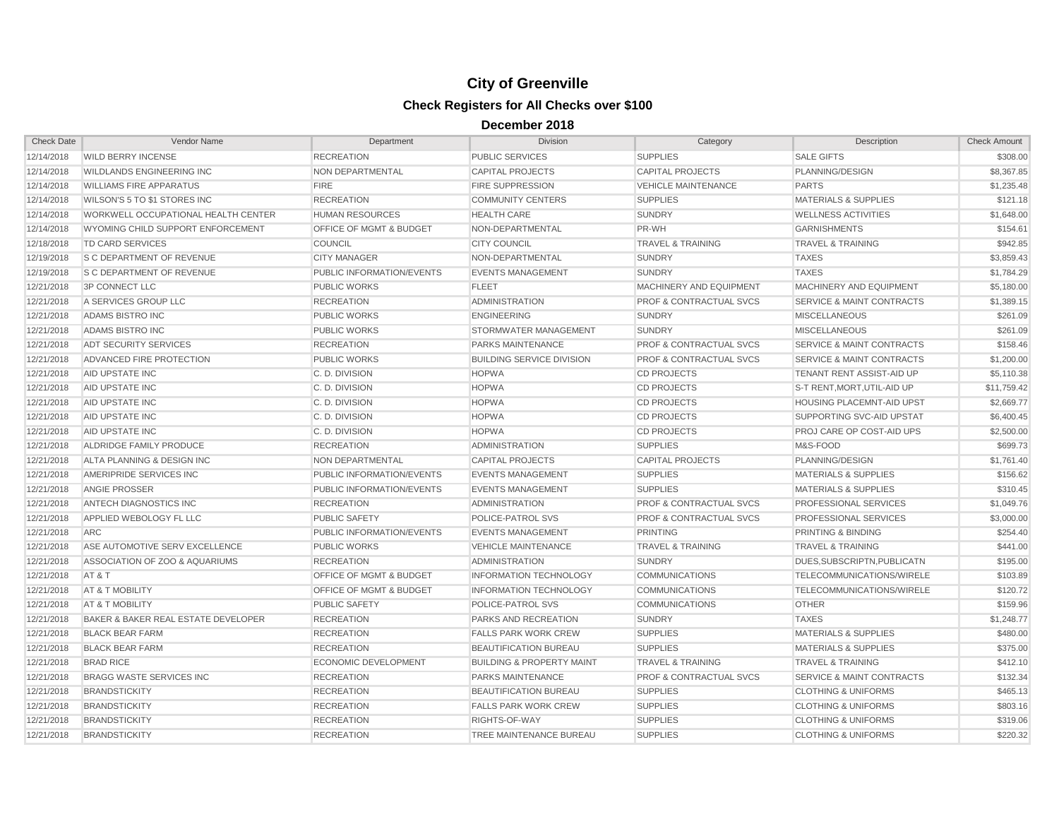# City of Greenville

## Check Registers for All Checks over $100

### December 2018

| Check Date | Vendor Name | Department | Division | Category | Description | Check Amount |
|---|---|---|---|---|---|---|
| 12/14/2018 | WILD BERRY INCENSE | RECREATION | PUBLIC SERVICES | SUPPLIES | SALE GIFTS | $308.00 |
| 12/14/2018 | WILDLANDS ENGINEERING INC | NON DEPARTMENTAL | CAPITAL PROJECTS | CAPITAL PROJECTS | PLANNING/DESIGN | $8,367.85 |
| 12/14/2018 | WILLIAMS FIRE APPARATUS | FIRE | FIRE SUPPRESSION | VEHICLE MAINTENANCE | PARTS | $1,235.48 |
| 12/14/2018 | WILSON'S 5 TO $1 STORES INC | RECREATION | COMMUNITY CENTERS | SUPPLIES | MATERIALS & SUPPLIES | $121.18 |
| 12/14/2018 | WORKWELL OCCUPATIONAL HEALTH CENTER | HUMAN RESOURCES | HEALTH CARE | SUNDRY | WELLNESS ACTIVITIES | $1,648.00 |
| 12/14/2018 | WYOMING CHILD SUPPORT ENFORCEMENT | OFFICE OF MGMT & BUDGET | NON-DEPARTMENTAL | PR-WH | GARNISHMENTS | $154.61 |
| 12/18/2018 | TD CARD SERVICES | COUNCIL | CITY COUNCIL | TRAVEL & TRAINING | TRAVEL & TRAINING | $942.85 |
| 12/19/2018 | S C DEPARTMENT OF REVENUE | CITY MANAGER | NON-DEPARTMENTAL | SUNDRY | TAXES | $3,859.43 |
| 12/19/2018 | S C DEPARTMENT OF REVENUE | PUBLIC INFORMATION/EVENTS | EVENTS MANAGEMENT | SUNDRY | TAXES | $1,784.29 |
| 12/21/2018 | 3P CONNECT LLC | PUBLIC WORKS | FLEET | MACHINERY AND EQUIPMENT | MACHINERY AND EQUIPMENT | $5,180.00 |
| 12/21/2018 | A SERVICES GROUP LLC | RECREATION | ADMINISTRATION | PROF & CONTRACTUAL SVCS | SERVICE & MAINT CONTRACTS | $1,389.15 |
| 12/21/2018 | ADAMS BISTRO INC | PUBLIC WORKS | ENGINEERING | SUNDRY | MISCELLANEOUS | $261.09 |
| 12/21/2018 | ADAMS BISTRO INC | PUBLIC WORKS | STORMWATER MANAGEMENT | SUNDRY | MISCELLANEOUS | $261.09 |
| 12/21/2018 | ADT SECURITY SERVICES | RECREATION | PARKS MAINTENANCE | PROF & CONTRACTUAL SVCS | SERVICE & MAINT CONTRACTS | $158.46 |
| 12/21/2018 | ADVANCED FIRE PROTECTION | PUBLIC WORKS | BUILDING SERVICE DIVISION | PROF & CONTRACTUAL SVCS | SERVICE & MAINT CONTRACTS | $1,200.00 |
| 12/21/2018 | AID UPSTATE INC | C. D. DIVISION | HOPWA | CD PROJECTS | TENANT RENT ASSIST-AID UP | $5,110.38 |
| 12/21/2018 | AID UPSTATE INC | C. D. DIVISION | HOPWA | CD PROJECTS | S-T RENT,MORT,UTIL-AID UP | $11,759.42 |
| 12/21/2018 | AID UPSTATE INC | C. D. DIVISION | HOPWA | CD PROJECTS | HOUSING PLACEMNT-AID UPST | $2,669.77 |
| 12/21/2018 | AID UPSTATE INC | C. D. DIVISION | HOPWA | CD PROJECTS | SUPPORTING SVC-AID UPSTAT | $6,400.45 |
| 12/21/2018 | AID UPSTATE INC | C. D. DIVISION | HOPWA | CD PROJECTS | PROJ CARE OP COST-AID UPS | $2,500.00 |
| 12/21/2018 | ALDRIDGE FAMILY PRODUCE | RECREATION | ADMINISTRATION | SUPPLIES | M&S-FOOD | $699.73 |
| 12/21/2018 | ALTA PLANNING & DESIGN INC | NON DEPARTMENTAL | CAPITAL PROJECTS | CAPITAL PROJECTS | PLANNING/DESIGN | $1,761.40 |
| 12/21/2018 | AMERIPRIDE SERVICES INC | PUBLIC INFORMATION/EVENTS | EVENTS MANAGEMENT | SUPPLIES | MATERIALS & SUPPLIES | $156.62 |
| 12/21/2018 | ANGIE PROSSER | PUBLIC INFORMATION/EVENTS | EVENTS MANAGEMENT | SUPPLIES | MATERIALS & SUPPLIES | $310.45 |
| 12/21/2018 | ANTECH DIAGNOSTICS INC | RECREATION | ADMINISTRATION | PROF & CONTRACTUAL SVCS | PROFESSIONAL SERVICES | $1,049.76 |
| 12/21/2018 | APPLIED WEBOLOGY FL LLC | PUBLIC SAFETY | POLICE-PATROL SVS | PROF & CONTRACTUAL SVCS | PROFESSIONAL SERVICES | $3,000.00 |
| 12/21/2018 | ARC | PUBLIC INFORMATION/EVENTS | EVENTS MANAGEMENT | PRINTING | PRINTING & BINDING | $254.40 |
| 12/21/2018 | ASE AUTOMOTIVE SERV EXCELLENCE | PUBLIC WORKS | VEHICLE MAINTENANCE | TRAVEL & TRAINING | TRAVEL & TRAINING | $441.00 |
| 12/21/2018 | ASSOCIATION OF ZOO & AQUARIUMS | RECREATION | ADMINISTRATION | SUNDRY | DUES,SUBSCRIPTN,PUBLICATN | $195.00 |
| 12/21/2018 | AT & T | OFFICE OF MGMT & BUDGET | INFORMATION TECHNOLOGY | COMMUNICATIONS | TELECOMMUNICATIONS/WIRELE | $103.89 |
| 12/21/2018 | AT & T MOBILITY | OFFICE OF MGMT & BUDGET | INFORMATION TECHNOLOGY | COMMUNICATIONS | TELECOMMUNICATIONS/WIRELE | $120.72 |
| 12/21/2018 | AT & T MOBILITY | PUBLIC SAFETY | POLICE-PATROL SVS | COMMUNICATIONS | OTHER | $159.96 |
| 12/21/2018 | BAKER & BAKER REAL ESTATE DEVELOPER | RECREATION | PARKS AND RECREATION | SUNDRY | TAXES | $1,248.77 |
| 12/21/2018 | BLACK BEAR FARM | RECREATION | FALLS PARK WORK CREW | SUPPLIES | MATERIALS & SUPPLIES | $480.00 |
| 12/21/2018 | BLACK BEAR FARM | RECREATION | BEAUTIFICATION BUREAU | SUPPLIES | MATERIALS & SUPPLIES | $375.00 |
| 12/21/2018 | BRAD RICE | ECONOMIC DEVELOPMENT | BUILDING & PROPERTY MAINT | TRAVEL & TRAINING | TRAVEL & TRAINING | $412.10 |
| 12/21/2018 | BRAGG WASTE SERVICES INC | RECREATION | PARKS MAINTENANCE | PROF & CONTRACTUAL SVCS | SERVICE & MAINT CONTRACTS | $132.34 |
| 12/21/2018 | BRANDSTICKITY | RECREATION | BEAUTIFICATION BUREAU | SUPPLIES | CLOTHING & UNIFORMS | $465.13 |
| 12/21/2018 | BRANDSTICKITY | RECREATION | FALLS PARK WORK CREW | SUPPLIES | CLOTHING & UNIFORMS | $803.16 |
| 12/21/2018 | BRANDSTICKITY | RECREATION | RIGHTS-OF-WAY | SUPPLIES | CLOTHING & UNIFORMS | $319.06 |
| 12/21/2018 | BRANDSTICKITY | RECREATION | TREE MAINTENANCE BUREAU | SUPPLIES | CLOTHING & UNIFORMS | $220.32 |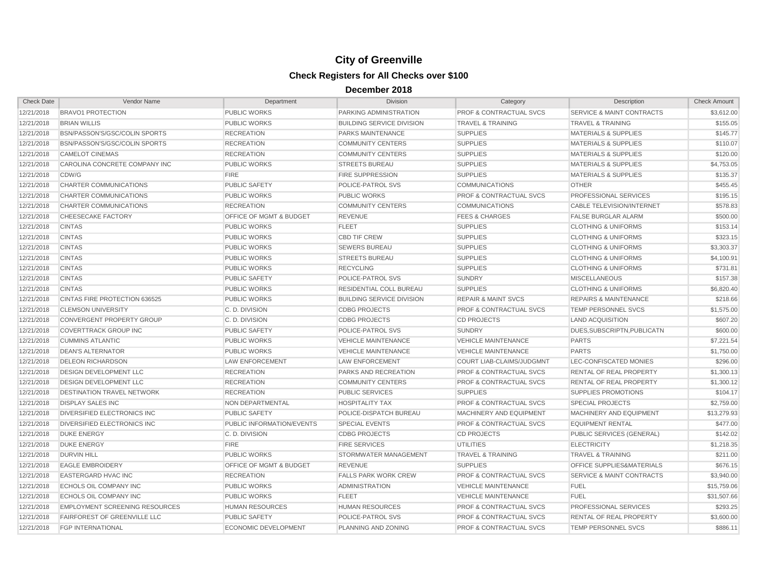# City of Greenville

## Check Registers for All Checks over $100

### December 2018

| Check Date | Vendor Name | Department | Division | Category | Description | Check Amount |
|---|---|---|---|---|---|---|
| 12/21/2018 | BRAVO1 PROTECTION | PUBLIC WORKS | PARKING ADMINISTRATION | PROF & CONTRACTUAL SVCS | SERVICE & MAINT CONTRACTS | $3,612.00 |
| 12/21/2018 | BRIAN WILLIS | PUBLIC WORKS | BUILDING SERVICE DIVISION | TRAVEL & TRAINING | TRAVEL & TRAINING | $155.05 |
| 12/21/2018 | BSN/PASSON'S/GSC/COLIN SPORTS | RECREATION | PARKS MAINTENANCE | SUPPLIES | MATERIALS & SUPPLIES | $145.77 |
| 12/21/2018 | BSN/PASSON'S/GSC/COLIN SPORTS | RECREATION | COMMUNITY CENTERS | SUPPLIES | MATERIALS & SUPPLIES | $110.07 |
| 12/21/2018 | CAMELOT CINEMAS | RECREATION | COMMUNITY CENTERS | SUPPLIES | MATERIALS & SUPPLIES | $120.00 |
| 12/21/2018 | CAROLINA CONCRETE COMPANY INC | PUBLIC WORKS | STREETS BUREAU | SUPPLIES | MATERIALS & SUPPLIES | $4,753.05 |
| 12/21/2018 | CDW/G | FIRE | FIRE SUPPRESSION | SUPPLIES | MATERIALS & SUPPLIES | $135.37 |
| 12/21/2018 | CHARTER COMMUNICATIONS | PUBLIC SAFETY | POLICE-PATROL SVS | COMMUNICATIONS | OTHER | $455.45 |
| 12/21/2018 | CHARTER COMMUNICATIONS | PUBLIC WORKS | PUBLIC WORKS | PROF & CONTRACTUAL SVCS | PROFESSIONAL SERVICES | $195.15 |
| 12/21/2018 | CHARTER COMMUNICATIONS | RECREATION | COMMUNITY CENTERS | COMMUNICATIONS | CABLE TELEVISION/INTERNET | $578.83 |
| 12/21/2018 | CHEESECAKE FACTORY | OFFICE OF MGMT & BUDGET | REVENUE | FEES & CHARGES | FALSE BURGLAR ALARM | $500.00 |
| 12/21/2018 | CINTAS | PUBLIC WORKS | FLEET | SUPPLIES | CLOTHING & UNIFORMS | $153.14 |
| 12/21/2018 | CINTAS | PUBLIC WORKS | CBD TIF CREW | SUPPLIES | CLOTHING & UNIFORMS | $323.15 |
| 12/21/2018 | CINTAS | PUBLIC WORKS | SEWERS BUREAU | SUPPLIES | CLOTHING & UNIFORMS | $3,303.37 |
| 12/21/2018 | CINTAS | PUBLIC WORKS | STREETS BUREAU | SUPPLIES | CLOTHING & UNIFORMS | $4,100.91 |
| 12/21/2018 | CINTAS | PUBLIC WORKS | RECYCLING | SUPPLIES | CLOTHING & UNIFORMS | $731.81 |
| 12/21/2018 | CINTAS | PUBLIC SAFETY | POLICE-PATROL SVS | SUNDRY | MISCELLANEOUS | $157.38 |
| 12/21/2018 | CINTAS | PUBLIC WORKS | RESIDENTIAL COLL BUREAU | SUPPLIES | CLOTHING & UNIFORMS | $6,820.40 |
| 12/21/2018 | CINTAS FIRE PROTECTION 636525 | PUBLIC WORKS | BUILDING SERVICE DIVISION | REPAIR & MAINT SVCS | REPAIRS & MAINTENANCE | $218.66 |
| 12/21/2018 | CLEMSON UNIVERSITY | C. D. DIVISION | CDBG PROJECTS | PROF & CONTRACTUAL SVCS | TEMP PERSONNEL SVCS | $1,575.00 |
| 12/21/2018 | CONVERGENT PROPERTY GROUP | C. D. DIVISION | CDBG PROJECTS | CD PROJECTS | LAND ACQUISITION | $607.20 |
| 12/21/2018 | COVERTTRACK GROUP INC | PUBLIC SAFETY | POLICE-PATROL SVS | SUNDRY | DUES,SUBSCRIPTN,PUBLICATN | $600.00 |
| 12/21/2018 | CUMMINS ATLANTIC | PUBLIC WORKS | VEHICLE MAINTENANCE | VEHICLE MAINTENANCE | PARTS | $7,221.54 |
| 12/21/2018 | DEAN'S ALTERNATOR | PUBLIC WORKS | VEHICLE MAINTENANCE | VEHICLE MAINTENANCE | PARTS | $1,750.00 |
| 12/21/2018 | DELEON RICHARDSON | LAW ENFORCEMENT | LAW ENFORCEMENT | COURT LIAB-CLAIMS/JUDGMNT | LEC-CONFISCATED MONIES | $296.00 |
| 12/21/2018 | DESIGN DEVELOPMENT LLC | RECREATION | PARKS AND RECREATION | PROF & CONTRACTUAL SVCS | RENTAL OF REAL PROPERTY | $1,300.13 |
| 12/21/2018 | DESIGN DEVELOPMENT LLC | RECREATION | COMMUNITY CENTERS | PROF & CONTRACTUAL SVCS | RENTAL OF REAL PROPERTY | $1,300.12 |
| 12/21/2018 | DESTINATION TRAVEL NETWORK | RECREATION | PUBLIC SERVICES | SUPPLIES | SUPPLIES PROMOTIONS | $104.17 |
| 12/21/2018 | DISPLAY SALES INC | NON DEPARTMENTAL | HOSPITALITY TAX | PROF & CONTRACTUAL SVCS | SPECIAL PROJECTS | $2,759.00 |
| 12/21/2018 | DIVERSIFIED ELECTRONICS INC | PUBLIC SAFETY | POLICE-DISPATCH BUREAU | MACHINERY AND EQUIPMENT | MACHINERY AND EQUIPMENT | $13,279.93 |
| 12/21/2018 | DIVERSIFIED ELECTRONICS INC | PUBLIC INFORMATION/EVENTS | SPECIAL EVENTS | PROF & CONTRACTUAL SVCS | EQUIPMENT RENTAL | $477.00 |
| 12/21/2018 | DUKE ENERGY | C. D. DIVISION | CDBG PROJECTS | CD PROJECTS | PUBLIC SERVICES (GENERAL) | $142.02 |
| 12/21/2018 | DUKE ENERGY | FIRE | FIRE SERVICES | UTILITIES | ELECTRICITY | $1,218.35 |
| 12/21/2018 | DURVIN HILL | PUBLIC WORKS | STORMWATER MANAGEMENT | TRAVEL & TRAINING | TRAVEL & TRAINING | $211.00 |
| 12/21/2018 | EAGLE EMBROIDERY | OFFICE OF MGMT & BUDGET | REVENUE | SUPPLIES | OFFICE SUPPLIES&MATERIALS | $676.15 |
| 12/21/2018 | EASTERGARD HVAC INC | RECREATION | FALLS PARK WORK CREW | PROF & CONTRACTUAL SVCS | SERVICE & MAINT CONTRACTS | $3,940.00 |
| 12/21/2018 | ECHOLS OIL COMPANY INC | PUBLIC WORKS | ADMINISTRATION | VEHICLE MAINTENANCE | FUEL | $15,759.06 |
| 12/21/2018 | ECHOLS OIL COMPANY INC | PUBLIC WORKS | FLEET | VEHICLE MAINTENANCE | FUEL | $31,507.66 |
| 12/21/2018 | EMPLOYMENT SCREENING RESOURCES | HUMAN RESOURCES | HUMAN RESOURCES | PROF & CONTRACTUAL SVCS | PROFESSIONAL SERVICES | $293.25 |
| 12/21/2018 | FAIRFOREST OF GREENVILLE LLC | PUBLIC SAFETY | POLICE-PATROL SVS | PROF & CONTRACTUAL SVCS | RENTAL OF REAL PROPERTY | $3,600.00 |
| 12/21/2018 | FGP INTERNATIONAL | ECONOMIC DEVELOPMENT | PLANNING AND ZONING | PROF & CONTRACTUAL SVCS | TEMP PERSONNEL SVCS | $886.11 |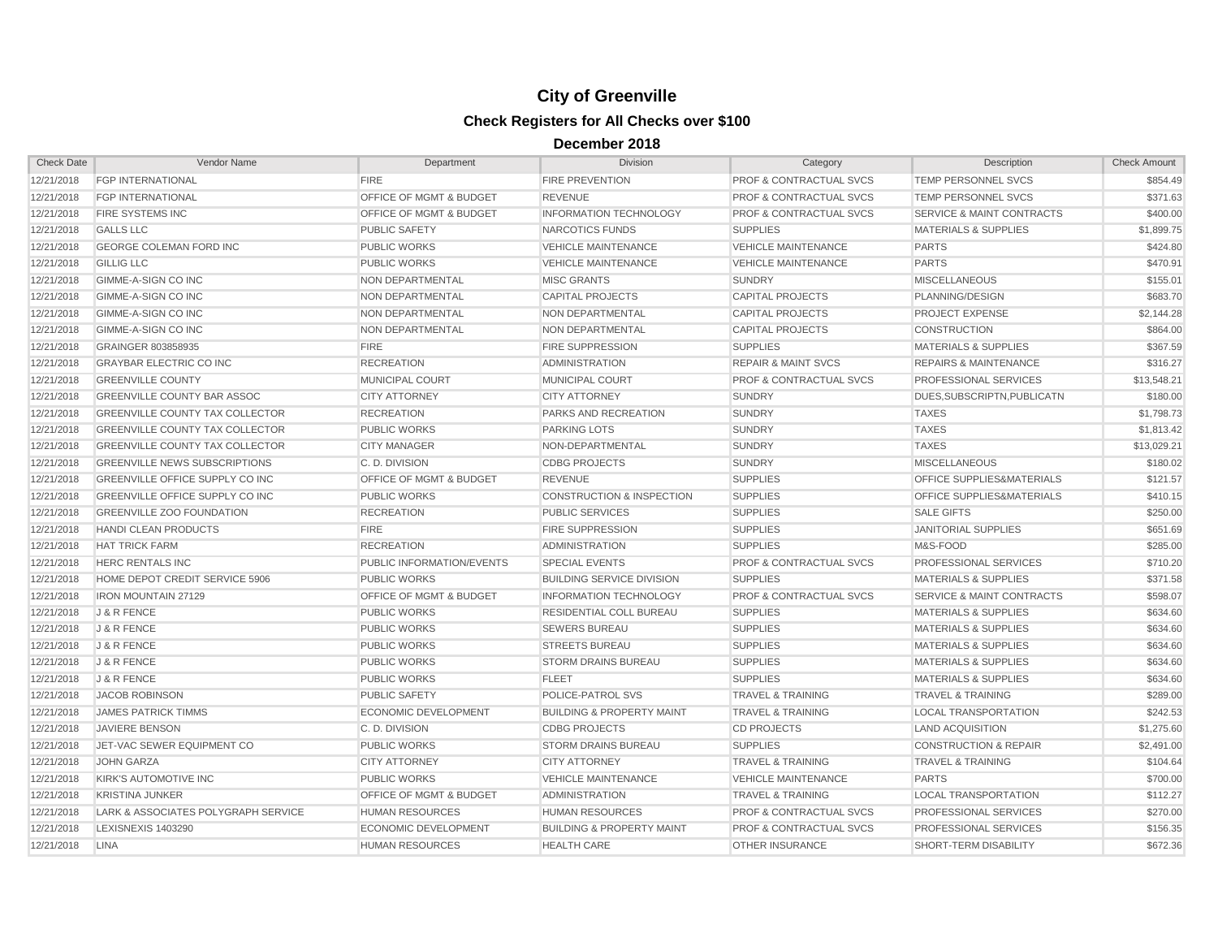# City of Greenville

## Check Registers for All Checks over $100

### December 2018

| Check Date | Vendor Name | Department | Division | Category | Description | Check Amount |
|---|---|---|---|---|---|---|
| 12/21/2018 | FGP INTERNATIONAL | FIRE | FIRE PREVENTION | PROF & CONTRACTUAL SVCS | TEMP PERSONNEL SVCS | $854.49 |
| 12/21/2018 | FGP INTERNATIONAL | OFFICE OF MGMT & BUDGET | REVENUE | PROF & CONTRACTUAL SVCS | TEMP PERSONNEL SVCS | $371.63 |
| 12/21/2018 | FIRE SYSTEMS INC | OFFICE OF MGMT & BUDGET | INFORMATION TECHNOLOGY | PROF & CONTRACTUAL SVCS | SERVICE & MAINT CONTRACTS | $400.00 |
| 12/21/2018 | GALLS LLC | PUBLIC SAFETY | NARCOTICS FUNDS | SUPPLIES | MATERIALS & SUPPLIES | $1,899.75 |
| 12/21/2018 | GEORGE COLEMAN FORD INC | PUBLIC WORKS | VEHICLE MAINTENANCE | VEHICLE MAINTENANCE | PARTS | $424.80 |
| 12/21/2018 | GILLIG LLC | PUBLIC WORKS | VEHICLE MAINTENANCE | VEHICLE MAINTENANCE | PARTS | $470.91 |
| 12/21/2018 | GIMME-A-SIGN CO INC | NON DEPARTMENTAL | MISC GRANTS | SUNDRY | MISCELLANEOUS | $155.01 |
| 12/21/2018 | GIMME-A-SIGN CO INC | NON DEPARTMENTAL | CAPITAL PROJECTS | CAPITAL PROJECTS | PLANNING/DESIGN | $683.70 |
| 12/21/2018 | GIMME-A-SIGN CO INC | NON DEPARTMENTAL | NON DEPARTMENTAL | CAPITAL PROJECTS | PROJECT EXPENSE | $2,144.28 |
| 12/21/2018 | GIMME-A-SIGN CO INC | NON DEPARTMENTAL | NON DEPARTMENTAL | CAPITAL PROJECTS | CONSTRUCTION | $864.00 |
| 12/21/2018 | GRAINGER 803858935 | FIRE | FIRE SUPPRESSION | SUPPLIES | MATERIALS & SUPPLIES | $367.59 |
| 12/21/2018 | GRAYBAR ELECTRIC CO INC | RECREATION | ADMINISTRATION | REPAIR & MAINT SVCS | REPAIRS & MAINTENANCE | $316.27 |
| 12/21/2018 | GREENVILLE COUNTY | MUNICIPAL COURT | MUNICIPAL COURT | PROF & CONTRACTUAL SVCS | PROFESSIONAL SERVICES | $13,548.21 |
| 12/21/2018 | GREENVILLE COUNTY BAR ASSOC | CITY ATTORNEY | CITY ATTORNEY | SUNDRY | DUES,SUBSCRIPTN,PUBLICATN | $180.00 |
| 12/21/2018 | GREENVILLE COUNTY TAX COLLECTOR | RECREATION | PARKS AND RECREATION | SUNDRY | TAXES | $1,798.73 |
| 12/21/2018 | GREENVILLE COUNTY TAX COLLECTOR | PUBLIC WORKS | PARKING LOTS | SUNDRY | TAXES | $1,813.42 |
| 12/21/2018 | GREENVILLE COUNTY TAX COLLECTOR | CITY MANAGER | NON-DEPARTMENTAL | SUNDRY | TAXES | $13,029.21 |
| 12/21/2018 | GREENVILLE NEWS SUBSCRIPTIONS | C. D. DIVISION | CDBG PROJECTS | SUNDRY | MISCELLANEOUS | $180.02 |
| 12/21/2018 | GREENVILLE OFFICE SUPPLY CO INC | OFFICE OF MGMT & BUDGET | REVENUE | SUPPLIES | OFFICE SUPPLIES&MATERIALS | $121.57 |
| 12/21/2018 | GREENVILLE OFFICE SUPPLY CO INC | PUBLIC WORKS | CONSTRUCTION & INSPECTION | SUPPLIES | OFFICE SUPPLIES&MATERIALS | $410.15 |
| 12/21/2018 | GREENVILLE ZOO FOUNDATION | RECREATION | PUBLIC SERVICES | SUPPLIES | SALE GIFTS | $250.00 |
| 12/21/2018 | HANDI CLEAN PRODUCTS | FIRE | FIRE SUPPRESSION | SUPPLIES | JANITORIAL SUPPLIES | $651.69 |
| 12/21/2018 | HAT TRICK FARM | RECREATION | ADMINISTRATION | SUPPLIES | M&S-FOOD | $285.00 |
| 12/21/2018 | HERC RENTALS INC | PUBLIC INFORMATION/EVENTS | SPECIAL EVENTS | PROF & CONTRACTUAL SVCS | PROFESSIONAL SERVICES | $710.20 |
| 12/21/2018 | HOME DEPOT CREDIT SERVICE 5906 | PUBLIC WORKS | BUILDING SERVICE DIVISION | SUPPLIES | MATERIALS & SUPPLIES | $371.58 |
| 12/21/2018 | IRON MOUNTAIN 27129 | OFFICE OF MGMT & BUDGET | INFORMATION TECHNOLOGY | PROF & CONTRACTUAL SVCS | SERVICE & MAINT CONTRACTS | $598.07 |
| 12/21/2018 | J & R FENCE | PUBLIC WORKS | RESIDENTIAL COLL BUREAU | SUPPLIES | MATERIALS & SUPPLIES | $634.60 |
| 12/21/2018 | J & R FENCE | PUBLIC WORKS | SEWERS BUREAU | SUPPLIES | MATERIALS & SUPPLIES | $634.60 |
| 12/21/2018 | J & R FENCE | PUBLIC WORKS | STREETS BUREAU | SUPPLIES | MATERIALS & SUPPLIES | $634.60 |
| 12/21/2018 | J & R FENCE | PUBLIC WORKS | STORM DRAINS BUREAU | SUPPLIES | MATERIALS & SUPPLIES | $634.60 |
| 12/21/2018 | J & R FENCE | PUBLIC WORKS | FLEET | SUPPLIES | MATERIALS & SUPPLIES | $634.60 |
| 12/21/2018 | JACOB ROBINSON | PUBLIC SAFETY | POLICE-PATROL SVS | TRAVEL & TRAINING | TRAVEL & TRAINING | $289.00 |
| 12/21/2018 | JAMES PATRICK TIMMS | ECONOMIC DEVELOPMENT | BUILDING & PROPERTY MAINT | TRAVEL & TRAINING | LOCAL TRANSPORTATION | $242.53 |
| 12/21/2018 | JAVIERE BENSON | C. D. DIVISION | CDBG PROJECTS | CD PROJECTS | LAND ACQUISITION | $1,275.60 |
| 12/21/2018 | JET-VAC SEWER EQUIPMENT CO | PUBLIC WORKS | STORM DRAINS BUREAU | SUPPLIES | CONSTRUCTION & REPAIR | $2,491.00 |
| 12/21/2018 | JOHN GARZA | CITY ATTORNEY | CITY ATTORNEY | TRAVEL & TRAINING | TRAVEL & TRAINING | $104.64 |
| 12/21/2018 | KIRK'S AUTOMOTIVE INC | PUBLIC WORKS | VEHICLE MAINTENANCE | VEHICLE MAINTENANCE | PARTS | $700.00 |
| 12/21/2018 | KRISTINA JUNKER | OFFICE OF MGMT & BUDGET | ADMINISTRATION | TRAVEL & TRAINING | LOCAL TRANSPORTATION | $112.27 |
| 12/21/2018 | LARK & ASSOCIATES POLYGRAPH SERVICE | HUMAN RESOURCES | HUMAN RESOURCES | PROF & CONTRACTUAL SVCS | PROFESSIONAL SERVICES | $270.00 |
| 12/21/2018 | LEXISNEXIS 1403290 | ECONOMIC DEVELOPMENT | BUILDING & PROPERTY MAINT | PROF & CONTRACTUAL SVCS | PROFESSIONAL SERVICES | $156.35 |
| 12/21/2018 | LINA | HUMAN RESOURCES | HEALTH CARE | OTHER INSURANCE | SHORT-TERM DISABILITY | $672.36 |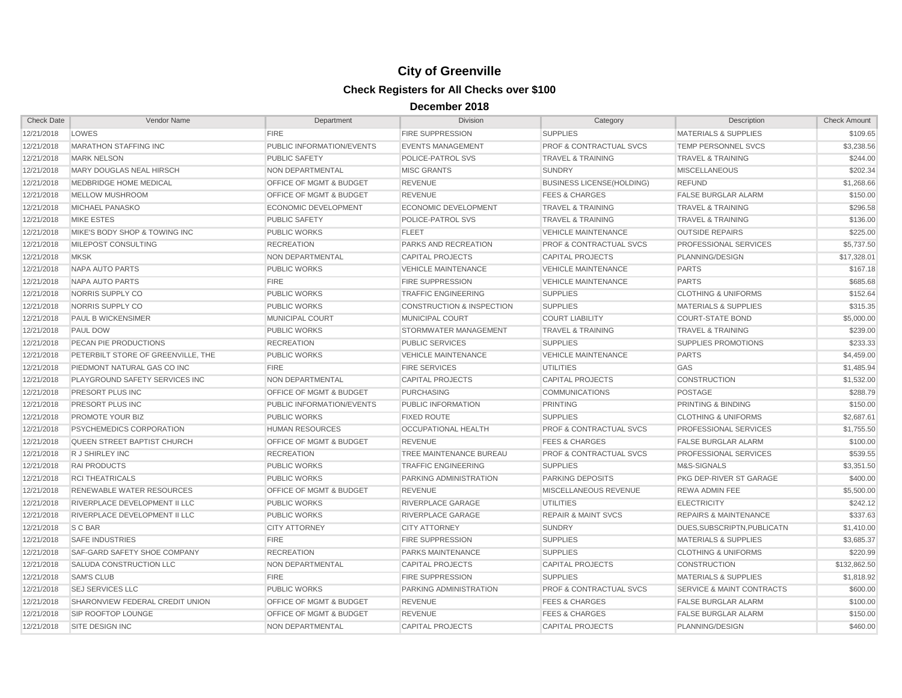# City of Greenville

## Check Registers for All Checks over $100

### December 2018

| Check Date | Vendor Name | Department | Division | Category | Description | Check Amount |
|---|---|---|---|---|---|---|
| 12/21/2018 | LOWES | FIRE | FIRE SUPPRESSION | SUPPLIES | MATERIALS & SUPPLIES | $109.65 |
| 12/21/2018 | MARATHON STAFFING INC | PUBLIC INFORMATION/EVENTS | EVENTS MANAGEMENT | PROF & CONTRACTUAL SVCS | TEMP PERSONNEL SVCS | $3,238.56 |
| 12/21/2018 | MARK NELSON | PUBLIC SAFETY | POLICE-PATROL SVS | TRAVEL & TRAINING | TRAVEL & TRAINING | $244.00 |
| 12/21/2018 | MARY DOUGLAS NEAL HIRSCH | NON DEPARTMENTAL | MISC GRANTS | SUNDRY | MISCELLANEOUS | $202.34 |
| 12/21/2018 | MEDBRIDGE HOME MEDICAL | OFFICE OF MGMT & BUDGET | REVENUE | BUSINESS LICENSE(HOLDING) | REFUND | $1,268.66 |
| 12/21/2018 | MELLOW MUSHROOM | OFFICE OF MGMT & BUDGET | REVENUE | FEES & CHARGES | FALSE BURGLAR ALARM | $150.00 |
| 12/21/2018 | MICHAEL PANASKO | ECONOMIC DEVELOPMENT | ECONOMIC DEVELOPMENT | TRAVEL & TRAINING | TRAVEL & TRAINING | $296.58 |
| 12/21/2018 | MIKE ESTES | PUBLIC SAFETY | POLICE-PATROL SVS | TRAVEL & TRAINING | TRAVEL & TRAINING | $136.00 |
| 12/21/2018 | MIKE'S BODY SHOP & TOWING INC | PUBLIC WORKS | FLEET | VEHICLE MAINTENANCE | OUTSIDE REPAIRS | $225.00 |
| 12/21/2018 | MILEPOST CONSULTING | RECREATION | PARKS AND RECREATION | PROF & CONTRACTUAL SVCS | PROFESSIONAL SERVICES | $5,737.50 |
| 12/21/2018 | MKSK | NON DEPARTMENTAL | CAPITAL PROJECTS | CAPITAL PROJECTS | PLANNING/DESIGN | $17,328.01 |
| 12/21/2018 | NAPA AUTO PARTS | PUBLIC WORKS | VEHICLE MAINTENANCE | VEHICLE MAINTENANCE | PARTS | $167.18 |
| 12/21/2018 | NAPA AUTO PARTS | FIRE | FIRE SUPPRESSION | VEHICLE MAINTENANCE | PARTS | $685.68 |
| 12/21/2018 | NORRIS SUPPLY CO | PUBLIC WORKS | TRAFFIC ENGINEERING | SUPPLIES | CLOTHING & UNIFORMS | $152.64 |
| 12/21/2018 | NORRIS SUPPLY CO | PUBLIC WORKS | CONSTRUCTION & INSPECTION | SUPPLIES | MATERIALS & SUPPLIES | $315.35 |
| 12/21/2018 | PAUL B WICKENSIMER | MUNICIPAL COURT | MUNICIPAL COURT | COURT LIABILITY | COURT-STATE BOND | $5,000.00 |
| 12/21/2018 | PAUL DOW | PUBLIC WORKS | STORMWATER MANAGEMENT | TRAVEL & TRAINING | TRAVEL & TRAINING | $239.00 |
| 12/21/2018 | PECAN PIE PRODUCTIONS | RECREATION | PUBLIC SERVICES | SUPPLIES | SUPPLIES PROMOTIONS | $233.33 |
| 12/21/2018 | PETERBILT STORE OF GREENVILLE, THE | PUBLIC WORKS | VEHICLE MAINTENANCE | VEHICLE MAINTENANCE | PARTS | $4,459.00 |
| 12/21/2018 | PIEDMONT NATURAL GAS CO INC | FIRE | FIRE SERVICES | UTILITIES | GAS | $1,485.94 |
| 12/21/2018 | PLAYGROUND SAFETY SERVICES INC | NON DEPARTMENTAL | CAPITAL PROJECTS | CAPITAL PROJECTS | CONSTRUCTION | $1,532.00 |
| 12/21/2018 | PRESORT PLUS INC | OFFICE OF MGMT & BUDGET | PURCHASING | COMMUNICATIONS | POSTAGE | $288.79 |
| 12/21/2018 | PRESORT PLUS INC | PUBLIC INFORMATION/EVENTS | PUBLIC INFORMATION | PRINTING | PRINTING & BINDING | $150.00 |
| 12/21/2018 | PROMOTE YOUR BIZ | PUBLIC WORKS | FIXED ROUTE | SUPPLIES | CLOTHING & UNIFORMS | $2,687.61 |
| 12/21/2018 | PSYCHEMEDICS CORPORATION | HUMAN RESOURCES | OCCUPATIONAL HEALTH | PROF & CONTRACTUAL SVCS | PROFESSIONAL SERVICES | $1,755.50 |
| 12/21/2018 | QUEEN STREET BAPTIST CHURCH | OFFICE OF MGMT & BUDGET | REVENUE | FEES & CHARGES | FALSE BURGLAR ALARM | $100.00 |
| 12/21/2018 | R J SHIRLEY INC | RECREATION | TREE MAINTENANCE BUREAU | PROF & CONTRACTUAL SVCS | PROFESSIONAL SERVICES | $539.55 |
| 12/21/2018 | RAI PRODUCTS | PUBLIC WORKS | TRAFFIC ENGINEERING | SUPPLIES | M&S-SIGNALS | $3,351.50 |
| 12/21/2018 | RCI THEATRICALS | PUBLIC WORKS | PARKING ADMINISTRATION | PARKING DEPOSITS | PKG DEP-RIVER ST GARAGE | $400.00 |
| 12/21/2018 | RENEWABLE WATER RESOURCES | OFFICE OF MGMT & BUDGET | REVENUE | MISCELLANEOUS REVENUE | REWA ADMIN FEE | $5,500.00 |
| 12/21/2018 | RIVERPLACE DEVELOPMENT II LLC | PUBLIC WORKS | RIVERPLACE GARAGE | UTILITIES | ELECTRICITY | $242.12 |
| 12/21/2018 | RIVERPLACE DEVELOPMENT II LLC | PUBLIC WORKS | RIVERPLACE GARAGE | REPAIR & MAINT SVCS | REPAIRS & MAINTENANCE | $337.63 |
| 12/21/2018 | S C BAR | CITY ATTORNEY | CITY ATTORNEY | SUNDRY | DUES,SUBSCRIPTN,PUBLICATN | $1,410.00 |
| 12/21/2018 | SAFE INDUSTRIES | FIRE | FIRE SUPPRESSION | SUPPLIES | MATERIALS & SUPPLIES | $3,685.37 |
| 12/21/2018 | SAF-GARD SAFETY SHOE COMPANY | RECREATION | PARKS MAINTENANCE | SUPPLIES | CLOTHING & UNIFORMS | $220.99 |
| 12/21/2018 | SALUDA CONSTRUCTION LLC | NON DEPARTMENTAL | CAPITAL PROJECTS | CAPITAL PROJECTS | CONSTRUCTION | $132,862.50 |
| 12/21/2018 | SAM'S CLUB | FIRE | FIRE SUPPRESSION | SUPPLIES | MATERIALS & SUPPLIES | $1,818.92 |
| 12/21/2018 | SEJ SERVICES LLC | PUBLIC WORKS | PARKING ADMINISTRATION | PROF & CONTRACTUAL SVCS | SERVICE & MAINT CONTRACTS | $600.00 |
| 12/21/2018 | SHARONVIEW FEDERAL CREDIT UNION | OFFICE OF MGMT & BUDGET | REVENUE | FEES & CHARGES | FALSE BURGLAR ALARM | $100.00 |
| 12/21/2018 | SIP ROOFTOP LOUNGE | OFFICE OF MGMT & BUDGET | REVENUE | FEES & CHARGES | FALSE BURGLAR ALARM | $150.00 |
| 12/21/2018 | SITE DESIGN INC | NON DEPARTMENTAL | CAPITAL PROJECTS | CAPITAL PROJECTS | PLANNING/DESIGN | $460.00 |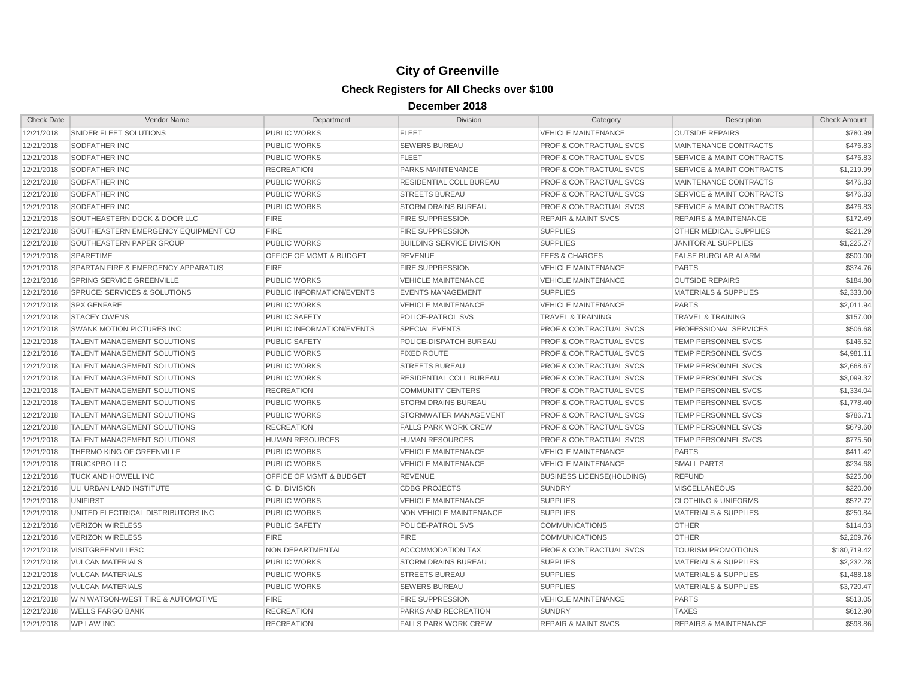# City of Greenville

## Check Registers for All Checks over $100

### December 2018

| Check Date | Vendor Name | Department | Division | Category | Description | Check Amount |
|---|---|---|---|---|---|---|
| 12/21/2018 | SNIDER FLEET SOLUTIONS | PUBLIC WORKS | FLEET | VEHICLE MAINTENANCE | OUTSIDE REPAIRS | $780.99 |
| 12/21/2018 | SODFATHER INC | PUBLIC WORKS | SEWERS BUREAU | PROF & CONTRACTUAL SVCS | MAINTENANCE CONTRACTS | $476.83 |
| 12/21/2018 | SODFATHER INC | PUBLIC WORKS | FLEET | PROF & CONTRACTUAL SVCS | SERVICE & MAINT CONTRACTS | $476.83 |
| 12/21/2018 | SODFATHER INC | RECREATION | PARKS MAINTENANCE | PROF & CONTRACTUAL SVCS | SERVICE & MAINT CONTRACTS | $1,219.99 |
| 12/21/2018 | SODFATHER INC | PUBLIC WORKS | RESIDENTIAL COLL BUREAU | PROF & CONTRACTUAL SVCS | MAINTENANCE CONTRACTS | $476.83 |
| 12/21/2018 | SODFATHER INC | PUBLIC WORKS | STREETS BUREAU | PROF & CONTRACTUAL SVCS | SERVICE & MAINT CONTRACTS | $476.83 |
| 12/21/2018 | SODFATHER INC | PUBLIC WORKS | STORM DRAINS BUREAU | PROF & CONTRACTUAL SVCS | SERVICE & MAINT CONTRACTS | $476.83 |
| 12/21/2018 | SOUTHEASTERN DOCK & DOOR LLC | FIRE | FIRE SUPPRESSION | REPAIR & MAINT SVCS | REPAIRS & MAINTENANCE | $172.49 |
| 12/21/2018 | SOUTHEASTERN EMERGENCY EQUIPMENT CO | FIRE | FIRE SUPPRESSION | SUPPLIES | OTHER MEDICAL SUPPLIES | $221.29 |
| 12/21/2018 | SOUTHEASTERN PAPER GROUP | PUBLIC WORKS | BUILDING SERVICE DIVISION | SUPPLIES | JANITORIAL SUPPLIES | $1,225.27 |
| 12/21/2018 | SPARETIME | OFFICE OF MGMT & BUDGET | REVENUE | FEES & CHARGES | FALSE BURGLAR ALARM | $500.00 |
| 12/21/2018 | SPARTAN FIRE & EMERGENCY APPARATUS | FIRE | FIRE SUPPRESSION | VEHICLE MAINTENANCE | PARTS | $374.76 |
| 12/21/2018 | SPRING SERVICE GREENVILLE | PUBLIC WORKS | VEHICLE MAINTENANCE | VEHICLE MAINTENANCE | OUTSIDE REPAIRS | $184.80 |
| 12/21/2018 | SPRUCE: SERVICES & SOLUTIONS | PUBLIC INFORMATION/EVENTS | EVENTS MANAGEMENT | SUPPLIES | MATERIALS & SUPPLIES | $2,333.00 |
| 12/21/2018 | SPX GENFARE | PUBLIC WORKS | VEHICLE MAINTENANCE | VEHICLE MAINTENANCE | PARTS | $2,011.94 |
| 12/21/2018 | STACEY OWENS | PUBLIC SAFETY | POLICE-PATROL SVS | TRAVEL & TRAINING | TRAVEL & TRAINING | $157.00 |
| 12/21/2018 | SWANK MOTION PICTURES INC | PUBLIC INFORMATION/EVENTS | SPECIAL EVENTS | PROF & CONTRACTUAL SVCS | PROFESSIONAL SERVICES | $506.68 |
| 12/21/2018 | TALENT MANAGEMENT SOLUTIONS | PUBLIC SAFETY | POLICE-DISPATCH BUREAU | PROF & CONTRACTUAL SVCS | TEMP PERSONNEL SVCS | $146.52 |
| 12/21/2018 | TALENT MANAGEMENT SOLUTIONS | PUBLIC WORKS | FIXED ROUTE | PROF & CONTRACTUAL SVCS | TEMP PERSONNEL SVCS | $4,981.11 |
| 12/21/2018 | TALENT MANAGEMENT SOLUTIONS | PUBLIC WORKS | STREETS BUREAU | PROF & CONTRACTUAL SVCS | TEMP PERSONNEL SVCS | $2,668.67 |
| 12/21/2018 | TALENT MANAGEMENT SOLUTIONS | PUBLIC WORKS | RESIDENTIAL COLL BUREAU | PROF & CONTRACTUAL SVCS | TEMP PERSONNEL SVCS | $3,099.32 |
| 12/21/2018 | TALENT MANAGEMENT SOLUTIONS | RECREATION | COMMUNITY CENTERS | PROF & CONTRACTUAL SVCS | TEMP PERSONNEL SVCS | $1,334.04 |
| 12/21/2018 | TALENT MANAGEMENT SOLUTIONS | PUBLIC WORKS | STORM DRAINS BUREAU | PROF & CONTRACTUAL SVCS | TEMP PERSONNEL SVCS | $1,778.40 |
| 12/21/2018 | TALENT MANAGEMENT SOLUTIONS | PUBLIC WORKS | STORMWATER MANAGEMENT | PROF & CONTRACTUAL SVCS | TEMP PERSONNEL SVCS | $786.71 |
| 12/21/2018 | TALENT MANAGEMENT SOLUTIONS | RECREATION | FALLS PARK WORK CREW | PROF & CONTRACTUAL SVCS | TEMP PERSONNEL SVCS | $679.60 |
| 12/21/2018 | TALENT MANAGEMENT SOLUTIONS | HUMAN RESOURCES | HUMAN RESOURCES | PROF & CONTRACTUAL SVCS | TEMP PERSONNEL SVCS | $775.50 |
| 12/21/2018 | THERMO KING OF GREENVILLE | PUBLIC WORKS | VEHICLE MAINTENANCE | VEHICLE MAINTENANCE | PARTS | $411.42 |
| 12/21/2018 | TRUCKPRO LLC | PUBLIC WORKS | VEHICLE MAINTENANCE | VEHICLE MAINTENANCE | SMALL PARTS | $234.68 |
| 12/21/2018 | TUCK AND HOWELL INC | OFFICE OF MGMT & BUDGET | REVENUE | BUSINESS LICENSE(HOLDING) | REFUND | $225.00 |
| 12/21/2018 | ULI URBAN LAND INSTITUTE | C. D. DIVISION | CDBG PROJECTS | SUNDRY | MISCELLANEOUS | $220.00 |
| 12/21/2018 | UNIFIRST | PUBLIC WORKS | VEHICLE MAINTENANCE | SUPPLIES | CLOTHING & UNIFORMS | $572.72 |
| 12/21/2018 | UNITED ELECTRICAL DISTRIBUTORS INC | PUBLIC WORKS | NON VEHICLE MAINTENANCE | SUPPLIES | MATERIALS & SUPPLIES | $250.84 |
| 12/21/2018 | VERIZON WIRELESS | PUBLIC SAFETY | POLICE-PATROL SVS | COMMUNICATIONS | OTHER | $114.03 |
| 12/21/2018 | VERIZON WIRELESS | FIRE | FIRE | COMMUNICATIONS | OTHER | $2,209.76 |
| 12/21/2018 | VISITGREENVILLESC | NON DEPARTMENTAL | ACCOMMODATION TAX | PROF & CONTRACTUAL SVCS | TOURISM PROMOTIONS | $180,719.42 |
| 12/21/2018 | VULCAN MATERIALS | PUBLIC WORKS | STORM DRAINS BUREAU | SUPPLIES | MATERIALS & SUPPLIES | $2,232.28 |
| 12/21/2018 | VULCAN MATERIALS | PUBLIC WORKS | STREETS BUREAU | SUPPLIES | MATERIALS & SUPPLIES | $1,488.18 |
| 12/21/2018 | VULCAN MATERIALS | PUBLIC WORKS | SEWERS BUREAU | SUPPLIES | MATERIALS & SUPPLIES | $3,720.47 |
| 12/21/2018 | W N WATSON-WEST TIRE & AUTOMOTIVE | FIRE | FIRE SUPPRESSION | VEHICLE MAINTENANCE | PARTS | $513.05 |
| 12/21/2018 | WELLS FARGO BANK | RECREATION | PARKS AND RECREATION | SUNDRY | TAXES | $612.90 |
| 12/21/2018 | WP LAW INC | RECREATION | FALLS PARK WORK CREW | REPAIR & MAINT SVCS | REPAIRS & MAINTENANCE | $598.86 |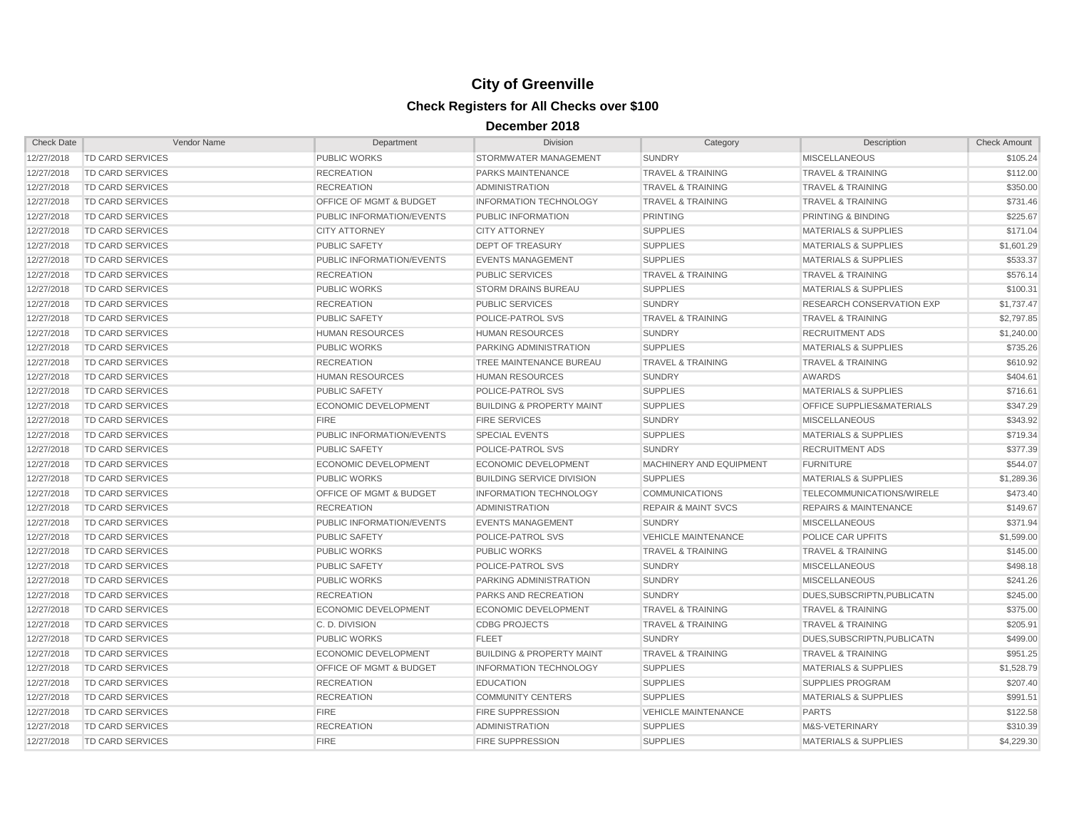# City of Greenville

## Check Registers for All Checks over $100

### December 2018

| Check Date | Vendor Name | Department | Division | Category | Description | Check Amount |
|---|---|---|---|---|---|---|
| 12/27/2018 | TD CARD SERVICES | PUBLIC WORKS | STORMWATER MANAGEMENT | SUNDRY | MISCELLANEOUS | $105.24 |
| 12/27/2018 | TD CARD SERVICES | RECREATION | PARKS MAINTENANCE | TRAVEL & TRAINING | TRAVEL & TRAINING | $112.00 |
| 12/27/2018 | TD CARD SERVICES | RECREATION | ADMINISTRATION | TRAVEL & TRAINING | TRAVEL & TRAINING | $350.00 |
| 12/27/2018 | TD CARD SERVICES | OFFICE OF MGMT & BUDGET | INFORMATION TECHNOLOGY | TRAVEL & TRAINING | TRAVEL & TRAINING | $731.46 |
| 12/27/2018 | TD CARD SERVICES | PUBLIC INFORMATION/EVENTS | PUBLIC INFORMATION | PRINTING | PRINTING & BINDING | $225.67 |
| 12/27/2018 | TD CARD SERVICES | CITY ATTORNEY | CITY ATTORNEY | SUPPLIES | MATERIALS & SUPPLIES | $171.04 |
| 12/27/2018 | TD CARD SERVICES | PUBLIC SAFETY | DEPT OF TREASURY | SUPPLIES | MATERIALS & SUPPLIES | $1,601.29 |
| 12/27/2018 | TD CARD SERVICES | PUBLIC INFORMATION/EVENTS | EVENTS MANAGEMENT | SUPPLIES | MATERIALS & SUPPLIES | $533.37 |
| 12/27/2018 | TD CARD SERVICES | RECREATION | PUBLIC SERVICES | TRAVEL & TRAINING | TRAVEL & TRAINING | $576.14 |
| 12/27/2018 | TD CARD SERVICES | PUBLIC WORKS | STORM DRAINS BUREAU | SUPPLIES | MATERIALS & SUPPLIES | $100.31 |
| 12/27/2018 | TD CARD SERVICES | RECREATION | PUBLIC SERVICES | SUNDRY | RESEARCH CONSERVATION EXP | $1,737.47 |
| 12/27/2018 | TD CARD SERVICES | PUBLIC SAFETY | POLICE-PATROL SVS | TRAVEL & TRAINING | TRAVEL & TRAINING | $2,797.85 |
| 12/27/2018 | TD CARD SERVICES | HUMAN RESOURCES | HUMAN RESOURCES | SUNDRY | RECRUITMENT ADS | $1,240.00 |
| 12/27/2018 | TD CARD SERVICES | PUBLIC WORKS | PARKING ADMINISTRATION | SUPPLIES | MATERIALS & SUPPLIES | $735.26 |
| 12/27/2018 | TD CARD SERVICES | RECREATION | TREE MAINTENANCE BUREAU | TRAVEL & TRAINING | TRAVEL & TRAINING | $610.92 |
| 12/27/2018 | TD CARD SERVICES | HUMAN RESOURCES | HUMAN RESOURCES | SUNDRY | AWARDS | $404.61 |
| 12/27/2018 | TD CARD SERVICES | PUBLIC SAFETY | POLICE-PATROL SVS | SUPPLIES | MATERIALS & SUPPLIES | $716.61 |
| 12/27/2018 | TD CARD SERVICES | ECONOMIC DEVELOPMENT | BUILDING & PROPERTY MAINT | SUPPLIES | OFFICE SUPPLIES&MATERIALS | $347.29 |
| 12/27/2018 | TD CARD SERVICES | FIRE | FIRE SERVICES | SUNDRY | MISCELLANEOUS | $343.92 |
| 12/27/2018 | TD CARD SERVICES | PUBLIC INFORMATION/EVENTS | SPECIAL EVENTS | SUPPLIES | MATERIALS & SUPPLIES | $719.34 |
| 12/27/2018 | TD CARD SERVICES | PUBLIC SAFETY | POLICE-PATROL SVS | SUNDRY | RECRUITMENT ADS | $377.39 |
| 12/27/2018 | TD CARD SERVICES | ECONOMIC DEVELOPMENT | ECONOMIC DEVELOPMENT | MACHINERY AND EQUIPMENT | FURNITURE | $544.07 |
| 12/27/2018 | TD CARD SERVICES | PUBLIC WORKS | BUILDING SERVICE DIVISION | SUPPLIES | MATERIALS & SUPPLIES | $1,289.36 |
| 12/27/2018 | TD CARD SERVICES | OFFICE OF MGMT & BUDGET | INFORMATION TECHNOLOGY | COMMUNICATIONS | TELECOMMUNICATIONS/WIRELE | $473.40 |
| 12/27/2018 | TD CARD SERVICES | RECREATION | ADMINISTRATION | REPAIR & MAINT SVCS | REPAIRS & MAINTENANCE | $149.67 |
| 12/27/2018 | TD CARD SERVICES | PUBLIC INFORMATION/EVENTS | EVENTS MANAGEMENT | SUNDRY | MISCELLANEOUS | $371.94 |
| 12/27/2018 | TD CARD SERVICES | PUBLIC SAFETY | POLICE-PATROL SVS | VEHICLE MAINTENANCE | POLICE CAR UPFITS | $1,599.00 |
| 12/27/2018 | TD CARD SERVICES | PUBLIC WORKS | PUBLIC WORKS | TRAVEL & TRAINING | TRAVEL & TRAINING | $145.00 |
| 12/27/2018 | TD CARD SERVICES | PUBLIC SAFETY | POLICE-PATROL SVS | SUNDRY | MISCELLANEOUS | $498.18 |
| 12/27/2018 | TD CARD SERVICES | PUBLIC WORKS | PARKING ADMINISTRATION | SUNDRY | MISCELLANEOUS | $241.26 |
| 12/27/2018 | TD CARD SERVICES | RECREATION | PARKS AND RECREATION | SUNDRY | DUES,SUBSCRIPTN,PUBLICATN | $245.00 |
| 12/27/2018 | TD CARD SERVICES | ECONOMIC DEVELOPMENT | ECONOMIC DEVELOPMENT | TRAVEL & TRAINING | TRAVEL & TRAINING | $375.00 |
| 12/27/2018 | TD CARD SERVICES | C. D. DIVISION | CDBG PROJECTS | TRAVEL & TRAINING | TRAVEL & TRAINING | $205.91 |
| 12/27/2018 | TD CARD SERVICES | PUBLIC WORKS | FLEET | SUNDRY | DUES,SUBSCRIPTN,PUBLICATN | $499.00 |
| 12/27/2018 | TD CARD SERVICES | ECONOMIC DEVELOPMENT | BUILDING & PROPERTY MAINT | TRAVEL & TRAINING | TRAVEL & TRAINING | $951.25 |
| 12/27/2018 | TD CARD SERVICES | OFFICE OF MGMT & BUDGET | INFORMATION TECHNOLOGY | SUPPLIES | MATERIALS & SUPPLIES | $1,528.79 |
| 12/27/2018 | TD CARD SERVICES | RECREATION | EDUCATION | SUPPLIES | SUPPLIES PROGRAM | $207.40 |
| 12/27/2018 | TD CARD SERVICES | RECREATION | COMMUNITY CENTERS | SUPPLIES | MATERIALS & SUPPLIES | $991.51 |
| 12/27/2018 | TD CARD SERVICES | FIRE | FIRE SUPPRESSION | VEHICLE MAINTENANCE | PARTS | $122.58 |
| 12/27/2018 | TD CARD SERVICES | RECREATION | ADMINISTRATION | SUPPLIES | M&S-VETERINARY | $310.39 |
| 12/27/2018 | TD CARD SERVICES | FIRE | FIRE SUPPRESSION | SUPPLIES | MATERIALS & SUPPLIES | $4,229.30 |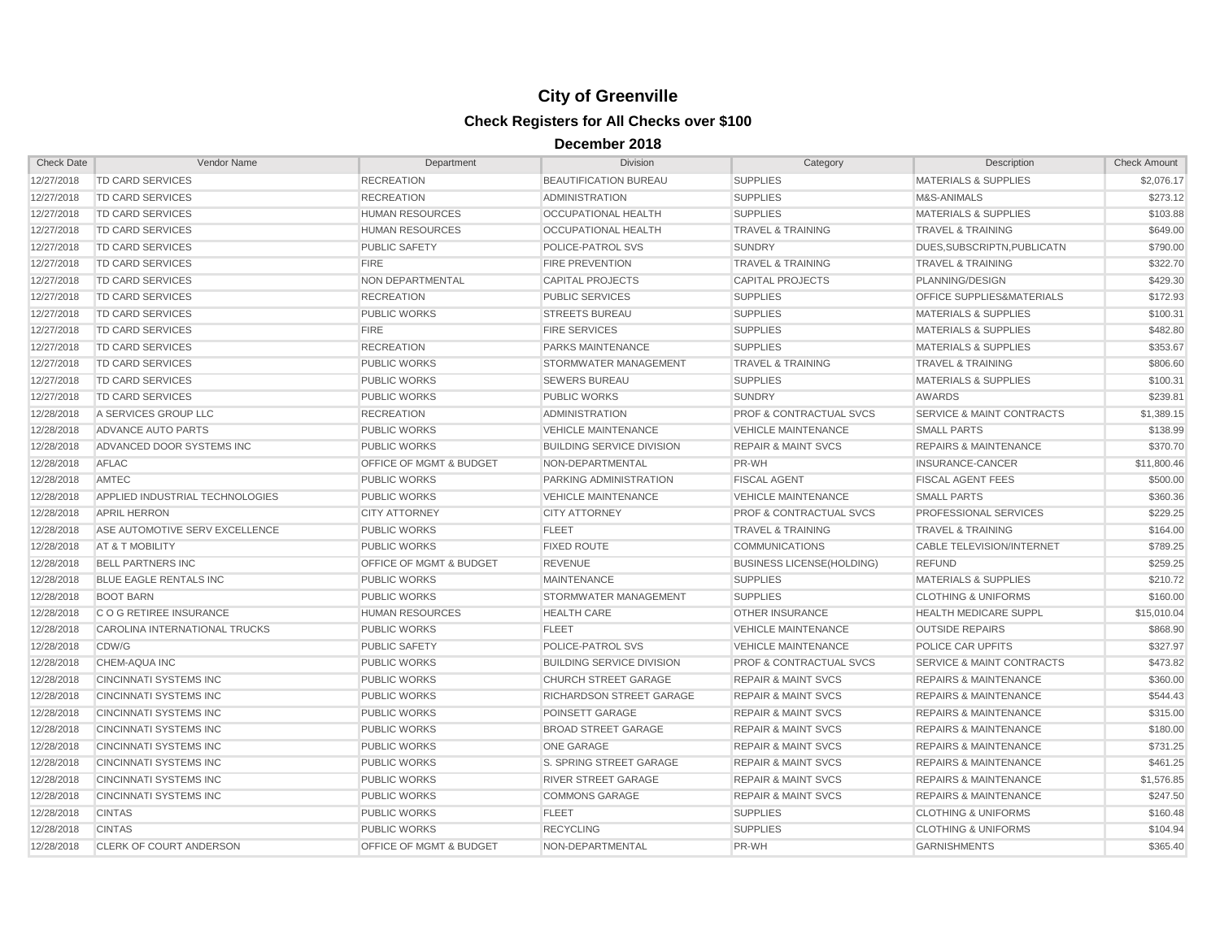# City of Greenville

## Check Registers for All Checks over $100

### December 2018

| Check Date | Vendor Name | Department | Division | Category | Description | Check Amount |
|---|---|---|---|---|---|---|
| 12/27/2018 | TD CARD SERVICES | RECREATION | BEAUTIFICATION BUREAU | SUPPLIES | MATERIALS & SUPPLIES | $2,076.17 |
| 12/27/2018 | TD CARD SERVICES | RECREATION | ADMINISTRATION | SUPPLIES | M&S-ANIMALS | $273.12 |
| 12/27/2018 | TD CARD SERVICES | HUMAN RESOURCES | OCCUPATIONAL HEALTH | SUPPLIES | MATERIALS & SUPPLIES | $103.88 |
| 12/27/2018 | TD CARD SERVICES | HUMAN RESOURCES | OCCUPATIONAL HEALTH | TRAVEL & TRAINING | TRAVEL & TRAINING | $649.00 |
| 12/27/2018 | TD CARD SERVICES | PUBLIC SAFETY | POLICE-PATROL SVS | SUNDRY | DUES,SUBSCRIPTN,PUBLICATN | $790.00 |
| 12/27/2018 | TD CARD SERVICES | FIRE | FIRE PREVENTION | TRAVEL & TRAINING | TRAVEL & TRAINING | $322.70 |
| 12/27/2018 | TD CARD SERVICES | NON DEPARTMENTAL | CAPITAL PROJECTS | CAPITAL PROJECTS | PLANNING/DESIGN | $429.30 |
| 12/27/2018 | TD CARD SERVICES | RECREATION | PUBLIC SERVICES | SUPPLIES | OFFICE SUPPLIES&MATERIALS | $172.93 |
| 12/27/2018 | TD CARD SERVICES | PUBLIC WORKS | STREETS BUREAU | SUPPLIES | MATERIALS & SUPPLIES | $100.31 |
| 12/27/2018 | TD CARD SERVICES | FIRE | FIRE SERVICES | SUPPLIES | MATERIALS & SUPPLIES | $482.80 |
| 12/27/2018 | TD CARD SERVICES | RECREATION | PARKS MAINTENANCE | SUPPLIES | MATERIALS & SUPPLIES | $353.67 |
| 12/27/2018 | TD CARD SERVICES | PUBLIC WORKS | STORMWATER MANAGEMENT | TRAVEL & TRAINING | TRAVEL & TRAINING | $806.60 |
| 12/27/2018 | TD CARD SERVICES | PUBLIC WORKS | SEWERS BUREAU | SUPPLIES | MATERIALS & SUPPLIES | $100.31 |
| 12/27/2018 | TD CARD SERVICES | PUBLIC WORKS | PUBLIC WORKS | SUNDRY | AWARDS | $239.81 |
| 12/28/2018 | A SERVICES GROUP LLC | RECREATION | ADMINISTRATION | PROF & CONTRACTUAL SVCS | SERVICE & MAINT CONTRACTS | $1,389.15 |
| 12/28/2018 | ADVANCE AUTO PARTS | PUBLIC WORKS | VEHICLE MAINTENANCE | VEHICLE MAINTENANCE | SMALL PARTS | $138.99 |
| 12/28/2018 | ADVANCED DOOR SYSTEMS INC | PUBLIC WORKS | BUILDING SERVICE DIVISION | REPAIR & MAINT SVCS | REPAIRS & MAINTENANCE | $370.70 |
| 12/28/2018 | AFLAC | OFFICE OF MGMT & BUDGET | NON-DEPARTMENTAL | PR-WH | INSURANCE-CANCER | $11,800.46 |
| 12/28/2018 | AMTEC | PUBLIC WORKS | PARKING ADMINISTRATION | FISCAL AGENT | FISCAL AGENT FEES | $500.00 |
| 12/28/2018 | APPLIED INDUSTRIAL TECHNOLOGIES | PUBLIC WORKS | VEHICLE MAINTENANCE | VEHICLE MAINTENANCE | SMALL PARTS | $360.36 |
| 12/28/2018 | APRIL HERRON | CITY ATTORNEY | CITY ATTORNEY | PROF & CONTRACTUAL SVCS | PROFESSIONAL SERVICES | $229.25 |
| 12/28/2018 | ASE AUTOMOTIVE SERV EXCELLENCE | PUBLIC WORKS | FLEET | TRAVEL & TRAINING | TRAVEL & TRAINING | $164.00 |
| 12/28/2018 | AT & T MOBILITY | PUBLIC WORKS | FIXED ROUTE | COMMUNICATIONS | CABLE TELEVISION/INTERNET | $789.25 |
| 12/28/2018 | BELL PARTNERS INC | OFFICE OF MGMT & BUDGET | REVENUE | BUSINESS LICENSE(HOLDING) | REFUND | $259.25 |
| 12/28/2018 | BLUE EAGLE RENTALS INC | PUBLIC WORKS | MAINTENANCE | SUPPLIES | MATERIALS & SUPPLIES | $210.72 |
| 12/28/2018 | BOOT BARN | PUBLIC WORKS | STORMWATER MANAGEMENT | SUPPLIES | CLOTHING & UNIFORMS | $160.00 |
| 12/28/2018 | C O G RETIREE INSURANCE | HUMAN RESOURCES | HEALTH CARE | OTHER INSURANCE | HEALTH MEDICARE SUPPL | $15,010.04 |
| 12/28/2018 | CAROLINA INTERNATIONAL TRUCKS | PUBLIC WORKS | FLEET | VEHICLE MAINTENANCE | OUTSIDE REPAIRS | $868.90 |
| 12/28/2018 | CDW/G | PUBLIC SAFETY | POLICE-PATROL SVS | VEHICLE MAINTENANCE | POLICE CAR UPFITS | $327.97 |
| 12/28/2018 | CHEM-AQUA INC | PUBLIC WORKS | BUILDING SERVICE DIVISION | PROF & CONTRACTUAL SVCS | SERVICE & MAINT CONTRACTS | $473.82 |
| 12/28/2018 | CINCINNATI SYSTEMS INC | PUBLIC WORKS | CHURCH STREET GARAGE | REPAIR & MAINT SVCS | REPAIRS & MAINTENANCE | $360.00 |
| 12/28/2018 | CINCINNATI SYSTEMS INC | PUBLIC WORKS | RICHARDSON STREET GARAGE | REPAIR & MAINT SVCS | REPAIRS & MAINTENANCE | $544.43 |
| 12/28/2018 | CINCINNATI SYSTEMS INC | PUBLIC WORKS | POINSETT GARAGE | REPAIR & MAINT SVCS | REPAIRS & MAINTENANCE | $315.00 |
| 12/28/2018 | CINCINNATI SYSTEMS INC | PUBLIC WORKS | BROAD STREET GARAGE | REPAIR & MAINT SVCS | REPAIRS & MAINTENANCE | $180.00 |
| 12/28/2018 | CINCINNATI SYSTEMS INC | PUBLIC WORKS | ONE GARAGE | REPAIR & MAINT SVCS | REPAIRS & MAINTENANCE | $731.25 |
| 12/28/2018 | CINCINNATI SYSTEMS INC | PUBLIC WORKS | S. SPRING STREET GARAGE | REPAIR & MAINT SVCS | REPAIRS & MAINTENANCE | $461.25 |
| 12/28/2018 | CINCINNATI SYSTEMS INC | PUBLIC WORKS | RIVER STREET GARAGE | REPAIR & MAINT SVCS | REPAIRS & MAINTENANCE | $1,576.85 |
| 12/28/2018 | CINCINNATI SYSTEMS INC | PUBLIC WORKS | COMMONS GARAGE | REPAIR & MAINT SVCS | REPAIRS & MAINTENANCE | $247.50 |
| 12/28/2018 | CINTAS | PUBLIC WORKS | FLEET | SUPPLIES | CLOTHING & UNIFORMS | $160.48 |
| 12/28/2018 | CINTAS | PUBLIC WORKS | RECYCLING | SUPPLIES | CLOTHING & UNIFORMS | $104.94 |
| 12/28/2018 | CLERK OF COURT ANDERSON | OFFICE OF MGMT & BUDGET | NON-DEPARTMENTAL | PR-WH | GARNISHMENTS | $365.40 |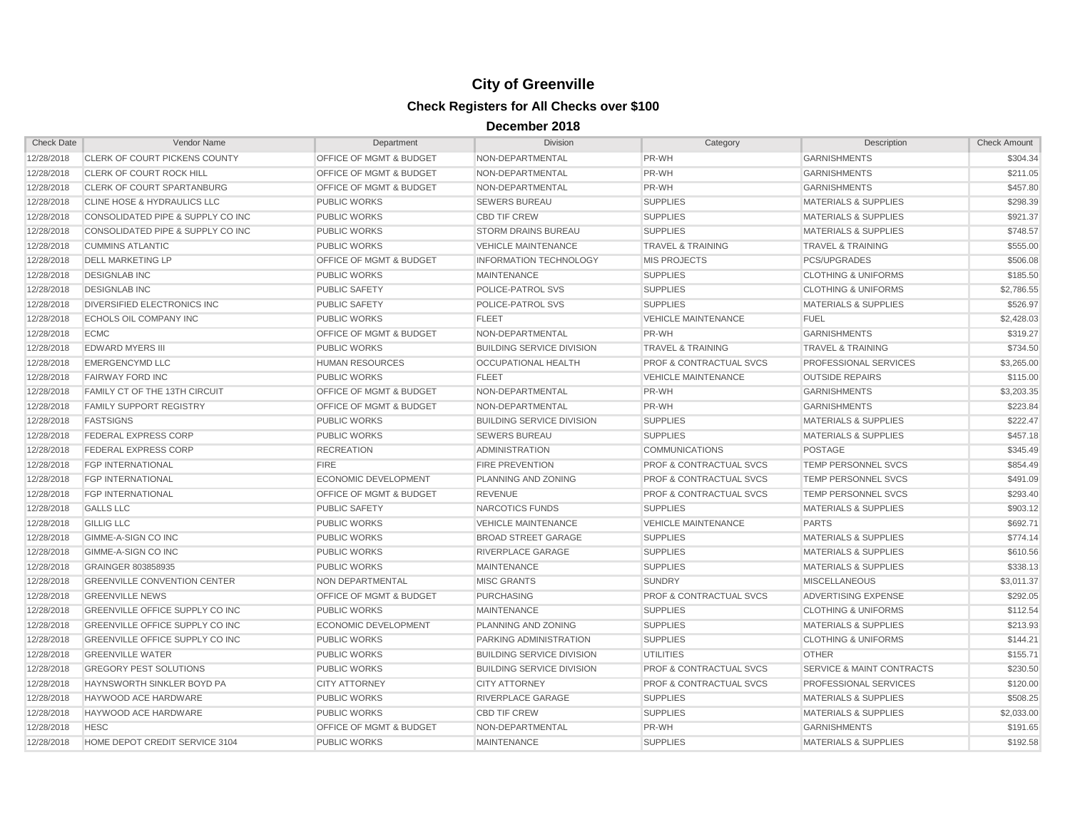# City of Greenville

## Check Registers for All Checks over $100

### December 2018

| Check Date | Vendor Name | Department | Division | Category | Description | Check Amount |
|---|---|---|---|---|---|---|
| 12/28/2018 | CLERK OF COURT PICKENS COUNTY | OFFICE OF MGMT & BUDGET | NON-DEPARTMENTAL | PR-WH | GARNISHMENTS | $304.34 |
| 12/28/2018 | CLERK OF COURT ROCK HILL | OFFICE OF MGMT & BUDGET | NON-DEPARTMENTAL | PR-WH | GARNISHMENTS | $211.05 |
| 12/28/2018 | CLERK OF COURT SPARTANBURG | OFFICE OF MGMT & BUDGET | NON-DEPARTMENTAL | PR-WH | GARNISHMENTS | $457.80 |
| 12/28/2018 | CLINE HOSE & HYDRAULICS LLC | PUBLIC WORKS | SEWERS BUREAU | SUPPLIES | MATERIALS & SUPPLIES | $298.39 |
| 12/28/2018 | CONSOLIDATED PIPE & SUPPLY CO INC | PUBLIC WORKS | CBD TIF CREW | SUPPLIES | MATERIALS & SUPPLIES | $921.37 |
| 12/28/2018 | CONSOLIDATED PIPE & SUPPLY CO INC | PUBLIC WORKS | STORM DRAINS BUREAU | SUPPLIES | MATERIALS & SUPPLIES | $748.57 |
| 12/28/2018 | CUMMINS ATLANTIC | PUBLIC WORKS | VEHICLE MAINTENANCE | TRAVEL & TRAINING | TRAVEL & TRAINING | $555.00 |
| 12/28/2018 | DELL MARKETING LP | OFFICE OF MGMT & BUDGET | INFORMATION TECHNOLOGY | MIS PROJECTS | PCS/UPGRADES | $506.08 |
| 12/28/2018 | DESIGNLAB INC | PUBLIC WORKS | MAINTENANCE | SUPPLIES | CLOTHING & UNIFORMS | $185.50 |
| 12/28/2018 | DESIGNLAB INC | PUBLIC SAFETY | POLICE-PATROL SVS | SUPPLIES | CLOTHING & UNIFORMS | $2,786.55 |
| 12/28/2018 | DIVERSIFIED ELECTRONICS INC | PUBLIC SAFETY | POLICE-PATROL SVS | SUPPLIES | MATERIALS & SUPPLIES | $526.97 |
| 12/28/2018 | ECHOLS OIL COMPANY INC | PUBLIC WORKS | FLEET | VEHICLE MAINTENANCE | FUEL | $2,428.03 |
| 12/28/2018 | ECMC | OFFICE OF MGMT & BUDGET | NON-DEPARTMENTAL | PR-WH | GARNISHMENTS | $319.27 |
| 12/28/2018 | EDWARD MYERS III | PUBLIC WORKS | BUILDING SERVICE DIVISION | TRAVEL & TRAINING | TRAVEL & TRAINING | $734.50 |
| 12/28/2018 | EMERGENCYMD LLC | HUMAN RESOURCES | OCCUPATIONAL HEALTH | PROF & CONTRACTUAL SVCS | PROFESSIONAL SERVICES | $3,265.00 |
| 12/28/2018 | FAIRWAY FORD INC | PUBLIC WORKS | FLEET | VEHICLE MAINTENANCE | OUTSIDE REPAIRS | $115.00 |
| 12/28/2018 | FAMILY CT OF THE 13TH CIRCUIT | OFFICE OF MGMT & BUDGET | NON-DEPARTMENTAL | PR-WH | GARNISHMENTS | $3,203.35 |
| 12/28/2018 | FAMILY SUPPORT REGISTRY | OFFICE OF MGMT & BUDGET | NON-DEPARTMENTAL | PR-WH | GARNISHMENTS | $223.84 |
| 12/28/2018 | FASTSIGNS | PUBLIC WORKS | BUILDING SERVICE DIVISION | SUPPLIES | MATERIALS & SUPPLIES | $222.47 |
| 12/28/2018 | FEDERAL EXPRESS CORP | PUBLIC WORKS | SEWERS BUREAU | SUPPLIES | MATERIALS & SUPPLIES | $457.18 |
| 12/28/2018 | FEDERAL EXPRESS CORP | RECREATION | ADMINISTRATION | COMMUNICATIONS | POSTAGE | $345.49 |
| 12/28/2018 | FGP INTERNATIONAL | FIRE | FIRE PREVENTION | PROF & CONTRACTUAL SVCS | TEMP PERSONNEL SVCS | $854.49 |
| 12/28/2018 | FGP INTERNATIONAL | ECONOMIC DEVELOPMENT | PLANNING AND ZONING | PROF & CONTRACTUAL SVCS | TEMP PERSONNEL SVCS | $491.09 |
| 12/28/2018 | FGP INTERNATIONAL | OFFICE OF MGMT & BUDGET | REVENUE | PROF & CONTRACTUAL SVCS | TEMP PERSONNEL SVCS | $293.40 |
| 12/28/2018 | GALLS LLC | PUBLIC SAFETY | NARCOTICS FUNDS | SUPPLIES | MATERIALS & SUPPLIES | $903.12 |
| 12/28/2018 | GILLIG LLC | PUBLIC WORKS | VEHICLE MAINTENANCE | VEHICLE MAINTENANCE | PARTS | $692.71 |
| 12/28/2018 | GIMME-A-SIGN CO INC | PUBLIC WORKS | BROAD STREET GARAGE | SUPPLIES | MATERIALS & SUPPLIES | $774.14 |
| 12/28/2018 | GIMME-A-SIGN CO INC | PUBLIC WORKS | RIVERPLACE GARAGE | SUPPLIES | MATERIALS & SUPPLIES | $610.56 |
| 12/28/2018 | GRAINGER 803858935 | PUBLIC WORKS | MAINTENANCE | SUPPLIES | MATERIALS & SUPPLIES | $338.13 |
| 12/28/2018 | GREENVILLE CONVENTION CENTER | NON DEPARTMENTAL | MISC GRANTS | SUNDRY | MISCELLANEOUS | $3,011.37 |
| 12/28/2018 | GREENVILLE NEWS | OFFICE OF MGMT & BUDGET | PURCHASING | PROF & CONTRACTUAL SVCS | ADVERTISING EXPENSE | $292.05 |
| 12/28/2018 | GREENVILLE OFFICE SUPPLY CO INC | PUBLIC WORKS | MAINTENANCE | SUPPLIES | CLOTHING & UNIFORMS | $112.54 |
| 12/28/2018 | GREENVILLE OFFICE SUPPLY CO INC | ECONOMIC DEVELOPMENT | PLANNING AND ZONING | SUPPLIES | MATERIALS & SUPPLIES | $213.93 |
| 12/28/2018 | GREENVILLE OFFICE SUPPLY CO INC | PUBLIC WORKS | PARKING ADMINISTRATION | SUPPLIES | CLOTHING & UNIFORMS | $144.21 |
| 12/28/2018 | GREENVILLE WATER | PUBLIC WORKS | BUILDING SERVICE DIVISION | UTILITIES | OTHER | $155.71 |
| 12/28/2018 | GREGORY PEST SOLUTIONS | PUBLIC WORKS | BUILDING SERVICE DIVISION | PROF & CONTRACTUAL SVCS | SERVICE & MAINT CONTRACTS | $230.50 |
| 12/28/2018 | HAYNSWORTH SINKLER BOYD PA | CITY ATTORNEY | CITY ATTORNEY | PROF & CONTRACTUAL SVCS | PROFESSIONAL SERVICES | $120.00 |
| 12/28/2018 | HAYWOOD ACE HARDWARE | PUBLIC WORKS | RIVERPLACE GARAGE | SUPPLIES | MATERIALS & SUPPLIES | $508.25 |
| 12/28/2018 | HAYWOOD ACE HARDWARE | PUBLIC WORKS | CBD TIF CREW | SUPPLIES | MATERIALS & SUPPLIES | $2,033.00 |
| 12/28/2018 | HESC | OFFICE OF MGMT & BUDGET | NON-DEPARTMENTAL | PR-WH | GARNISHMENTS | $191.65 |
| 12/28/2018 | HOME DEPOT CREDIT SERVICE 3104 | PUBLIC WORKS | MAINTENANCE | SUPPLIES | MATERIALS & SUPPLIES | $192.58 |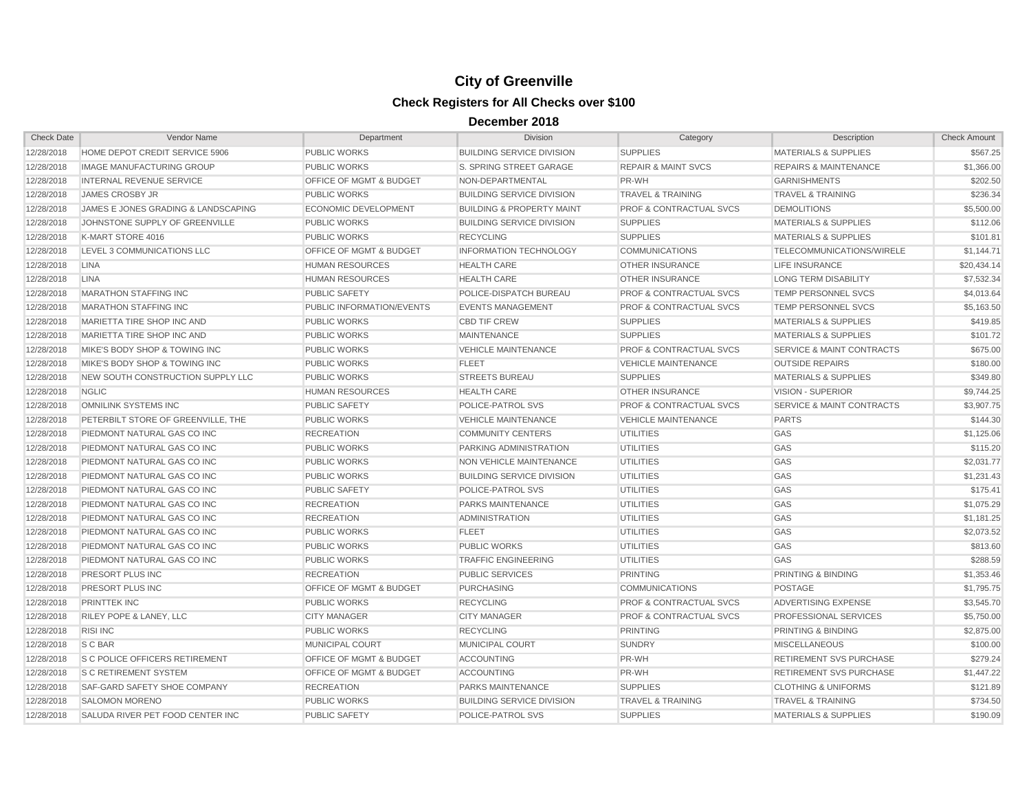# City of Greenville

## Check Registers for All Checks over $100

### December 2018

| Check Date | Vendor Name | Department | Division | Category | Description | Check Amount |
|---|---|---|---|---|---|---|
| 12/28/2018 | HOME DEPOT CREDIT SERVICE 5906 | PUBLIC WORKS | BUILDING SERVICE DIVISION | SUPPLIES | MATERIALS & SUPPLIES | $567.25 |
| 12/28/2018 | IMAGE MANUFACTURING GROUP | PUBLIC WORKS | S. SPRING STREET GARAGE | REPAIR & MAINT SVCS | REPAIRS & MAINTENANCE | $1,366.00 |
| 12/28/2018 | INTERNAL REVENUE SERVICE | OFFICE OF MGMT & BUDGET | NON-DEPARTMENTAL | PR-WH | GARNISHMENTS | $202.50 |
| 12/28/2018 | JAMES CROSBY JR | PUBLIC WORKS | BUILDING SERVICE DIVISION | TRAVEL & TRAINING | TRAVEL & TRAINING | $236.34 |
| 12/28/2018 | JAMES E JONES GRADING & LANDSCAPING | ECONOMIC DEVELOPMENT | BUILDING & PROPERTY MAINT | PROF & CONTRACTUAL SVCS | DEMOLITIONS | $5,500.00 |
| 12/28/2018 | JOHNSTONE SUPPLY OF GREENVILLE | PUBLIC WORKS | BUILDING SERVICE DIVISION | SUPPLIES | MATERIALS & SUPPLIES | $112.06 |
| 12/28/2018 | K-MART STORE 4016 | PUBLIC WORKS | RECYCLING | SUPPLIES | MATERIALS & SUPPLIES | $101.81 |
| 12/28/2018 | LEVEL 3 COMMUNICATIONS LLC | OFFICE OF MGMT & BUDGET | INFORMATION TECHNOLOGY | COMMUNICATIONS | TELECOMMUNICATIONS/WIRELE | $1,144.71 |
| 12/28/2018 | LINA | HUMAN RESOURCES | HEALTH CARE | OTHER INSURANCE | LIFE INSURANCE | $20,434.14 |
| 12/28/2018 | LINA | HUMAN RESOURCES | HEALTH CARE | OTHER INSURANCE | LONG TERM DISABILITY | $7,532.34 |
| 12/28/2018 | MARATHON STAFFING INC | PUBLIC SAFETY | POLICE-DISPATCH BUREAU | PROF & CONTRACTUAL SVCS | TEMP PERSONNEL SVCS | $4,013.64 |
| 12/28/2018 | MARATHON STAFFING INC | PUBLIC INFORMATION/EVENTS | EVENTS MANAGEMENT | PROF & CONTRACTUAL SVCS | TEMP PERSONNEL SVCS | $5,163.50 |
| 12/28/2018 | MARIETTA TIRE SHOP INC AND | PUBLIC WORKS | CBD TIF CREW | SUPPLIES | MATERIALS & SUPPLIES | $419.85 |
| 12/28/2018 | MARIETTA TIRE SHOP INC AND | PUBLIC WORKS | MAINTENANCE | SUPPLIES | MATERIALS & SUPPLIES | $101.72 |
| 12/28/2018 | MIKE'S BODY SHOP & TOWING INC | PUBLIC WORKS | VEHICLE MAINTENANCE | PROF & CONTRACTUAL SVCS | SERVICE & MAINT CONTRACTS | $675.00 |
| 12/28/2018 | MIKE'S BODY SHOP & TOWING INC | PUBLIC WORKS | FLEET | VEHICLE MAINTENANCE | OUTSIDE REPAIRS | $180.00 |
| 12/28/2018 | NEW SOUTH CONSTRUCTION SUPPLY LLC | PUBLIC WORKS | STREETS BUREAU | SUPPLIES | MATERIALS & SUPPLIES | $349.80 |
| 12/28/2018 | NGLIC | HUMAN RESOURCES | HEALTH CARE | OTHER INSURANCE | VISION - SUPERIOR | $9,744.25 |
| 12/28/2018 | OMNILINK SYSTEMS INC | PUBLIC SAFETY | POLICE-PATROL SVS | PROF & CONTRACTUAL SVCS | SERVICE & MAINT CONTRACTS | $3,907.75 |
| 12/28/2018 | PETERBILT STORE OF GREENVILLE, THE | PUBLIC WORKS | VEHICLE MAINTENANCE | VEHICLE MAINTENANCE | PARTS | $144.30 |
| 12/28/2018 | PIEDMONT NATURAL GAS CO INC | RECREATION | COMMUNITY CENTERS | UTILITIES | GAS | $1,125.06 |
| 12/28/2018 | PIEDMONT NATURAL GAS CO INC | PUBLIC WORKS | PARKING ADMINISTRATION | UTILITIES | GAS | $115.20 |
| 12/28/2018 | PIEDMONT NATURAL GAS CO INC | PUBLIC WORKS | NON VEHICLE MAINTENANCE | UTILITIES | GAS | $2,031.77 |
| 12/28/2018 | PIEDMONT NATURAL GAS CO INC | PUBLIC WORKS | BUILDING SERVICE DIVISION | UTILITIES | GAS | $1,231.43 |
| 12/28/2018 | PIEDMONT NATURAL GAS CO INC | PUBLIC SAFETY | POLICE-PATROL SVS | UTILITIES | GAS | $175.41 |
| 12/28/2018 | PIEDMONT NATURAL GAS CO INC | RECREATION | PARKS MAINTENANCE | UTILITIES | GAS | $1,075.29 |
| 12/28/2018 | PIEDMONT NATURAL GAS CO INC | RECREATION | ADMINISTRATION | UTILITIES | GAS | $1,181.25 |
| 12/28/2018 | PIEDMONT NATURAL GAS CO INC | PUBLIC WORKS | FLEET | UTILITIES | GAS | $2,073.52 |
| 12/28/2018 | PIEDMONT NATURAL GAS CO INC | PUBLIC WORKS | PUBLIC WORKS | UTILITIES | GAS | $813.60 |
| 12/28/2018 | PIEDMONT NATURAL GAS CO INC | PUBLIC WORKS | TRAFFIC ENGINEERING | UTILITIES | GAS | $288.59 |
| 12/28/2018 | PRESORT PLUS INC | RECREATION | PUBLIC SERVICES | PRINTING | PRINTING & BINDING | $1,353.46 |
| 12/28/2018 | PRESORT PLUS INC | OFFICE OF MGMT & BUDGET | PURCHASING | COMMUNICATIONS | POSTAGE | $1,795.75 |
| 12/28/2018 | PRINTTEK INC | PUBLIC WORKS | RECYCLING | PROF & CONTRACTUAL SVCS | ADVERTISING EXPENSE | $3,545.70 |
| 12/28/2018 | RILEY POPE & LANEY, LLC | CITY MANAGER | CITY MANAGER | PROF & CONTRACTUAL SVCS | PROFESSIONAL SERVICES | $5,750.00 |
| 12/28/2018 | RISI INC | PUBLIC WORKS | RECYCLING | PRINTING | PRINTING & BINDING | $2,875.00 |
| 12/28/2018 | S C BAR | MUNICIPAL COURT | MUNICIPAL COURT | SUNDRY | MISCELLANEOUS | $100.00 |
| 12/28/2018 | S C POLICE OFFICERS RETIREMENT | OFFICE OF MGMT & BUDGET | ACCOUNTING | PR-WH | RETIREMENT SVS PURCHASE | $279.24 |
| 12/28/2018 | S C RETIREMENT SYSTEM | OFFICE OF MGMT & BUDGET | ACCOUNTING | PR-WH | RETIREMENT SVS PURCHASE | $1,447.22 |
| 12/28/2018 | SAF-GARD SAFETY SHOE COMPANY | RECREATION | PARKS MAINTENANCE | SUPPLIES | CLOTHING & UNIFORMS | $121.89 |
| 12/28/2018 | SALOMON MORENO | PUBLIC WORKS | BUILDING SERVICE DIVISION | TRAVEL & TRAINING | TRAVEL & TRAINING | $734.50 |
| 12/28/2018 | SALUDA RIVER PET FOOD CENTER INC | PUBLIC SAFETY | POLICE-PATROL SVS | SUPPLIES | MATERIALS & SUPPLIES | $190.09 |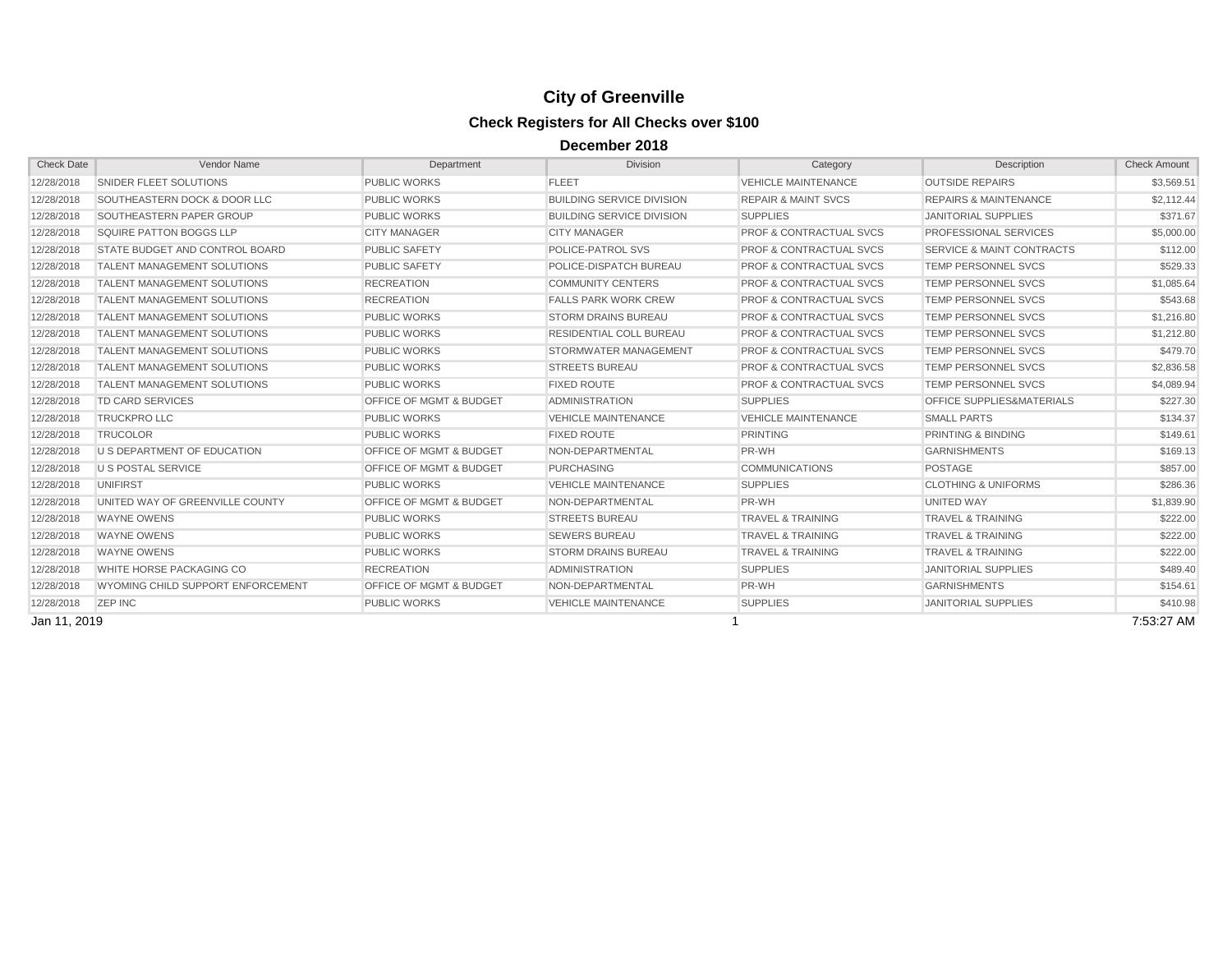# City of Greenville

## Check Registers for All Checks over $100

### December 2018

| Check Date | Vendor Name | Department | Division | Category | Description | Check Amount |
|---|---|---|---|---|---|---|
| 12/28/2018 | SNIDER FLEET SOLUTIONS | PUBLIC WORKS | FLEET | VEHICLE MAINTENANCE | OUTSIDE REPAIRS | $3,569.51 |
| 12/28/2018 | SOUTHEASTERN DOCK & DOOR LLC | PUBLIC WORKS | BUILDING SERVICE DIVISION | REPAIR & MAINT SVCS | REPAIRS & MAINTENANCE | $2,112.44 |
| 12/28/2018 | SOUTHEASTERN PAPER GROUP | PUBLIC WORKS | BUILDING SERVICE DIVISION | SUPPLIES | JANITORIAL SUPPLIES | $371.67 |
| 12/28/2018 | SQUIRE PATTON BOGGS LLP | CITY MANAGER | CITY MANAGER | PROF & CONTRACTUAL SVCS | PROFESSIONAL SERVICES | $5,000.00 |
| 12/28/2018 | STATE BUDGET AND CONTROL BOARD | PUBLIC SAFETY | POLICE-PATROL SVS | PROF & CONTRACTUAL SVCS | SERVICE & MAINT CONTRACTS | $112.00 |
| 12/28/2018 | TALENT MANAGEMENT SOLUTIONS | PUBLIC SAFETY | POLICE-DISPATCH BUREAU | PROF & CONTRACTUAL SVCS | TEMP PERSONNEL SVCS | $529.33 |
| 12/28/2018 | TALENT MANAGEMENT SOLUTIONS | RECREATION | COMMUNITY CENTERS | PROF & CONTRACTUAL SVCS | TEMP PERSONNEL SVCS | $1,085.64 |
| 12/28/2018 | TALENT MANAGEMENT SOLUTIONS | RECREATION | FALLS PARK WORK CREW | PROF & CONTRACTUAL SVCS | TEMP PERSONNEL SVCS | $543.68 |
| 12/28/2018 | TALENT MANAGEMENT SOLUTIONS | PUBLIC WORKS | STORM DRAINS BUREAU | PROF & CONTRACTUAL SVCS | TEMP PERSONNEL SVCS | $1,216.80 |
| 12/28/2018 | TALENT MANAGEMENT SOLUTIONS | PUBLIC WORKS | RESIDENTIAL COLL BUREAU | PROF & CONTRACTUAL SVCS | TEMP PERSONNEL SVCS | $1,212.80 |
| 12/28/2018 | TALENT MANAGEMENT SOLUTIONS | PUBLIC WORKS | STORMWATER MANAGEMENT | PROF & CONTRACTUAL SVCS | TEMP PERSONNEL SVCS | $479.70 |
| 12/28/2018 | TALENT MANAGEMENT SOLUTIONS | PUBLIC WORKS | STREETS BUREAU | PROF & CONTRACTUAL SVCS | TEMP PERSONNEL SVCS | $2,836.58 |
| 12/28/2018 | TALENT MANAGEMENT SOLUTIONS | PUBLIC WORKS | FIXED ROUTE | PROF & CONTRACTUAL SVCS | TEMP PERSONNEL SVCS | $4,089.94 |
| 12/28/2018 | TD CARD SERVICES | OFFICE OF MGMT & BUDGET | ADMINISTRATION | SUPPLIES | OFFICE SUPPLIES&MATERIALS | $227.30 |
| 12/28/2018 | TRUCKPRO LLC | PUBLIC WORKS | VEHICLE MAINTENANCE | VEHICLE MAINTENANCE | SMALL PARTS | $134.37 |
| 12/28/2018 | TRUCOLOR | PUBLIC WORKS | FIXED ROUTE | PRINTING | PRINTING & BINDING | $149.61 |
| 12/28/2018 | U S DEPARTMENT OF EDUCATION | OFFICE OF MGMT & BUDGET | NON-DEPARTMENTAL | PR-WH | GARNISHMENTS | $169.13 |
| 12/28/2018 | U S POSTAL SERVICE | OFFICE OF MGMT & BUDGET | PURCHASING | COMMUNICATIONS | POSTAGE | $857.00 |
| 12/28/2018 | UNIFIRST | PUBLIC WORKS | VEHICLE MAINTENANCE | SUPPLIES | CLOTHING & UNIFORMS | $286.36 |
| 12/28/2018 | UNITED WAY OF GREENVILLE COUNTY | OFFICE OF MGMT & BUDGET | NON-DEPARTMENTAL | PR-WH | UNITED WAY | $1,839.90 |
| 12/28/2018 | WAYNE OWENS | PUBLIC WORKS | STREETS BUREAU | TRAVEL & TRAINING | TRAVEL & TRAINING | $222.00 |
| 12/28/2018 | WAYNE OWENS | PUBLIC WORKS | SEWERS BUREAU | TRAVEL & TRAINING | TRAVEL & TRAINING | $222.00 |
| 12/28/2018 | WAYNE OWENS | PUBLIC WORKS | STORM DRAINS BUREAU | TRAVEL & TRAINING | TRAVEL & TRAINING | $222.00 |
| 12/28/2018 | WHITE HORSE PACKAGING CO | RECREATION | ADMINISTRATION | SUPPLIES | JANITORIAL SUPPLIES | $489.40 |
| 12/28/2018 | WYOMING CHILD SUPPORT ENFORCEMENT | OFFICE OF MGMT & BUDGET | NON-DEPARTMENTAL | PR-WH | GARNISHMENTS | $154.61 |
| 12/28/2018 | ZEP INC | PUBLIC WORKS | VEHICLE MAINTENANCE | SUPPLIES | JANITORIAL SUPPLIES | $410.98 |

Jan 11, 2019 7:53:27 AM